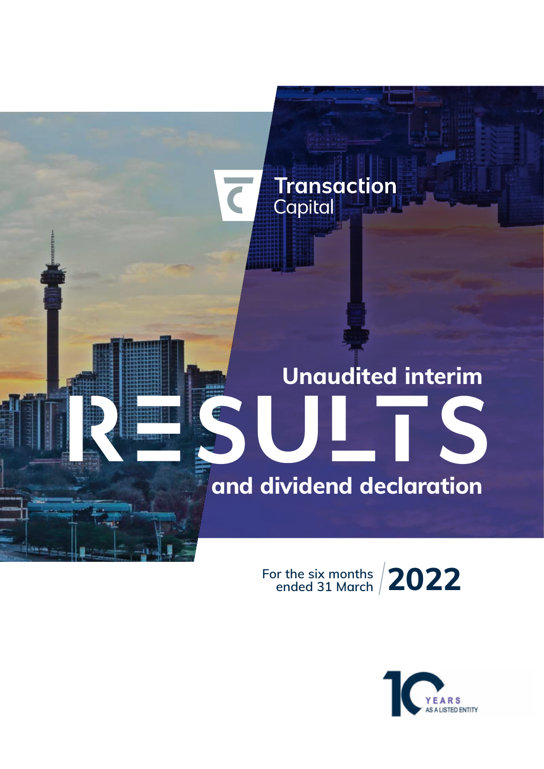Transaction Capital

# Unaudited interim RESULTS and dividend declaration

For the six months ended 31 March **2022**

10 YEARS AS A LISTED ENTITY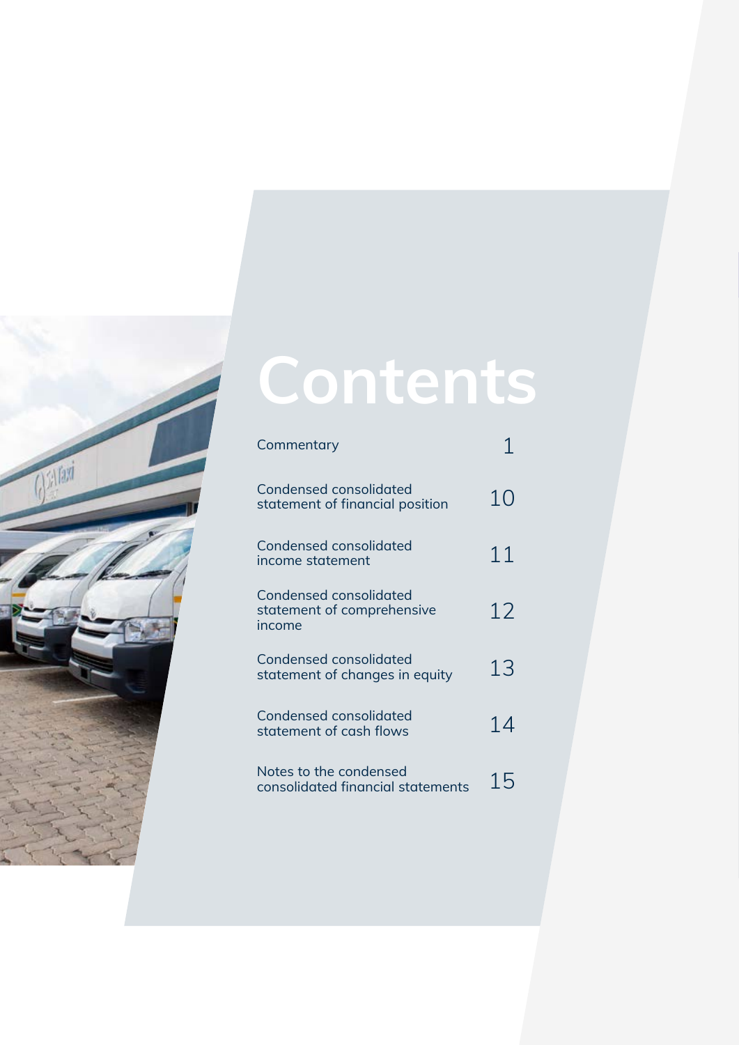# Contents

| | |
|---|---|
| Commentary | 1 |
| Condensed consolidated statement of financial position | 10 |
| Condensed consolidated income statement | 11 |
| Condensed consolidated statement of comprehensive income | 12 |
| Condensed consolidated statement of changes in equity | 13 |
| Condensed consolidated statement of cash flows | 14 |
| Notes to the condensed consolidated financial statements | 15 |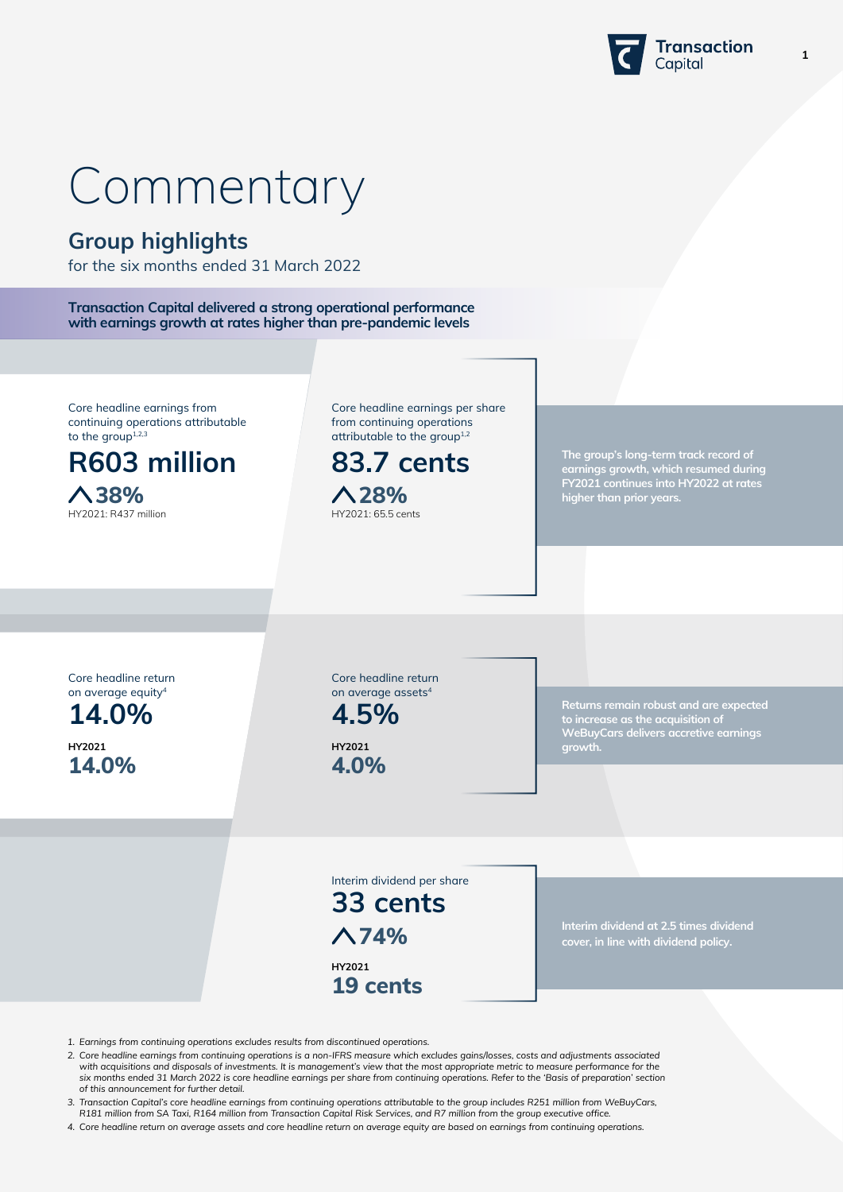# Commentary

## Group highlights

for the six months ended 31 March 2022

**Transaction Capital delivered a strong operational performance with earnings growth at rates higher than pre-pandemic levels**

Core headline earnings from continuing operations attributable to the group[1,2,3]

**R603 million**

**^38%**

HY2021: R437 million

Core headline earnings per share from continuing operations attributable to the group[1,2]

**83.7 cents**

**^28%**

HY2021: 65.5 cents

**The group's long-term track record of earnings growth, which resumed during FY2021 continues into HY2022 at rates higher than prior years.**

Core headline return on average equity[4]

**14.0%**

**HY2021**

**14.0%**

Core headline return on average assets[4]

**4.5%**

**HY2021**

**4.0%**

**Returns remain robust and are expected to increase as the acquisition of WeBuyCars delivers accretive earnings growth.**

Interim dividend per share

**33 cents**

**^74%**

**HY2021**

**19 cents**

**Interim dividend at 2.5 times dividend cover, in line with dividend policy.**

1. *Earnings from continuing operations excludes results from discontinued operations.*
2. *Core headline earnings from continuing operations is a non-IFRS measure which excludes gains/losses, costs and adjustments associated with acquisitions and disposals of investments. It is management's view that the most appropriate metric to measure performance for the six months ended 31 March 2022 is core headline earnings per share from continuing operations. Refer to the 'Basis of preparation' section of this announcement for further detail.*
3. *Transaction Capital's core headline earnings from continuing operations attributable to the group includes R251 million from WeBuyCars, R181 million from SA Taxi, R164 million from Transaction Capital Risk Services, and R7 million from the group executive office.*
4. *Core headline return on average assets and core headline return on average equity are based on earnings from continuing operations.*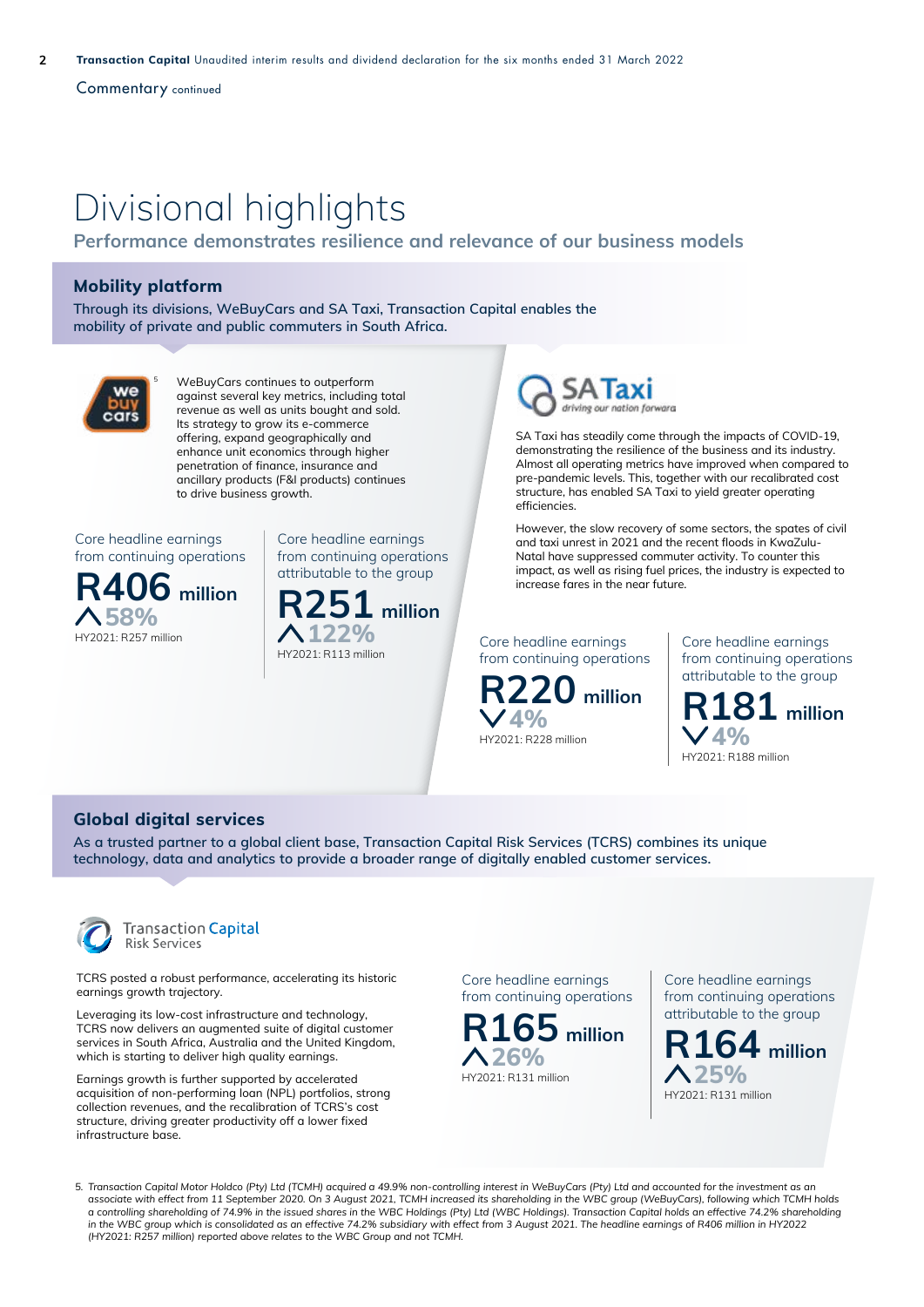Commentary continued

# Divisional highlights

**Performance demonstrates resilience and relevance of our business models**

## Mobility platform

**Through its divisions, WeBuyCars and SA Taxi, Transaction Capital enables the mobility of private and public commuters in South Africa.**

### WeBuyCars[5]

WeBuyCars continues to outperform against several key metrics, including total revenue as well as units bought and sold. Its strategy to grow its e-commerce offering, expand geographically and enhance unit economics through higher penetration of finance, insurance and ancillary products (F&I products) continues to drive business growth.

Core headline earnings from continuing operations

**R406 million**
▲ 58%
HY2021: R257 million

Core headline earnings from continuing operations attributable to the group

**R251 million**
▲ 122%
HY2021: R113 million

### SA Taxi

*driving our nation forward*

SA Taxi has steadily come through the impacts of COVID-19, demonstrating the resilience of the business and its industry. Almost all operating metrics have improved when compared to pre-pandemic levels. This, together with our recalibrated cost structure, has enabled SA Taxi to yield greater operating efficiencies.

However, the slow recovery of some sectors, the spates of civil and taxi unrest in 2021 and the recent floods in KwaZulu-Natal have suppressed commuter activity. To counter this impact, as well as rising fuel prices, the industry is expected to increase fares in the near future.

Core headline earnings from continuing operations

**R220 million**
▼ 4%
HY2021: R228 million

Core headline earnings from continuing operations attributable to the group

**R181 million**
▼ 4%
HY2021: R188 million

## Global digital services

**As a trusted partner to a global client base, Transaction Capital Risk Services (TCRS) combines its unique technology, data and analytics to provide a broader range of digitally enabled customer services.**

### Transaction Capital Risk Services

TCRS posted a robust performance, accelerating its historic earnings growth trajectory.

Leveraging its low-cost infrastructure and technology, TCRS now delivers an augmented suite of digital customer services in South Africa, Australia and the United Kingdom, which is starting to deliver high quality earnings.

Earnings growth is further supported by accelerated acquisition of non-performing loan (NPL) portfolios, strong collection revenues, and the recalibration of TCRS's cost structure, driving greater productivity off a lower fixed infrastructure base.

Core headline earnings from continuing operations

**R165 million**
▲ 26%
HY2021: R131 million

Core headline earnings from continuing operations attributable to the group

**R164 million**
▲ 25%
HY2021: R131 million

5. *Transaction Capital Motor Holdco (Pty) Ltd (TCMH) acquired a 49.9% non-controlling interest in WeBuyCars (Pty) Ltd and accounted for the investment as an associate with effect from 11 September 2020. On 3 August 2021, TCMH increased its shareholding in the WBC group (WeBuyCars), following which TCMH holds a controlling shareholding of 74.9% in the issued shares in the WBC Holdings (Pty) Ltd (WBC Holdings). Transaction Capital holds an effective 74.2% shareholding in the WBC group which is consolidated as an effective 74.2% subsidiary with effect from 3 August 2021. The headline earnings of R406 million in HY2022 (HY2021: R257 million) reported above relates to the WBC Group and not TCMH.*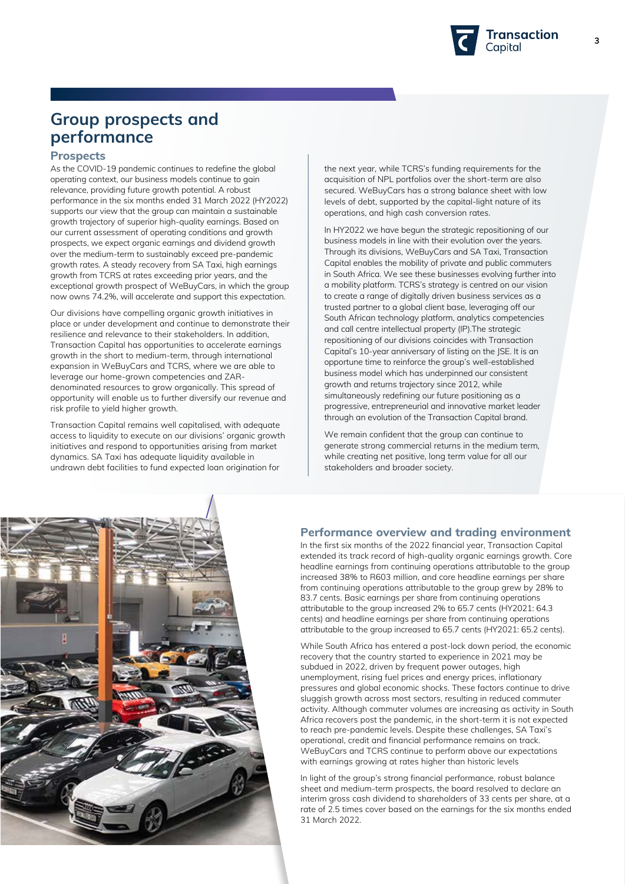# Group prospects and performance

## Prospects

As the COVID-19 pandemic continues to redefine the global operating context, our business models continue to gain relevance, providing future growth potential. A robust performance in the six months ended 31 March 2022 (HY2022) supports our view that the group can maintain a sustainable growth trajectory of superior high-quality earnings. Based on our current assessment of operating conditions and growth prospects, we expect organic earnings and dividend growth over the medium-term to sustainably exceed pre-pandemic growth rates. A steady recovery from SA Taxi, high earnings growth from TCRS at rates exceeding prior years, and the exceptional growth prospect of WeBuyCars, in which the group now owns 74.2%, will accelerate and support this expectation.

Our divisions have compelling organic growth initiatives in place or under development and continue to demonstrate their resilience and relevance to their stakeholders. In addition, Transaction Capital has opportunities to accelerate earnings growth in the short to medium-term, through international expansion in WeBuyCars and TCRS, where we are able to leverage our home-grown competencies and ZAR-denominated resources to grow organically. This spread of opportunity will enable us to further diversify our revenue and risk profile to yield higher growth.

Transaction Capital remains well capitalised, with adequate access to liquidity to execute on our divisions' organic growth initiatives and respond to opportunities arising from market dynamics. SA Taxi has adequate liquidity available in undrawn debt facilities to fund expected loan origination for the next year, while TCRS's funding requirements for the acquisition of NPL portfolios over the short-term are also secured. WeBuyCars has a strong balance sheet with low levels of debt, supported by the capital-light nature of its operations, and high cash conversion rates.

In HY2022 we have begun the strategic repositioning of our business models in line with their evolution over the years. Through its divisions, WeBuyCars and SA Taxi, Transaction Capital enables the mobility of private and public commuters in South Africa. We see these businesses evolving further into a mobility platform. TCRS's strategy is centred on our vision to create a range of digitally driven business services as a trusted partner to a global client base, leveraging off our South African technology platform, analytics competencies and call centre intellectual property (IP).The strategic repositioning of our divisions coincides with Transaction Capital's 10-year anniversary of listing on the JSE. It is an opportune time to reinforce the group's well-established business model which has underpinned our consistent growth and returns trajectory since 2012, while simultaneously redefining our future positioning as a progressive, entrepreneurial and innovative market leader through an evolution of the Transaction Capital brand.

We remain confident that the group can continue to generate strong commercial returns in the medium term, while creating net positive, long term value for all our stakeholders and broader society.

## Performance overview and trading environment

In the first six months of the 2022 financial year, Transaction Capital extended its track record of high-quality organic earnings growth. Core headline earnings from continuing operations attributable to the group increased 38% to R603 million, and core headline earnings per share from continuing operations attributable to the group grew by 28% to 83.7 cents. Basic earnings per share from continuing operations attributable to the group increased 2% to 65.7 cents (HY2021: 64.3 cents) and headline earnings per share from continuing operations attributable to the group increased to 65.7 cents (HY2021: 65.2 cents).

While South Africa has entered a post-lock down period, the economic recovery that the country started to experience in 2021 may be subdued in 2022, driven by frequent power outages, high unemployment, rising fuel prices and energy prices, inflationary pressures and global economic shocks. These factors continue to drive sluggish growth across most sectors, resulting in reduced commuter activity. Although commuter volumes are increasing as activity in South Africa recovers post the pandemic, in the short-term it is not expected to reach pre-pandemic levels. Despite these challenges, SA Taxi's operational, credit and financial performance remains on track. WeBuyCars and TCRS continue to perform above our expectations with earnings growing at rates higher than historic levels

In light of the group's strong financial performance, robust balance sheet and medium-term prospects, the board resolved to declare an interim gross cash dividend to shareholders of 33 cents per share, at a rate of 2.5 times cover based on the earnings for the six months ended 31 March 2022.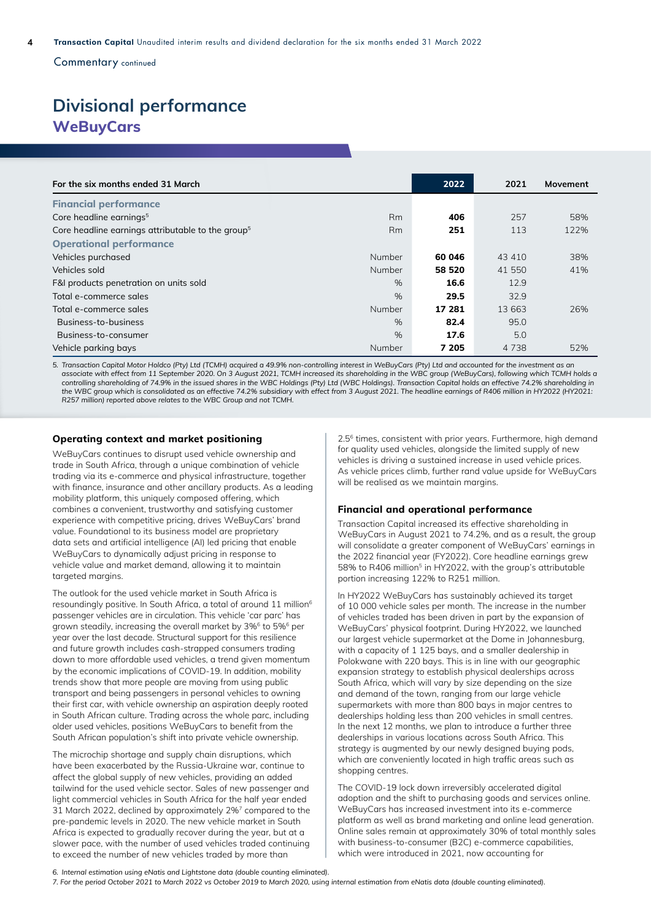Commentary continued

# Divisional performance

## WeBuyCars

| For the six months ended 31 March | | 2022 | 2021 | Movement |
|---|---|---|---|---|
| **Financial performance** | | | | |
| Core headline earnings[5] | Rm | **406** | 257 | 58% |
| Core headline earnings attributable to the group[5] | Rm | **251** | 113 | 122% |
| **Operational performance** | | | | |
| Vehicles purchased | Number | **60 046** | 43 410 | 38% |
| Vehicles sold | Number | **58 520** | 41 550 | 41% |
| F&I products penetration on units sold | % | **16.6** | 12.9 | |
| Total e-commerce sales | % | **29.5** | 32.9 | |
| Total e-commerce sales | Number | **17 281** | 13 663 | 26% |
| Business-to-business | % | **82.4** | 95.0 | |
| Business-to-consumer | % | **17.6** | 5.0 | |
| Vehicle parking bays | Number | **7 205** | 4 738 | 52% |

*5. Transaction Capital Motor Holdco (Pty) Ltd (TCMH) acquired a 49.9% non-controlling interest in WeBuyCars (Pty) Ltd and accounted for the investment as an associate with effect from 11 September 2020. On 3 August 2021, TCMH increased its shareholding in the WBC group (WeBuyCars), following which TCMH holds a controlling shareholding of 74.9% in the issued shares in the WBC Holdings (Pty) Ltd (WBC Holdings). Transaction Capital holds an effective 74.2% shareholding in the WBC group which is consolidated as an effective 74.2% subsidiary with effect from 3 August 2021. The headline earnings of R406 million in HY2022 (HY2021: R257 million) reported above relates to the WBC Group and not TCMH.*

### Operating context and market positioning

WeBuyCars continues to disrupt used vehicle ownership and trade in South Africa, through a unique combination of vehicle trading via its e-commerce and physical infrastructure, together with finance, insurance and other ancillary products. As a leading mobility platform, this uniquely composed offering, which combines a convenient, trustworthy and satisfying customer experience with competitive pricing, drives WeBuyCars' brand value. Foundational to its business model are proprietary data sets and artificial intelligence (AI) led pricing that enable WeBuyCars to dynamically adjust pricing in response to vehicle value and market demand, allowing it to maintain targeted margins.

The outlook for the used vehicle market in South Africa is resoundingly positive. In South Africa, a total of around 11 million[6] passenger vehicles are in circulation. This vehicle 'car parc' has grown steadily, increasing the overall market by 3%[6] to 5%[6] per year over the last decade. Structural support for this resilience and future growth includes cash-strapped consumers trading down to more affordable used vehicles, a trend given momentum by the economic implications of COVID-19. In addition, mobility trends show that more people are moving from using public transport and being passengers in personal vehicles to owning their first car, with vehicle ownership an aspiration deeply rooted in South African culture. Trading across the whole parc, including older used vehicles, positions WeBuyCars to benefit from the South African population's shift into private vehicle ownership.

The microchip shortage and supply chain disruptions, which have been exacerbated by the Russia-Ukraine war, continue to affect the global supply of new vehicles, providing an added tailwind for the used vehicle sector. Sales of new passenger and light commercial vehicles in South Africa for the half year ended 31 March 2022, declined by approximately 2%[7] compared to the pre-pandemic levels in 2020. The new vehicle market in South Africa is expected to gradually recover during the year, but at a slower pace, with the number of used vehicles traded continuing to exceed the number of new vehicles traded by more than 2.5[6] times, consistent with prior years. Furthermore, high demand for quality used vehicles, alongside the limited supply of new vehicles is driving a sustained increase in used vehicle prices. As vehicle prices climb, further rand value upside for WeBuyCars will be realised as we maintain margins.

### Financial and operational performance

Transaction Capital increased its effective shareholding in WeBuyCars in August 2021 to 74.2%, and as a result, the group will consolidate a greater component of WeBuyCars' earnings in the 2022 financial year (FY2022). Core headline earnings grew 58% to R406 million[5] in HY2022, with the group's attributable portion increasing 122% to R251 million.

In HY2022 WeBuyCars has sustainably achieved its target of 10 000 vehicle sales per month. The increase in the number of vehicles traded has been driven in part by the expansion of WeBuyCars' physical footprint. During HY2022, we launched our largest vehicle supermarket at the Dome in Johannesburg, with a capacity of 1 125 bays, and a smaller dealership in Polokwane with 220 bays. This is in line with our geographic expansion strategy to establish physical dealerships across South Africa, which will vary by size depending on the size and demand of the town, ranging from our large vehicle supermarkets with more than 800 bays in major centres to dealerships holding less than 200 vehicles in small centres. In the next 12 months, we plan to introduce a further three dealerships in various locations across South Africa. This strategy is augmented by our newly designed buying pods, which are conveniently located in high traffic areas such as shopping centres.

The COVID-19 lock down irreversibly accelerated digital adoption and the shift to purchasing goods and services online. WeBuyCars has increased investment into its e-commerce platform as well as brand marketing and online lead generation. Online sales remain at approximately 30% of total monthly sales with business-to-consumer (B2C) e-commerce capabilities, which were introduced in 2021, now accounting for

*6. Internal estimation using eNatis and Lightstone data (double counting eliminated).*

*7. For the period October 2021 to March 2022 vs October 2019 to March 2020, using internal estimation from eNatis data (double counting eliminated).*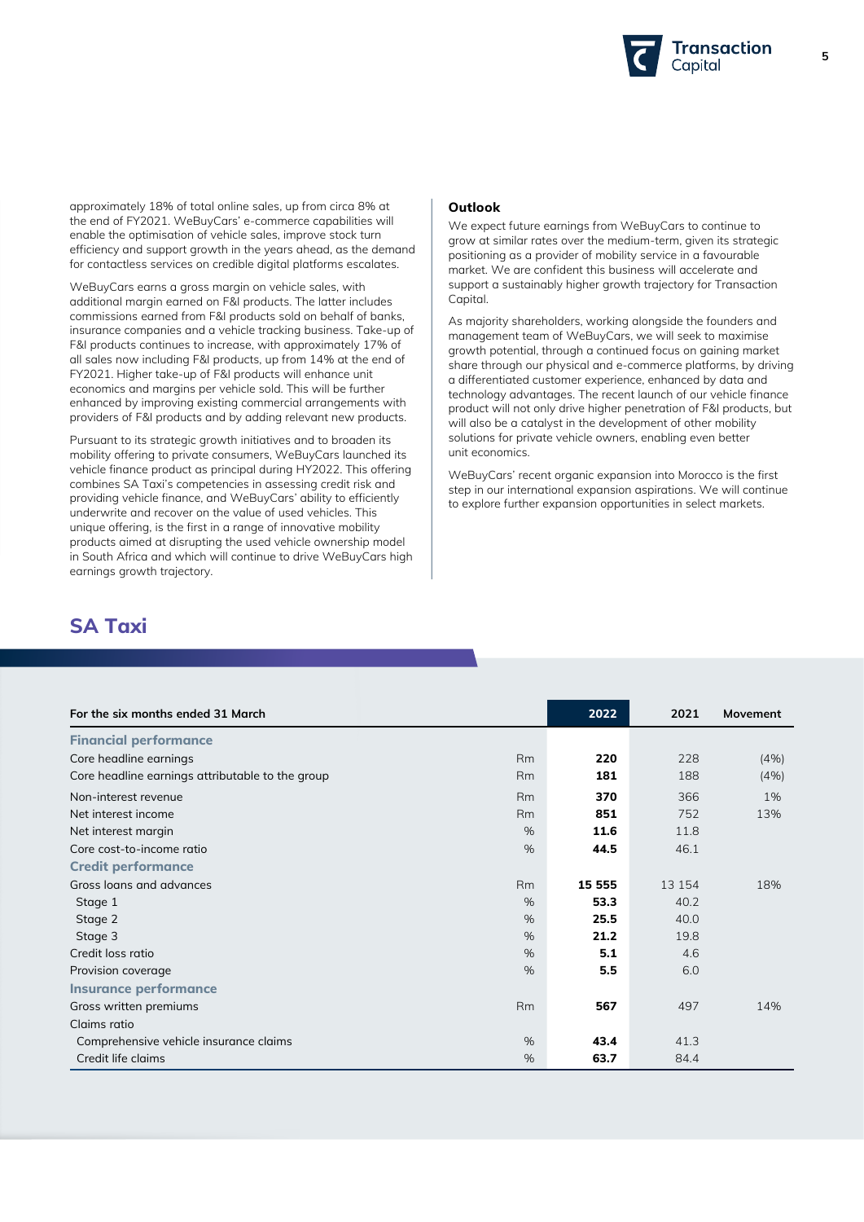approximately 18% of total online sales, up from circa 8% at the end of FY2021. WeBuyCars' e-commerce capabilities will enable the optimisation of vehicle sales, improve stock turn efficiency and support growth in the years ahead, as the demand for contactless services on credible digital platforms escalates.

WeBuyCars earns a gross margin on vehicle sales, with additional margin earned on F&I products. The latter includes commissions earned from F&I products sold on behalf of banks, insurance companies and a vehicle tracking business. Take-up of F&I products continues to increase, with approximately 17% of all sales now including F&I products, up from 14% at the end of FY2021. Higher take-up of F&I products will enhance unit economics and margins per vehicle sold. This will be further enhanced by improving existing commercial arrangements with providers of F&I products and by adding relevant new products.

Pursuant to its strategic growth initiatives and to broaden its mobility offering to private consumers, WeBuyCars launched its vehicle finance product as principal during HY2022. This offering combines SA Taxi's competencies in assessing credit risk and providing vehicle finance, and WeBuyCars' ability to efficiently underwrite and recover on the value of used vehicles. This unique offering, is the first in a range of innovative mobility products aimed at disrupting the used vehicle ownership model in South Africa and which will continue to drive WeBuyCars high earnings growth trajectory.

**Outlook**

We expect future earnings from WeBuyCars to continue to grow at similar rates over the medium-term, given its strategic positioning as a provider of mobility service in a favourable market. We are confident this business will accelerate and support a sustainably higher growth trajectory for Transaction Capital.

As majority shareholders, working alongside the founders and management team of WeBuyCars, we will seek to maximise growth potential, through a continued focus on gaining market share through our physical and e-commerce platforms, by driving a differentiated customer experience, enhanced by data and technology advantages. The recent launch of our vehicle finance product will not only drive higher penetration of F&I products, but will also be a catalyst in the development of other mobility solutions for private vehicle owners, enabling even better unit economics.

WeBuyCars' recent organic expansion into Morocco is the first step in our international expansion aspirations. We will continue to explore further expansion opportunities in select markets.

## SA Taxi

| For the six months ended 31 March | | 2022 | 2021 | Movement |
|---|---|---|---|---|
| **Financial performance** | | | | |
| Core headline earnings | Rm | **220** | 228 | (4%) |
| Core headline earnings attributable to the group | Rm | **181** | 188 | (4%) |
| Non-interest revenue | Rm | **370** | 366 | 1% |
| Net interest income | Rm | **851** | 752 | 13% |
| Net interest margin | % | **11.6** | 11.8 | |
| Core cost-to-income ratio | % | **44.5** | 46.1 | |
| **Credit performance** | | | | |
| Gross loans and advances | Rm | **15 555** | 13 154 | 18% |
| Stage 1 | % | **53.3** | 40.2 | |
| Stage 2 | % | **25.5** | 40.0 | |
| Stage 3 | % | **21.2** | 19.8 | |
| Credit loss ratio | % | **5.1** | 4.6 | |
| Provision coverage | % | **5.5** | 6.0 | |
| **Insurance performance** | | | | |
| Gross written premiums | Rm | **567** | 497 | 14% |
| Claims ratio | | | | |
| Comprehensive vehicle insurance claims | % | **43.4** | 41.3 | |
| Credit life claims | % | **63.7** | 84.4 | |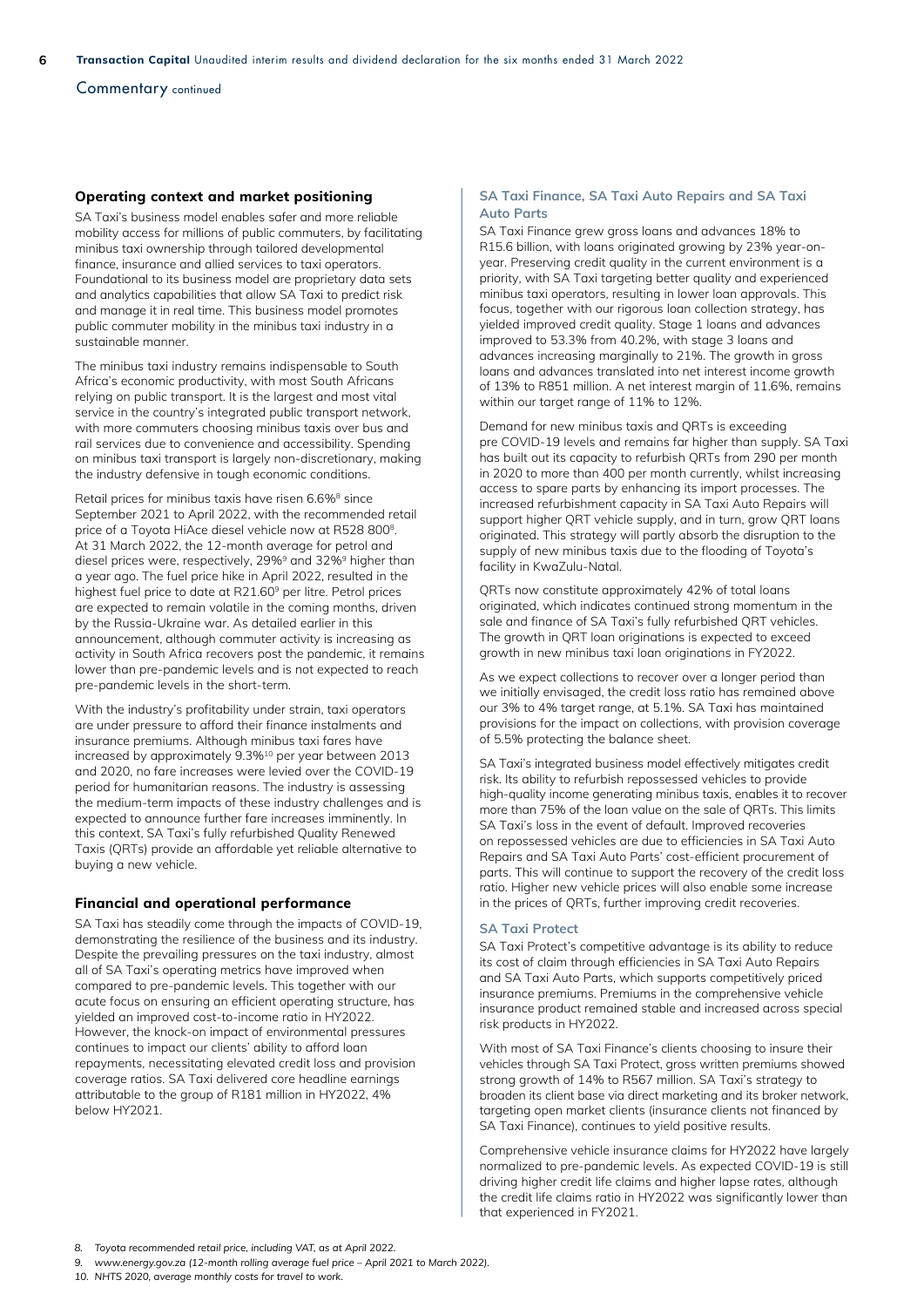## Commentary continued

### Operating context and market positioning

SA Taxi's business model enables safer and more reliable mobility access for millions of public commuters, by facilitating minibus taxi ownership through tailored developmental finance, insurance and allied services to taxi operators. Foundational to its business model are proprietary data sets and analytics capabilities that allow SA Taxi to predict risk and manage it in real time. This business model promotes public commuter mobility in the minibus taxi industry in a sustainable manner.

The minibus taxi industry remains indispensable to South Africa's economic productivity, with most South Africans relying on public transport. It is the largest and most vital service in the country's integrated public transport network, with more commuters choosing minibus taxis over bus and rail services due to convenience and accessibility. Spending on minibus taxi transport is largely non-discretionary, making the industry defensive in tough economic conditions.

Retail prices for minibus taxis have risen 6.6%[8] since September 2021 to April 2022, with the recommended retail price of a Toyota HiAce diesel vehicle now at R528 800[8]. At 31 March 2022, the 12-month average for petrol and diesel prices were, respectively, 29%[9] and 32%[9] higher than a year ago. The fuel price hike in April 2022, resulted in the highest fuel price to date at R21.60[9] per litre. Petrol prices are expected to remain volatile in the coming months, driven by the Russia-Ukraine war. As detailed earlier in this announcement, although commuter activity is increasing as activity in South Africa recovers post the pandemic, it remains lower than pre-pandemic levels and is not expected to reach pre-pandemic levels in the short-term.

With the industry's profitability under strain, taxi operators are under pressure to afford their finance instalments and insurance premiums. Although minibus taxi fares have increased by approximately 9.3%[10] per year between 2013 and 2020, no fare increases were levied over the COVID-19 period for humanitarian reasons. The industry is assessing the medium-term impacts of these industry challenges and is expected to announce further fare increases imminently. In this context, SA Taxi's fully refurbished Quality Renewed Taxis (QRTs) provide an affordable yet reliable alternative to buying a new vehicle.

### Financial and operational performance

SA Taxi has steadily come through the impacts of COVID-19, demonstrating the resilience of the business and its industry. Despite the prevailing pressures on the taxi industry, almost all of SA Taxi's operating metrics have improved when compared to pre-pandemic levels. This together with our acute focus on ensuring an efficient operating structure, has yielded an improved cost-to-income ratio in HY2022. However, the knock-on impact of environmental pressures continues to impact our clients' ability to afford loan repayments, necessitating elevated credit loss and provision coverage ratios. SA Taxi delivered core headline earnings attributable to the group of R181 million in HY2022, 4% below HY2021.

#### SA Taxi Finance, SA Taxi Auto Repairs and SA Taxi Auto Parts

SA Taxi Finance grew gross loans and advances 18% to R15.6 billion, with loans originated growing by 23% year-on-year. Preserving credit quality in the current environment is a priority, with SA Taxi targeting better quality and experienced minibus taxi operators, resulting in lower loan approvals. This focus, together with our rigorous loan collection strategy, has yielded improved credit quality. Stage 1 loans and advances improved to 53.3% from 40.2%, with stage 3 loans and advances increasing marginally to 21%. The growth in gross loans and advances translated into net interest income growth of 13% to R851 million. A net interest margin of 11.6%, remains within our target range of 11% to 12%.

Demand for new minibus taxis and QRTs is exceeding pre COVID-19 levels and remains far higher than supply. SA Taxi has built out its capacity to refurbish QRTs from 290 per month in 2020 to more than 400 per month currently, whilst increasing access to spare parts by enhancing its import processes. The increased refurbishment capacity in SA Taxi Auto Repairs will support higher QRT vehicle supply, and in turn, grow QRT loans originated. This strategy will partly absorb the disruption to the supply of new minibus taxis due to the flooding of Toyota's facility in KwaZulu-Natal.

QRTs now constitute approximately 42% of total loans originated, which indicates continued strong momentum in the sale and finance of SA Taxi's fully refurbished QRT vehicles. The growth in QRT loan originations is expected to exceed growth in new minibus taxi loan originations in FY2022.

As we expect collections to recover over a longer period than we initially envisaged, the credit loss ratio has remained above our 3% to 4% target range, at 5.1%. SA Taxi has maintained provisions for the impact on collections, with provision coverage of 5.5% protecting the balance sheet.

SA Taxi's integrated business model effectively mitigates credit risk. Its ability to refurbish repossessed vehicles to provide high-quality income generating minibus taxis, enables it to recover more than 75% of the loan value on the sale of QRTs. This limits SA Taxi's loss in the event of default. Improved recoveries on repossessed vehicles are due to efficiencies in SA Taxi Auto Repairs and SA Taxi Auto Parts' cost-efficient procurement of parts. This will continue to support the recovery of the credit loss ratio. Higher new vehicle prices will also enable some increase in the prices of QRTs, further improving credit recoveries.

#### SA Taxi Protect

SA Taxi Protect's competitive advantage is its ability to reduce its cost of claim through efficiencies in SA Taxi Auto Repairs and SA Taxi Auto Parts, which supports competitively priced insurance premiums. Premiums in the comprehensive vehicle insurance product remained stable and increased across special risk products in HY2022.

With most of SA Taxi Finance's clients choosing to insure their vehicles through SA Taxi Protect, gross written premiums showed strong growth of 14% to R567 million. SA Taxi's strategy to broaden its client base via direct marketing and its broker network, targeting open market clients (insurance clients not financed by SA Taxi Finance), continues to yield positive results.

Comprehensive vehicle insurance claims for HY2022 have largely normalized to pre-pandemic levels. As expected COVID-19 is still driving higher credit life claims and higher lapse rates, although the credit life claims ratio in HY2022 was significantly lower than that experienced in FY2021.

*8. Toyota recommended retail price, including VAT, as at April 2022.*

*9. www.energy.gov.za (12-month rolling average fuel price – April 2021 to March 2022).*

*10. NHTS 2020, average monthly costs for travel to work.*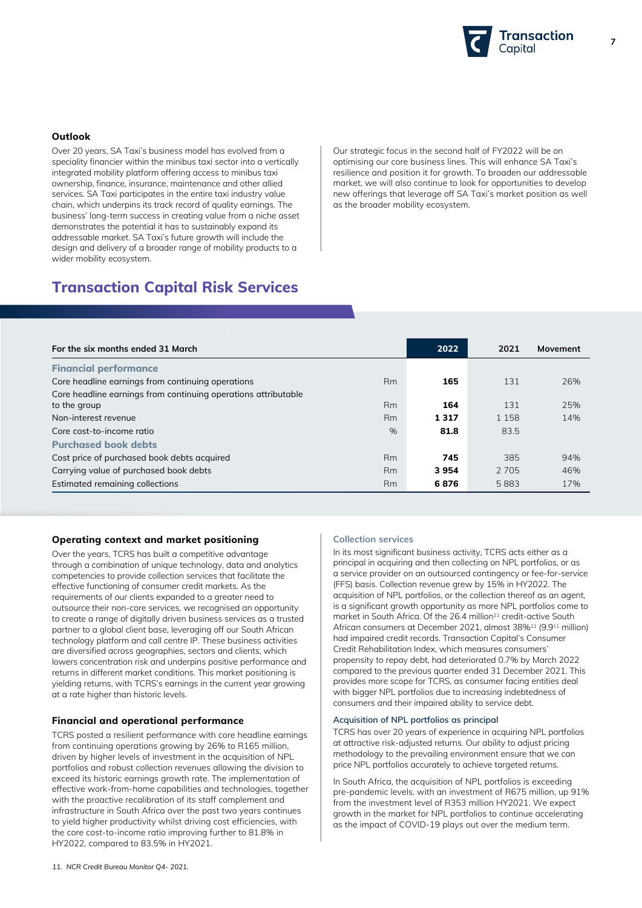### Outlook

Over 20 years, SA Taxi's business model has evolved from a speciality financier within the minibus taxi sector into a vertically integrated mobility platform offering access to minibus taxi ownership, finance, insurance, maintenance and other allied services. SA Taxi participates in the entire taxi industry value chain, which underpins its track record of quality earnings. The business' long-term success in creating value from a niche asset demonstrates the potential it has to sustainably expand its addressable market. SA Taxi's future growth will include the design and delivery of a broader range of mobility products to a wider mobility ecosystem.

Our strategic focus in the second half of FY2022 will be on optimising our core business lines. This will enhance SA Taxi's resilience and position it for growth. To broaden our addressable market, we will also continue to look for opportunities to develop new offerings that leverage off SA Taxi's market position as well as the broader mobility ecosystem.

## Transaction Capital Risk Services

| For the six months ended 31 March | | 2022 | 2021 | Movement |
|---|---|---|---|---|
| **Financial performance** | | | | |
| Core headline earnings from continuing operations | Rm | **165** | 131 | 26% |
| Core headline earnings from continuing operations attributable to the group | Rm | **164** | 131 | 25% |
| Non-interest revenue | Rm | **1 317** | 1 158 | 14% |
| Core cost-to-income ratio | % | **81.8** | 83.5 | |
| **Purchased book debts** | | | | |
| Cost price of purchased book debts acquired | Rm | **745** | 385 | 94% |
| Carrying value of purchased book debts | Rm | **3 954** | 2 705 | 46% |
| Estimated remaining collections | Rm | **6 876** | 5 883 | 17% |

### Operating context and market positioning

Over the years, TCRS has built a competitive advantage through a combination of unique technology, data and analytics competencies to provide collection services that facilitate the effective functioning of consumer credit markets. As the requirements of our clients expanded to a greater need to outsource their non-core services, we recognised an opportunity to create a range of digitally driven business services as a trusted partner to a global client base, leveraging off our South African technology platform and call centre IP. These business activities are diversified across geographies, sectors and clients, which lowers concentration risk and underpins positive performance and returns in different market conditions. This market positioning is yielding returns, with TCRS's earnings in the current year growing at a rate higher than historic levels.

### Financial and operational performance

TCRS posted a resilient performance with core headline earnings from continuing operations growing by 26% to R165 million, driven by higher levels of investment in the acquisition of NPL portfolios and robust collection revenues allowing the division to exceed its historic earnings growth rate. The implementation of effective work-from-home capabilities and technologies, together with the proactive recalibration of its staff complement and infrastructure in South Africa over the past two years continues to yield higher productivity whilst driving cost efficiencies, with the core cost-to-income ratio improving further to 81.8% in HY2022, compared to 83.5% in HY2021.

#### Collection services

In its most significant business activity, TCRS acts either as a principal in acquiring and then collecting on NPL portfolios, or as a service provider on an outsourced contingency or fee-for-service (FFS) basis. Collection revenue grew by 15% in HY2022. The acquisition of NPL portfolios, or the collection thereof as an agent, is a significant growth opportunity as more NPL portfolios come to market in South Africa. Of the 26.4 million[11] credit-active South African consumers at December 2021, almost 38%[11] (9.9[11] million) had impaired credit records. Transaction Capital's Consumer Credit Rehabilitation Index, which measures consumers' propensity to repay debt, had deteriorated 0.7% by March 2022 compared to the previous quarter ended 31 December 2021. This provides more scope for TCRS, as consumer facing entities deal with bigger NPL portfolios due to increasing indebtedness of consumers and their impaired ability to service debt.

#### Acquisition of NPL portfolios as principal

TCRS has over 20 years of experience in acquiring NPL portfolios at attractive risk-adjusted returns. Our ability to adjust pricing methodology to the prevailing environment ensure that we can price NPL portfolios accurately to achieve targeted returns.

In South Africa, the acquisition of NPL portfolios is exceeding pre-pandemic levels, with an investment of R675 million, up 91% from the investment level of R353 million HY2021. We expect growth in the market for NPL portfolios to continue accelerating as the impact of COVID-19 plays out over the medium term.

*11. NCR Credit Bureau Monitor Q4- 2021.*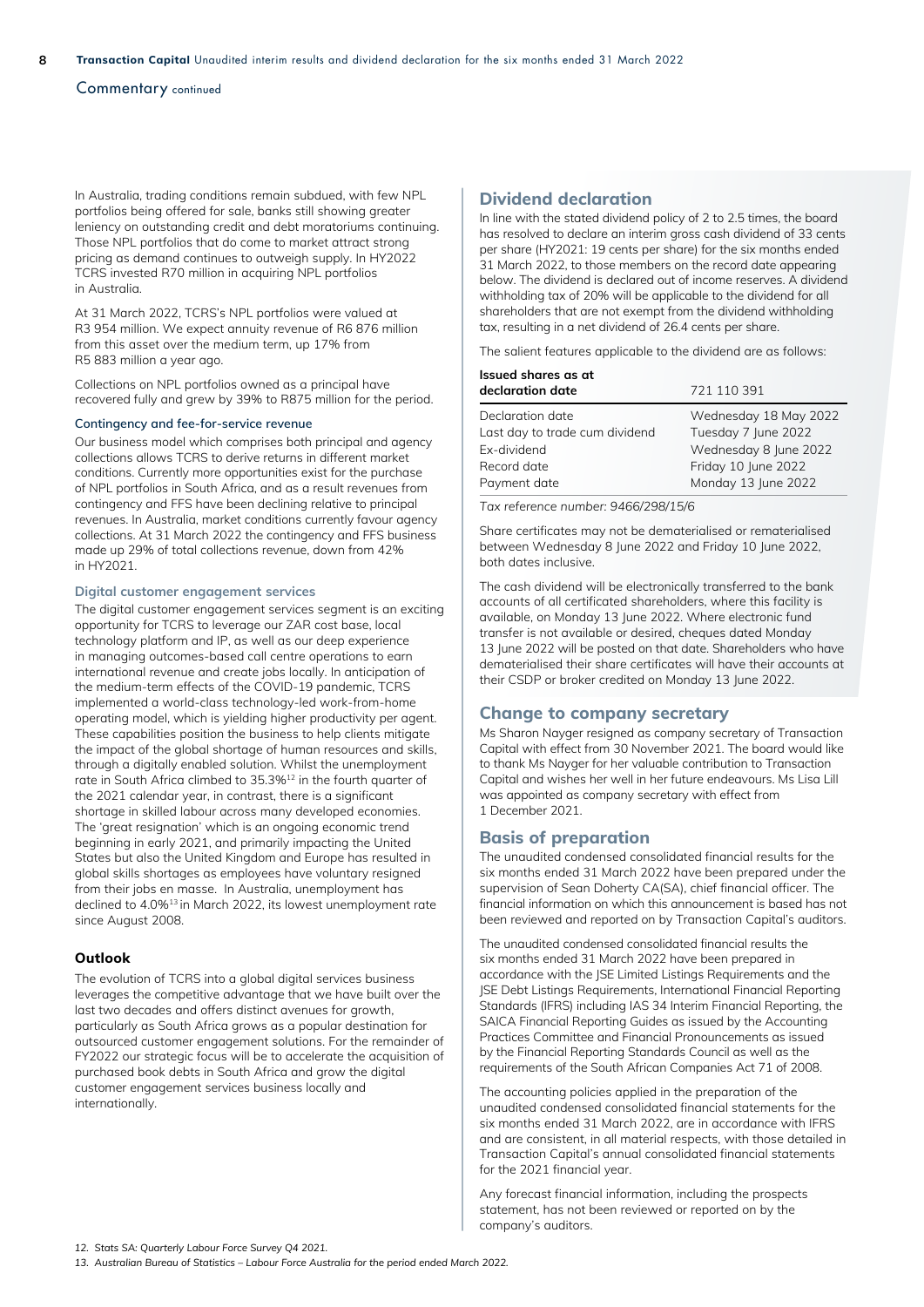## Commentary continued

In Australia, trading conditions remain subdued, with few NPL portfolios being offered for sale, banks still showing greater leniency on outstanding credit and debt moratoriums continuing. Those NPL portfolios that do come to market attract strong pricing as demand continues to outweigh supply. In HY2022 TCRS invested R70 million in acquiring NPL portfolios in Australia.

At 31 March 2022, TCRS's NPL portfolios were valued at R3 954 million. We expect annuity revenue of R6 876 million from this asset over the medium term, up 17% from R5 883 million a year ago.

Collections on NPL portfolios owned as a principal have recovered fully and grew by 39% to R875 million for the period.

#### Contingency and fee-for-service revenue

Our business model which comprises both principal and agency collections allows TCRS to derive returns in different market conditions. Currently more opportunities exist for the purchase of NPL portfolios in South Africa, and as a result revenues from contingency and FFS have been declining relative to principal revenues. In Australia, market conditions currently favour agency collections. At 31 March 2022 the contingency and FFS business made up 29% of total collections revenue, down from 42% in HY2021.

#### Digital customer engagement services

The digital customer engagement services segment is an exciting opportunity for TCRS to leverage our ZAR cost base, local technology platform and IP, as well as our deep experience in managing outcomes-based call centre operations to earn international revenue and create jobs locally. In anticipation of the medium-term effects of the COVID-19 pandemic, TCRS implemented a world-class technology-led work-from-home operating model, which is yielding higher productivity per agent. These capabilities position the business to help clients mitigate the impact of the global shortage of human resources and skills, through a digitally enabled solution. Whilst the unemployment rate in South Africa climbed to 35.3%[12] in the fourth quarter of the 2021 calendar year, in contrast, there is a significant shortage in skilled labour across many developed economies. The 'great resignation' which is an ongoing economic trend beginning in early 2021, and primarily impacting the United States but also the United Kingdom and Europe has resulted in global skills shortages as employees have voluntary resigned from their jobs en masse. In Australia, unemployment has declined to 4.0%[13] in March 2022, its lowest unemployment rate since August 2008.

### Outlook

The evolution of TCRS into a global digital services business leverages the competitive advantage that we have built over the last two decades and offers distinct avenues for growth, particularly as South Africa grows as a popular destination for outsourced customer engagement solutions. For the remainder of FY2022 our strategic focus will be to accelerate the acquisition of purchased book debts in South Africa and grow the digital customer engagement services business locally and internationally.

## Dividend declaration

In line with the stated dividend policy of 2 to 2.5 times, the board has resolved to declare an interim gross cash dividend of 33 cents per share (HY2021: 19 cents per share) for the six months ended 31 March 2022, to those members on the record date appearing below. The dividend is declared out of income reserves. A dividend withholding tax of 20% will be applicable to the dividend for all shareholders that are not exempt from the dividend withholding tax, resulting in a net dividend of 26.4 cents per share.

The salient features applicable to the dividend are as follows:

| **Issued shares as at declaration date** | 721 110 391 |
|---|---|
| Declaration date | Wednesday 18 May 2022 |
| Last day to trade cum dividend | Tuesday 7 June 2022 |
| Ex-dividend | Wednesday 8 June 2022 |
| Record date | Friday 10 June 2022 |
| Payment date | Monday 13 June 2022 |

*Tax reference number: 9466/298/15/6*

Share certificates may not be dematerialised or rematerialised between Wednesday 8 June 2022 and Friday 10 June 2022, both dates inclusive.

The cash dividend will be electronically transferred to the bank accounts of all certificated shareholders, where this facility is available, on Monday 13 June 2022. Where electronic fund transfer is not available or desired, cheques dated Monday 13 June 2022 will be posted on that date. Shareholders who have dematerialised their share certificates will have their accounts at their CSDP or broker credited on Monday 13 June 2022.

## Change to company secretary

Ms Sharon Nayger resigned as company secretary of Transaction Capital with effect from 30 November 2021. The board would like to thank Ms Nayger for her valuable contribution to Transaction Capital and wishes her well in her future endeavours. Ms Lisa Lill was appointed as company secretary with effect from 1 December 2021.

## Basis of preparation

The unaudited condensed consolidated financial results for the six months ended 31 March 2022 have been prepared under the supervision of Sean Doherty CA(SA), chief financial officer. The financial information on which this announcement is based has not been reviewed and reported on by Transaction Capital's auditors.

The unaudited condensed consolidated financial results the six months ended 31 March 2022 have been prepared in accordance with the JSE Limited Listings Requirements and the JSE Debt Listings Requirements, International Financial Reporting Standards (IFRS) including IAS 34 Interim Financial Reporting, the SAICA Financial Reporting Guides as issued by the Accounting Practices Committee and Financial Pronouncements as issued by the Financial Reporting Standards Council as well as the requirements of the South African Companies Act 71 of 2008.

The accounting policies applied in the preparation of the unaudited condensed consolidated financial statements for the six months ended 31 March 2022, are in accordance with IFRS and are consistent, in all material respects, with those detailed in Transaction Capital's annual consolidated financial statements for the 2021 financial year.

Any forecast financial information, including the prospects statement, has not been reviewed or reported on by the company's auditors.

12. *Stats SA: Quarterly Labour Force Survey Q4 2021.*
13. *Australian Bureau of Statistics – Labour Force Australia for the period ended March 2022.*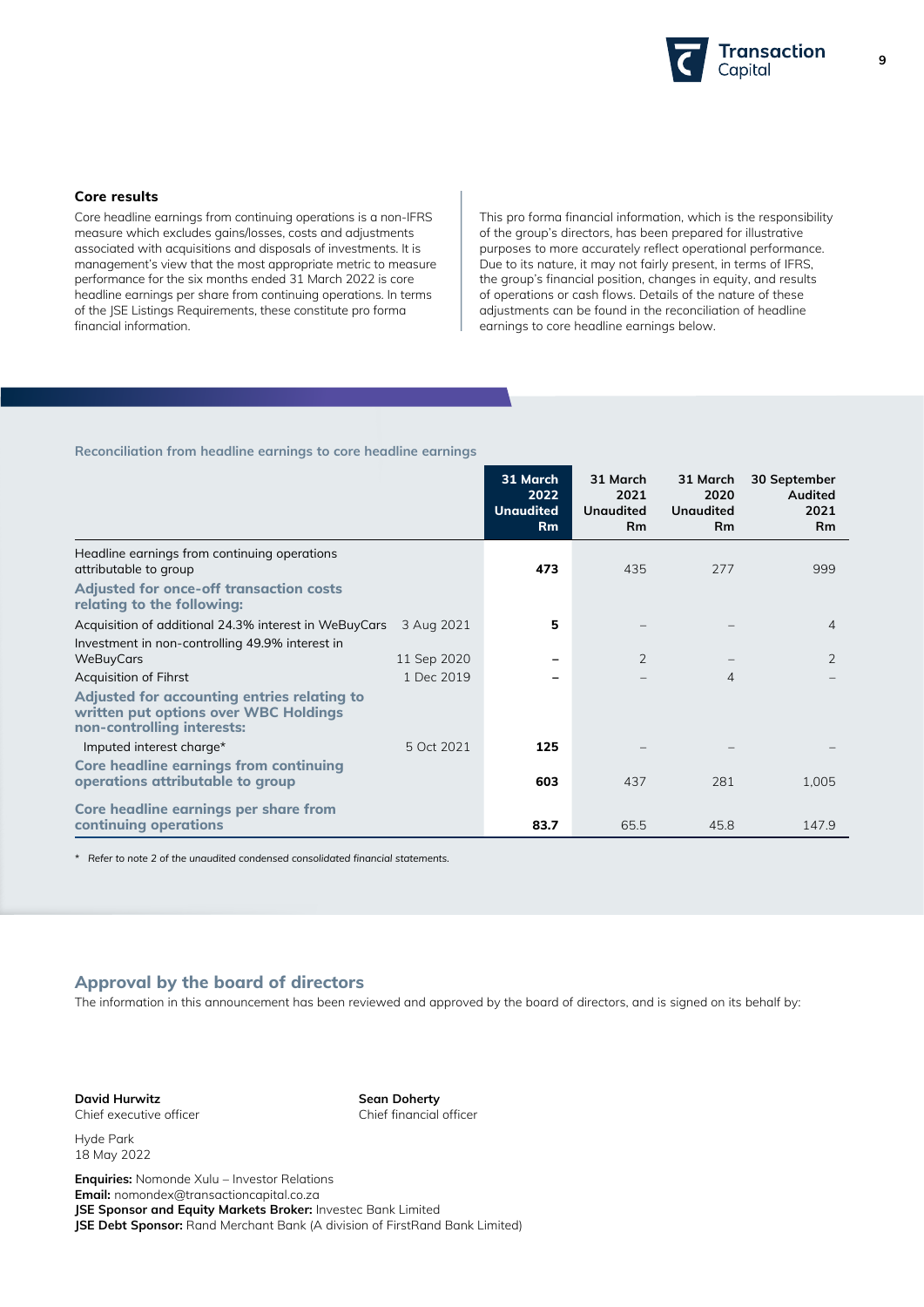## Core results

Core headline earnings from continuing operations is a non-IFRS measure which excludes gains/losses, costs and adjustments associated with acquisitions and disposals of investments. It is management's view that the most appropriate metric to measure performance for the six months ended 31 March 2022 is core headline earnings per share from continuing operations. In terms of the JSE Listings Requirements, these constitute pro forma financial information.

This pro forma financial information, which is the responsibility of the group's directors, has been prepared for illustrative purposes to more accurately reflect operational performance. Due to its nature, it may not fairly present, in terms of IFRS, the group's financial position, changes in equity, and results of operations or cash flows. Details of the nature of these adjustments can be found in the reconciliation of headline earnings to core headline earnings below.

### Reconciliation from headline earnings to core headline earnings

| | | 31 March 2022 Unaudited Rm | 31 March 2021 Unaudited Rm | 31 March 2020 Unaudited Rm | 30 September Audited 2021 Rm |
|---|---|---|---|---|---|
| Headline earnings from continuing operations attributable to group | | **473** | 435 | 277 | 999 |
| **Adjusted for once-off transaction costs relating to the following:** | | | | | |
| Acquisition of additional 24.3% interest in WeBuyCars | 3 Aug 2021 | **5** | – | – | 4 |
| Investment in non-controlling 49.9% interest in WeBuyCars | 11 Sep 2020 | **–** | 2 | – | 2 |
| Acquisition of Fihrst | 1 Dec 2019 | **–** | – | 4 | – |
| **Adjusted for accounting entries relating to written put options over WBC Holdings non-controlling interests:** | | | | | |
| Imputed interest charge* | 5 Oct 2021 | **125** | – | – | – |
| **Core headline earnings from continuing operations attributable to group** | | **603** | 437 | 281 | 1,005 |
| **Core headline earnings per share from continuing operations** | | **83.7** | 65.5 | 45.8 | 147.9 |

\* *Refer to note 2 of the unaudited condensed consolidated financial statements.*

## Approval by the board of directors

The information in this announcement has been reviewed and approved by the board of directors, and is signed on its behalf by:

**David Hurwitz**
Chief executive officer

**Sean Doherty**
Chief financial officer

Hyde Park
18 May 2022

**Enquiries:** Nomonde Xulu – Investor Relations
**Email:** nomondex@transactioncapital.co.za
**JSE Sponsor and Equity Markets Broker:** Investec Bank Limited
**JSE Debt Sponsor:** Rand Merchant Bank (A division of FirstRand Bank Limited)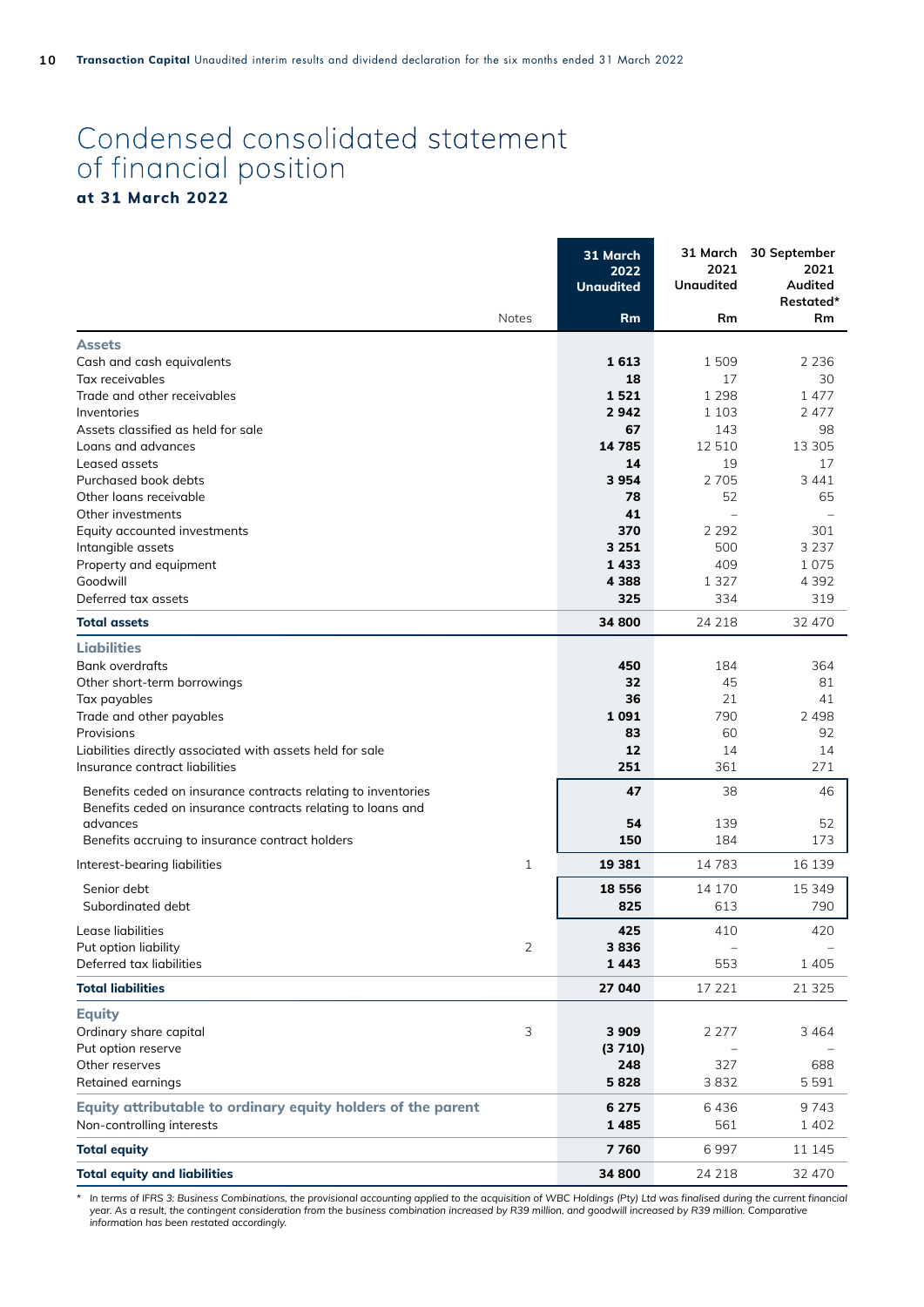# Condensed consolidated statement of financial position

**at 31 March 2022**

| | Notes | 31 March 2022 Unaudited Rm | 31 March 2021 Unaudited Rm | 30 September 2021 Audited Restated* Rm |
|---|---|---|---|---|
| **Assets** | | | | |
| Cash and cash equivalents | | **1 613** | 1 509 | 2 236 |
| Tax receivables | | **18** | 17 | 30 |
| Trade and other receivables | | **1 521** | 1 298 | 1 477 |
| Inventories | | **2 942** | 1 103 | 2 477 |
| Assets classified as held for sale | | **67** | 143 | 98 |
| Loans and advances | | **14 785** | 12 510 | 13 305 |
| Leased assets | | **14** | 19 | 17 |
| Purchased book debts | | **3 954** | 2 705 | 3 441 |
| Other loans receivable | | **78** | 52 | 65 |
| Other investments | | **41** | – | – |
| Equity accounted investments | | **370** | 2 292 | 301 |
| Intangible assets | | **3 251** | 500 | 3 237 |
| Property and equipment | | **1 433** | 409 | 1 075 |
| Goodwill | | **4 388** | 1 327 | 4 392 |
| Deferred tax assets | | **325** | 334 | 319 |
| **Total assets** | | **34 800** | 24 218 | 32 470 |
| **Liabilities** | | | | |
| Bank overdrafts | | **450** | 184 | 364 |
| Other short-term borrowings | | **32** | 45 | 81 |
| Tax payables | | **36** | 21 | 41 |
| Trade and other payables | | **1 091** | 790 | 2 498 |
| Provisions | | **83** | 60 | 92 |
| Liabilities directly associated with assets held for sale | | **12** | 14 | 14 |
| Insurance contract liabilities | | **251** | 361 | 271 |
| Benefits ceded on insurance contracts relating to inventories | | **47** | 38 | 46 |
| Benefits ceded on insurance contracts relating to loans and advances | | **54** | 139 | 52 |
| Benefits accruing to insurance contract holders | | **150** | 184 | 173 |
| Interest-bearing liabilities | 1 | **19 381** | 14 783 | 16 139 |
| Senior debt | | **18 556** | 14 170 | 15 349 |
| Subordinated debt | | **825** | 613 | 790 |
| Lease liabilities | | **425** | 410 | 420 |
| Put option liability | 2 | **3 836** | – | – |
| Deferred tax liabilities | | **1 443** | 553 | 1 405 |
| **Total liabilities** | | **27 040** | 17 221 | 21 325 |
| **Equity** | | | | |
| Ordinary share capital | 3 | **3 909** | 2 277 | 3 464 |
| Put option reserve | | **(3 710)** | – | – |
| Other reserves | | **248** | 327 | 688 |
| Retained earnings | | **5 828** | 3 832 | 5 591 |
| **Equity attributable to ordinary equity holders of the parent** | | **6 275** | 6 436 | 9 743 |
| Non-controlling interests | | **1 485** | 561 | 1 402 |
| **Total equity** | | **7 760** | 6 997 | 11 145 |
| **Total equity and liabilities** | | **34 800** | 24 218 | 32 470 |

*\* In terms of IFRS 3: Business Combinations, the provisional accounting applied to the acquisition of WBC Holdings (Pty) Ltd was finalised during the current financial year. As a result, the contingent consideration from the business combination increased by R39 million, and goodwill increased by R39 million. Comparative information has been restated accordingly.*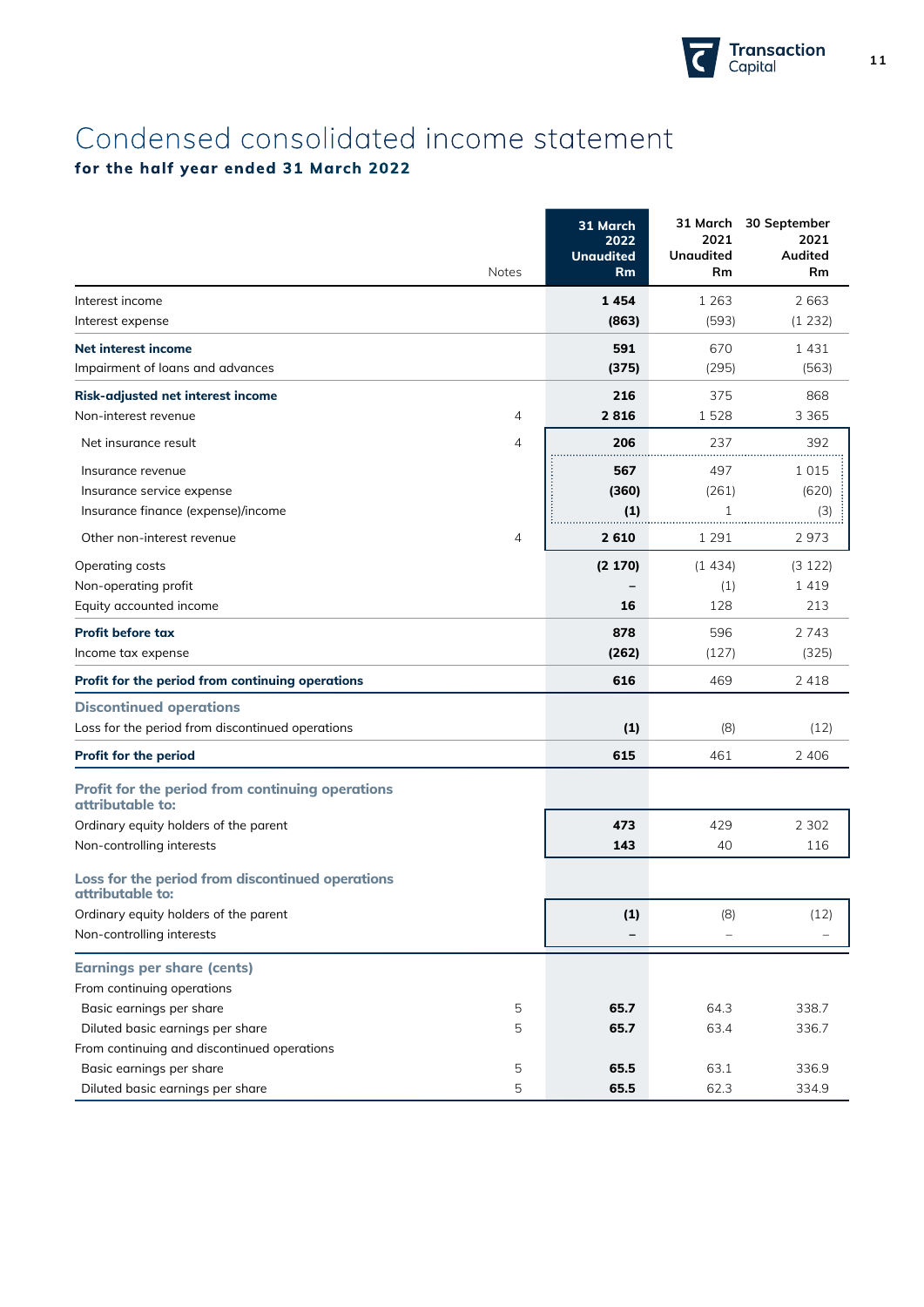# Condensed consolidated income statement

**for the half year ended 31 March 2022**

| | Notes | 31 March 2022 Unaudited Rm | 31 March 2021 Unaudited Rm | 30 September 2021 Audited Rm |
|---|---|---|---|---|
| Interest income | | **1 454** | 1 263 | 2 663 |
| Interest expense | | **(863)** | (593) | (1 232) |
| **Net interest income** | | **591** | 670 | 1 431 |
| Impairment of loans and advances | | **(375)** | (295) | (563) |
| **Risk-adjusted net interest income** | | **216** | 375 | 868 |
| Non-interest revenue | 4 | **2 816** | 1 528 | 3 365 |
| Net insurance result | 4 | **206** | 237 | 392 |
| Insurance revenue | | **567** | 497 | 1 015 |
| Insurance service expense | | **(360)** | (261) | (620) |
| Insurance finance (expense)/income | | **(1)** | 1 | (3) |
| Other non-interest revenue | 4 | **2 610** | 1 291 | 2 973 |
| Operating costs | | **(2 170)** | (1 434) | (3 122) |
| Non-operating profit | | **–** | (1) | 1 419 |
| Equity accounted income | | **16** | 128 | 213 |
| **Profit before tax** | | **878** | 596 | 2 743 |
| Income tax expense | | **(262)** | (127) | (325) |
| **Profit for the period from continuing operations** | | **616** | 469 | 2 418 |
| **Discontinued operations** | | | | |
| Loss for the period from discontinued operations | | **(1)** | (8) | (12) |
| **Profit for the period** | | **615** | 461 | 2 406 |
| **Profit for the period from continuing operations attributable to:** | | | | |
| Ordinary equity holders of the parent | | **473** | 429 | 2 302 |
| Non-controlling interests | | **143** | 40 | 116 |
| **Loss for the period from discontinued operations attributable to:** | | | | |
| Ordinary equity holders of the parent | | **(1)** | (8) | (12) |
| Non-controlling interests | | **–** | – | – |
| **Earnings per share (cents)** | | | | |
| From continuing operations | | | | |
| Basic earnings per share | 5 | **65.7** | 64.3 | 338.7 |
| Diluted basic earnings per share | 5 | **65.7** | 63.4 | 336.7 |
| From continuing and discontinued operations | | | | |
| Basic earnings per share | 5 | **65.5** | 63.1 | 336.9 |
| Diluted basic earnings per share | 5 | **65.5** | 62.3 | 334.9 |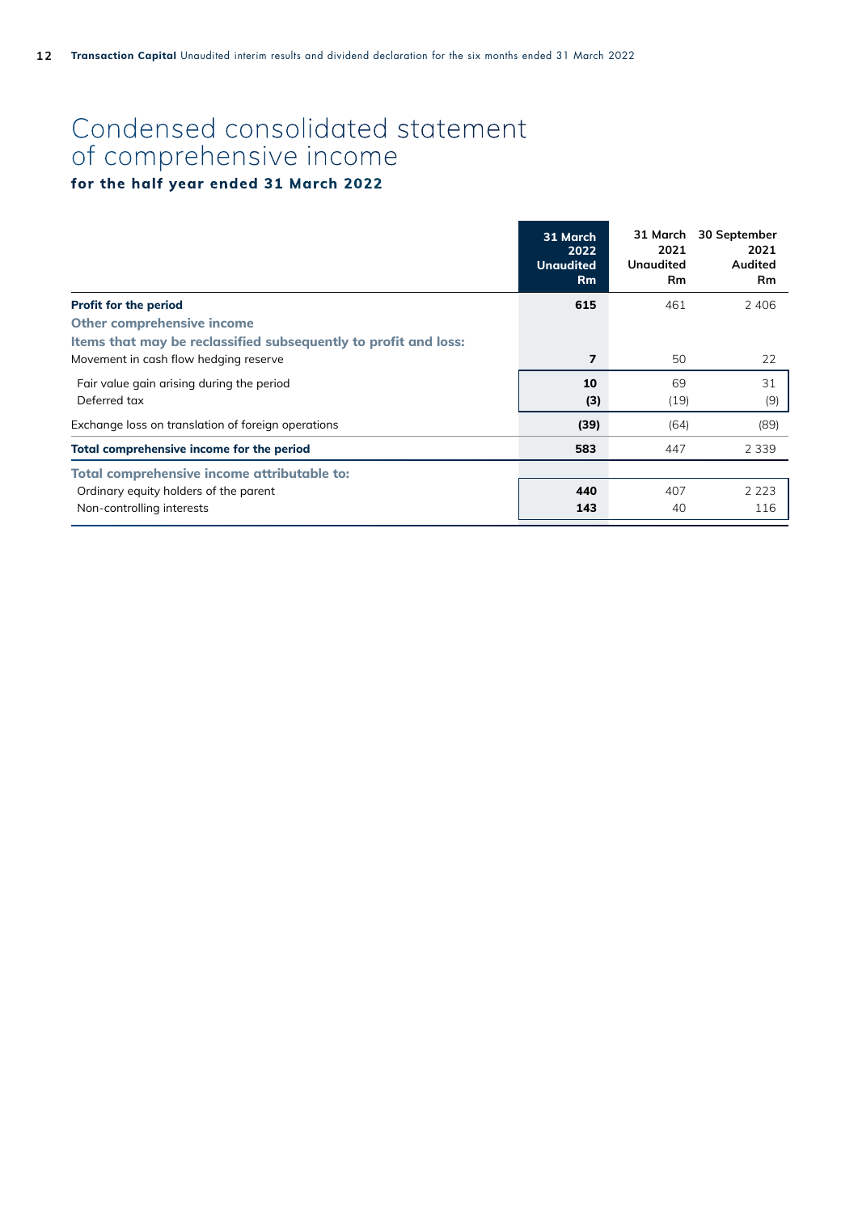# Condensed consolidated statement of comprehensive income

**for the half year ended 31 March 2022**

| | 31 March 2022 Unaudited Rm | 31 March 2021 Unaudited Rm | 30 September 2021 Audited Rm |
|---|---|---|---|
| **Profit for the period** | **615** | 461 | 2 406 |
| **Other comprehensive income** | | | |
| **Items that may be reclassified subsequently to profit and loss:** | | | |
| Movement in cash flow hedging reserve | **7** | 50 | 22 |
| Fair value gain arising during the period | **10** | 69 | 31 |
| Deferred tax | **(3)** | (19) | (9) |
| Exchange loss on translation of foreign operations | **(39)** | (64) | (89) |
| **Total comprehensive income for the period** | **583** | 447 | 2 339 |
| **Total comprehensive income attributable to:** | | | |
| Ordinary equity holders of the parent | **440** | 407 | 2 223 |
| Non-controlling interests | **143** | 40 | 116 |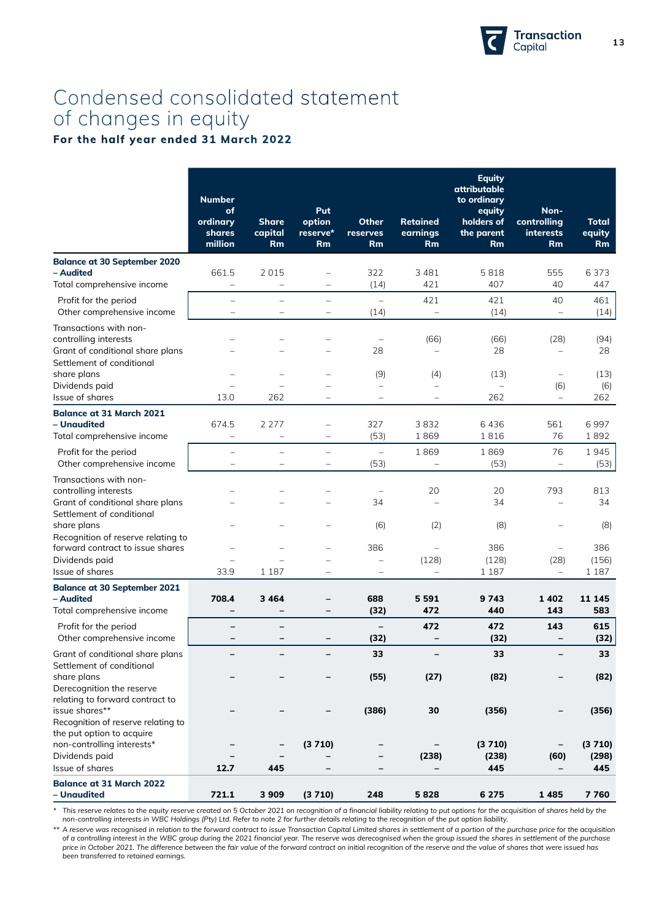# Condensed consolidated statement of changes in equity

**For the half year ended 31 March 2022**

| | Number of ordinary shares million | Share capital Rm | Put option reserve* Rm | Other reserves Rm | Retained earnings Rm | Equity attributable to ordinary equity holders of the parent Rm | Non-controlling interests Rm | Total equity Rm |
|---|---|---|---|---|---|---|---|---|
| **Balance at 30 September 2020 – Audited** | 661.5 | 2 015 | – | 322 | 3 481 | 5 818 | 555 | 6 373 |
| Total comprehensive income | – | – | – | (14) | 421 | 407 | 40 | 447 |
| Profit for the period | – | – | – | – | 421 | 421 | 40 | 461 |
| Other comprehensive income | – | – | – | (14) | – | (14) | – | (14) |
| Transactions with non-controlling interests | – | – | – | – | (66) | (66) | (28) | (94) |
| Grant of conditional share plans | – | – | – | 28 | – | 28 | – | 28 |
| Settlement of conditional share plans | – | – | – | (9) | (4) | (13) | – | (13) |
| Dividends paid | – | – | – | – | – | – | (6) | (6) |
| Issue of shares | 13.0 | 262 | – | – | – | 262 | – | 262 |
| **Balance at 31 March 2021 – Unaudited** | 674.5 | 2 277 | – | 327 | 3 832 | 6 436 | 561 | 6 997 |
| Total comprehensive income | – | – | – | (53) | 1 869 | 1 816 | 76 | 1 892 |
| Profit for the period | – | – | – | – | 1 869 | 1 869 | 76 | 1 945 |
| Other comprehensive income | – | – | – | (53) | – | (53) | – | (53) |
| Transactions with non-controlling interests | – | – | – | – | 20 | 20 | 793 | 813 |
| Grant of conditional share plans | – | – | – | 34 | – | 34 | – | 34 |
| Settlement of conditional share plans | – | – | – | (6) | (2) | (8) | – | (8) |
| Recognition of reserve relating to forward contract to issue shares | – | – | – | 386 | – | 386 | – | 386 |
| Dividends paid | – | – | – | – | (128) | (128) | (28) | (156) |
| Issue of shares | 33.9 | 1 187 | – | – | – | 1 187 | – | 1 187 |
| **Balance at 30 September 2021 – Audited** | **708.4** | **3 464** | **–** | **688** | **5 591** | **9 743** | **1 402** | **11 145** |
| Total comprehensive income | **–** | **–** | **–** | **(32)** | **472** | **440** | **143** | **583** |
| Profit for the period | **–** | **–** | | **–** | **472** | **472** | **143** | **615** |
| Other comprehensive income | **–** | **–** | **–** | **(32)** | **–** | **(32)** | **–** | **(32)** |
| Grant of conditional share plans | **–** | **–** | **–** | **33** | **–** | **33** | **–** | **33** |
| Settlement of conditional share plans | **–** | **–** | **–** | **(55)** | **(27)** | **(82)** | **–** | **(82)** |
| Derecognition the reserve relating to forward contract to issue shares** | **–** | **–** | **–** | **(386)** | **30** | **(356)** | **–** | **(356)** |
| Recognition of reserve relating to the put option to acquire non-controlling interests* | **–** | **–** | **(3 710)** | **–** | **–** | **(3 710)** | **–** | **(3 710)** |
| Dividends paid | **–** | **–** | **–** | **–** | **(238)** | **(238)** | **(60)** | **(298)** |
| Issue of shares | **12.7** | **445** | **–** | **–** | **–** | **445** | **–** | **445** |
| **Balance at 31 March 2022 – Unaudited** | **721.1** | **3 909** | **(3 710)** | **248** | **5 828** | **6 275** | **1 485** | **7 760** |

\* *This reserve relates to the equity reserve created on 5 October 2021 on recognition of a financial liability relating to put options for the acquisition of shares held by the non-controlling interests in WBC Holdings (Pty) Ltd. Refer to note 2 for further details relating to the recognition of the put option liability.*

\** *A reserve was recognised in relation to the forward contract to issue Transaction Capital Limited shares in settlement of a portion of the purchase price for the acquisition of a controlling interest in the WBC group during the 2021 financial year. The reserve was derecognised when the group issued the shares in settlement of the purchase price in October 2021. The difference between the fair value of the forward contract on initial recognition of the reserve and the value of shares that were issued has been transferred to retained earnings.*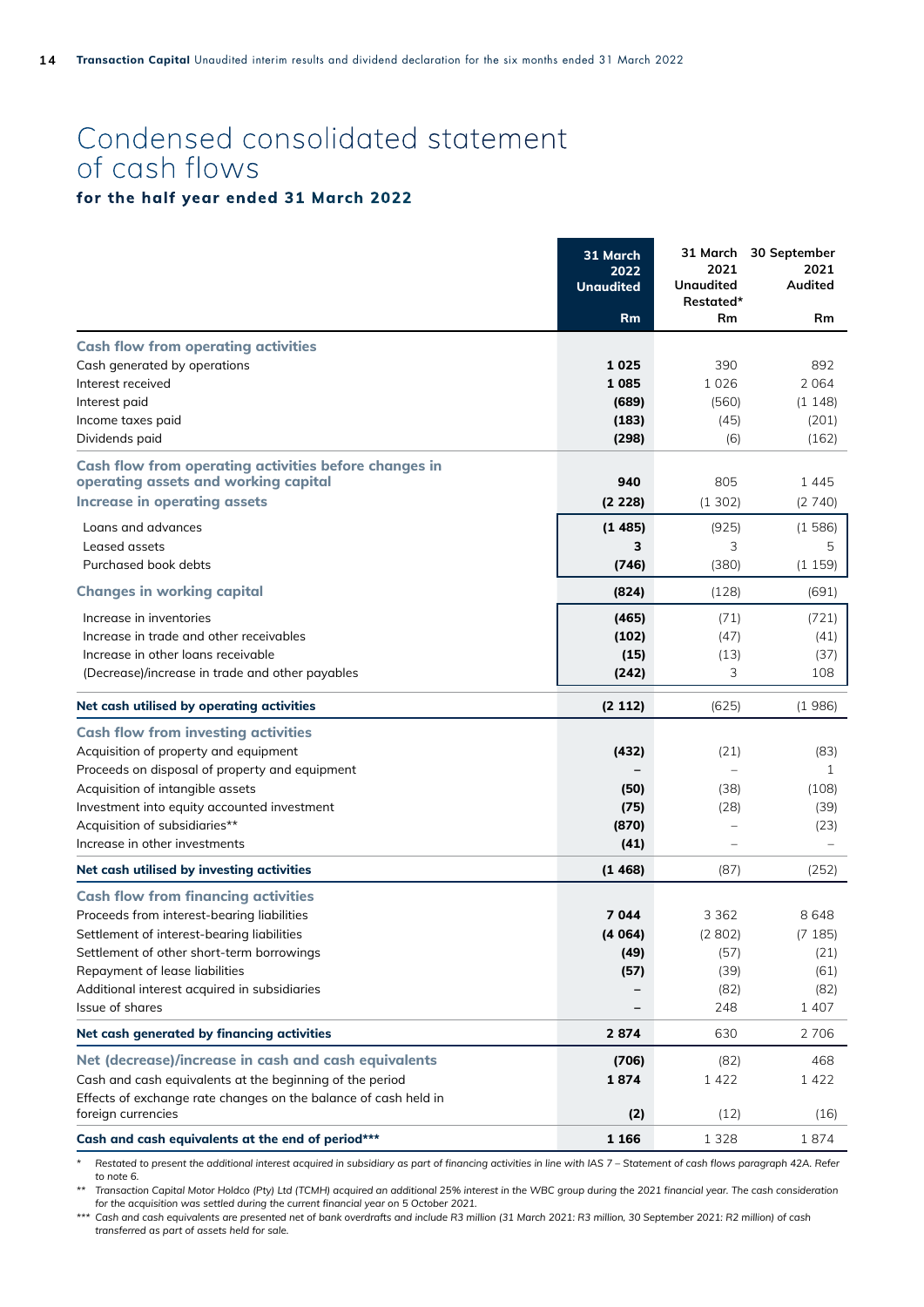# Condensed consolidated statement of cash flows

### for the half year ended 31 March 2022

| | 31 March 2022 Unaudited Rm | 31 March 2021 Unaudited Restated* Rm | 30 September 2021 Audited Rm |
|---|---|---|---|
| **Cash flow from operating activities** | | | |
| Cash generated by operations | **1 025** | 390 | 892 |
| Interest received | **1 085** | 1 026 | 2 064 |
| Interest paid | **(689)** | (560) | (1 148) |
| Income taxes paid | **(183)** | (45) | (201) |
| Dividends paid | **(298)** | (6) | (162) |
| **Cash flow from operating activities before changes in operating assets and working capital** | **940** | 805 | 1 445 |
| **Increase in operating assets** | **(2 228)** | (1 302) | (2 740) |
| Loans and advances | **(1 485)** | (925) | (1 586) |
| Leased assets | **3** | 3 | 5 |
| Purchased book debts | **(746)** | (380) | (1 159) |
| **Changes in working capital** | **(824)** | (128) | (691) |
| Increase in inventories | **(465)** | (71) | (721) |
| Increase in trade and other receivables | **(102)** | (47) | (41) |
| Increase in other loans receivable | **(15)** | (13) | (37) |
| (Decrease)/increase in trade and other payables | **(242)** | 3 | 108 |
| **Net cash utilised by operating activities** | **(2 112)** | (625) | (1 986) |
| **Cash flow from investing activities** | | | |
| Acquisition of property and equipment | **(432)** | (21) | (83) |
| Proceeds on disposal of property and equipment | **–** | – | 1 |
| Acquisition of intangible assets | **(50)** | (38) | (108) |
| Investment into equity accounted investment | **(75)** | (28) | (39) |
| Acquisition of subsidiaries** | **(870)** | – | (23) |
| Increase in other investments | **(41)** | – | – |
| **Net cash utilised by investing activities** | **(1 468)** | (87) | (252) |
| **Cash flow from financing activities** | | | |
| Proceeds from interest-bearing liabilities | **7 044** | 3 362 | 8 648 |
| Settlement of interest-bearing liabilities | **(4 064)** | (2 802) | (7 185) |
| Settlement of other short-term borrowings | **(49)** | (57) | (21) |
| Repayment of lease liabilities | **(57)** | (39) | (61) |
| Additional interest acquired in subsidiaries | **–** | (82) | (82) |
| Issue of shares | **–** | 248 | 1 407 |
| **Net cash generated by financing activities** | **2 874** | 630 | 2 706 |
| **Net (decrease)/increase in cash and cash equivalents** | **(706)** | (82) | 468 |
| Cash and cash equivalents at the beginning of the period | **1 874** | 1 422 | 1 422 |
| Effects of exchange rate changes on the balance of cash held in foreign currencies | **(2)** | (12) | (16) |
| **Cash and cash equivalents at the end of period*** ** | **1 166** | 1 328 | 1 874 |

\* *Restated to present the additional interest acquired in subsidiary as part of financing activities in line with IAS 7 – Statement of cash flows paragraph 42A. Refer to note 6.*

\*\* *Transaction Capital Motor Holdco (Pty) Ltd (TCMH) acquired an additional 25% interest in the WBC group during the 2021 financial year. The cash consideration for the acquisition was settled during the current financial year on 5 October 2021.*

\*\*\* *Cash and cash equivalents are presented net of bank overdrafts and include R3 million (31 March 2021: R3 million, 30 September 2021: R2 million) of cash transferred as part of assets held for sale.*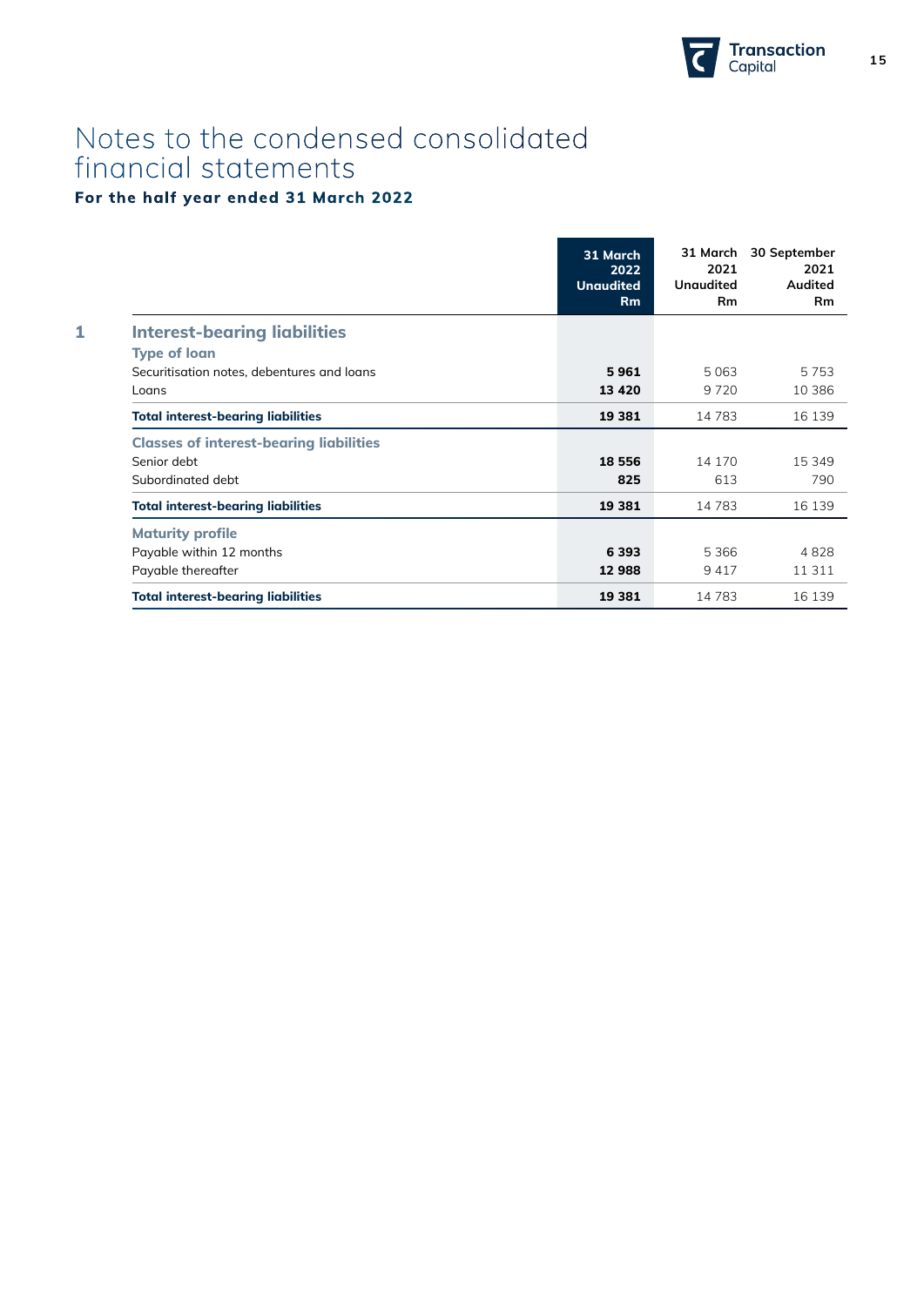# Notes to the condensed consolidated financial statements

**For the half year ended 31 March 2022**

| | | 31 March 2022 Unaudited Rm | 31 March 2021 Unaudited Rm | 30 September 2021 Audited Rm |
|---|---|---|---|---|
| **1** | **Interest-bearing liabilities** | | | |
| | **Type of loan** | | | |
| | Securitisation notes, debentures and loans | **5 961** | 5 063 | 5 753 |
| | Loans | **13 420** | 9 720 | 10 386 |
| | **Total interest-bearing liabilities** | **19 381** | 14 783 | 16 139 |
| | **Classes of interest-bearing liabilities** | | | |
| | Senior debt | **18 556** | 14 170 | 15 349 |
| | Subordinated debt | **825** | 613 | 790 |
| | **Total interest-bearing liabilities** | **19 381** | 14 783 | 16 139 |
| | **Maturity profile** | | | |
| | Payable within 12 months | **6 393** | 5 366 | 4 828 |
| | Payable thereafter | **12 988** | 9 417 | 11 311 |
| | **Total interest-bearing liabilities** | **19 381** | 14 783 | 16 139 |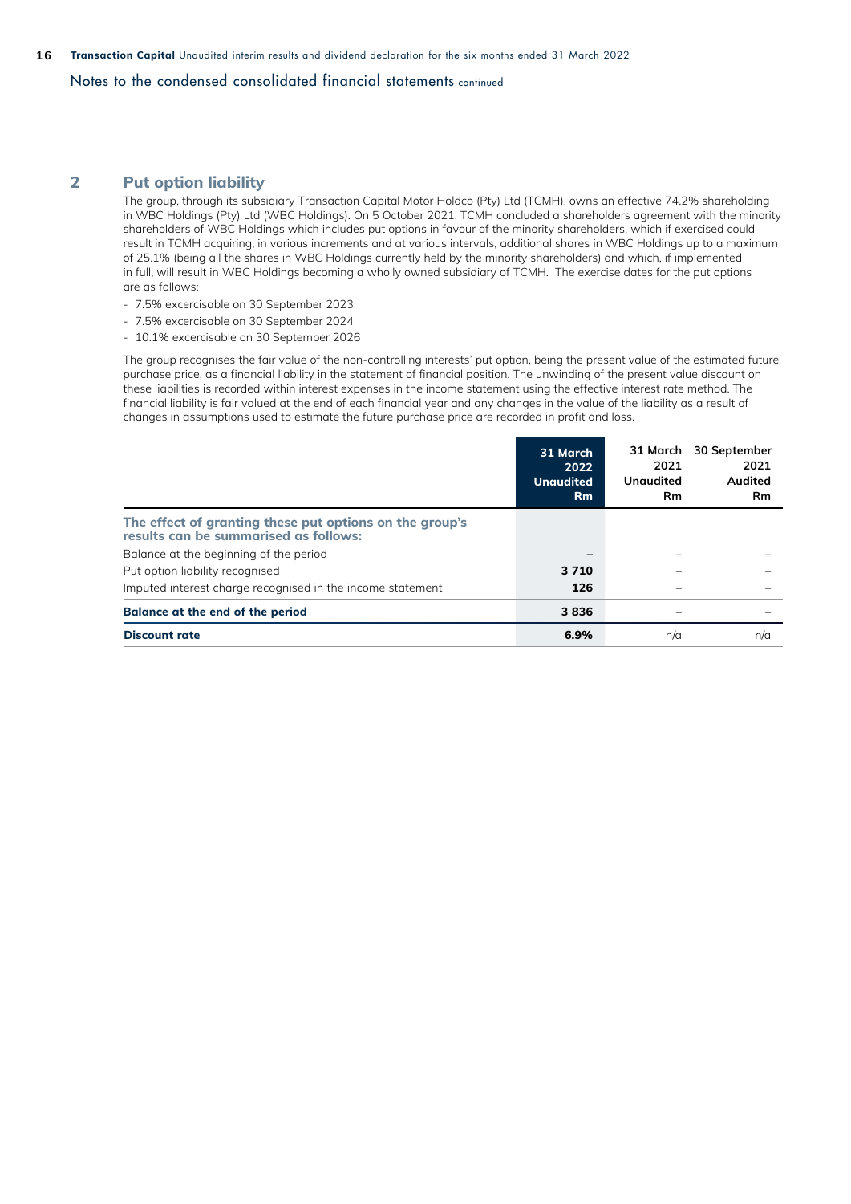Notes to the condensed consolidated financial statements continued

## 2 Put option liability

The group, through its subsidiary Transaction Capital Motor Holdco (Pty) Ltd (TCMH), owns an effective 74.2% shareholding in WBC Holdings (Pty) Ltd (WBC Holdings). On 5 October 2021, TCMH concluded a shareholders agreement with the minority shareholders of WBC Holdings which includes put options in favour of the minority shareholders, which if exercised could result in TCMH acquiring, in various increments and at various intervals, additional shares in WBC Holdings up to a maximum of 25.1% (being all the shares in WBC Holdings currently held by the minority shareholders) and which, if implemented in full, will result in WBC Holdings becoming a wholly owned subsidiary of TCMH. The exercise dates for the put options are as follows:

- 7.5% excercisable on 30 September 2023
- 7.5% excercisable on 30 September 2024
- 10.1% excercisable on 30 September 2026

The group recognises the fair value of the non-controlling interests' put option, being the present value of the estimated future purchase price, as a financial liability in the statement of financial position. The unwinding of the present value discount on these liabilities is recorded within interest expenses in the income statement using the effective interest rate method. The financial liability is fair valued at the end of each financial year and any changes in the value of the liability as a result of changes in assumptions used to estimate the future purchase price are recorded in profit and loss.

| | 31 March 2022 Unaudited Rm | 31 March 2021 Unaudited Rm | 30 September 2021 Audited Rm |
|---|---|---|---|
| **The effect of granting these put options on the group's results can be summarised as follows:** | | | |
| Balance at the beginning of the period | **–** | – | – |
| Put option liability recognised | **3 710** | – | – |
| Imputed interest charge recognised in the income statement | **126** | – | – |
| **Balance at the end of the period** | **3 836** | – | – |
| **Discount rate** | **6.9%** | n/a | n/a |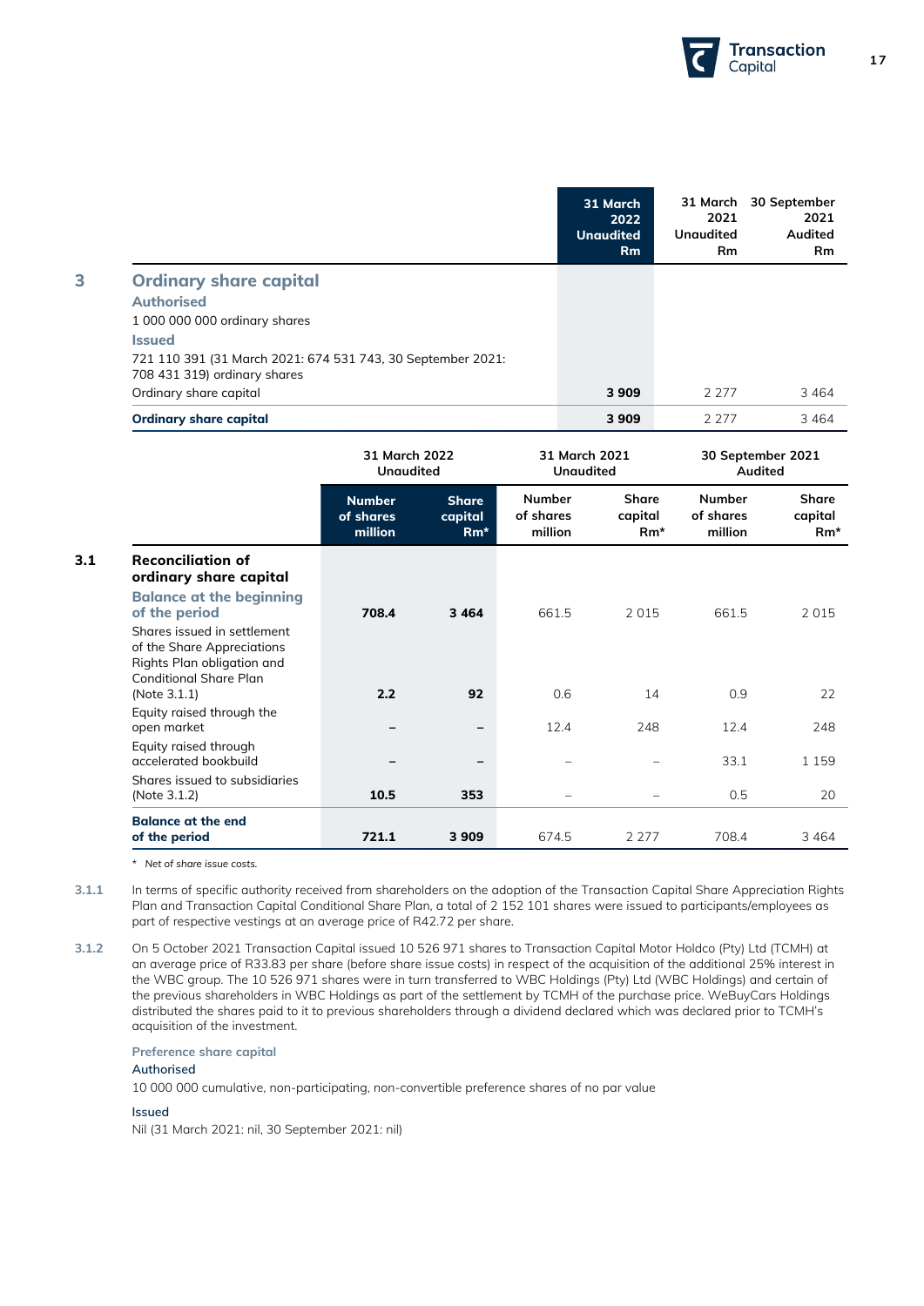| | 31 March 2022 Unaudited Rm | 31 March 2021 Unaudited Rm | 30 September 2021 Audited Rm |
|---|---|---|---|
| **3 Ordinary share capital** | | | |
| **Authorised** | | | |
| 1 000 000 000 ordinary shares | | | |
| **Issued** | | | |
| 721 110 391 (31 March 2021: 674 531 743, 30 September 2021: 708 431 319) ordinary shares | | | |
| Ordinary share capital | **3 909** | 2 277 | 3 464 |
| **Ordinary share capital** | **3 909** | 2 277 | 3 464 |

| | 31 March 2022 Unaudited | | 31 March 2021 Unaudited | | 30 September 2021 Audited | |
|---|---|---|---|---|---|---|
| | Number of shares million | Share capital Rm* | Number of shares million | Share capital Rm* | Number of shares million | Share capital Rm* |
| **3.1 Reconciliation of ordinary share capital** | | | | | | |
| **Balance at the beginning of the period** | **708.4** | **3 464** | 661.5 | 2 015 | 661.5 | 2 015 |
| Shares issued in settlement of the Share Appreciations Rights Plan obligation and Conditional Share Plan (Note 3.1.1) | **2.2** | **92** | 0.6 | 14 | 0.9 | 22 |
| Equity raised through the open market | **–** | **–** | 12.4 | 248 | 12.4 | 248 |
| Equity raised through accelerated bookbuild | **–** | **–** | – | – | 33.1 | 1 159 |
| Shares issued to subsidiaries (Note 3.1.2) | **10.5** | **353** | – | – | 0.5 | 20 |
| **Balance at the end of the period** | **721.1** | **3 909** | 674.5 | 2 277 | 708.4 | 3 464 |

\* *Net of share issue costs.*

**3.1.1** In terms of specific authority received from shareholders on the adoption of the Transaction Capital Share Appreciation Rights Plan and Transaction Capital Conditional Share Plan, a total of 2 152 101 shares were issued to participants/employees as part of respective vestings at an average price of R42.72 per share.

**3.1.2** On 5 October 2021 Transaction Capital issued 10 526 971 shares to Transaction Capital Motor Holdco (Pty) Ltd (TCMH) at an average price of R33.83 per share (before share issue costs) in respect of the acquisition of the additional 25% interest in the WBC group. The 10 526 971 shares were in turn transferred to WBC Holdings (Pty) Ltd (WBC Holdings) and certain of the previous shareholders in WBC Holdings as part of the settlement by TCMH of the purchase price. WeBuyCars Holdings distributed the shares paid to it to previous shareholders through a dividend declared which was declared prior to TCMH's acquisition of the investment.

**Preference share capital**

Authorised

10 000 000 cumulative, non-participating, non-convertible preference shares of no par value

Issued

Nil (31 March 2021: nil, 30 September 2021: nil)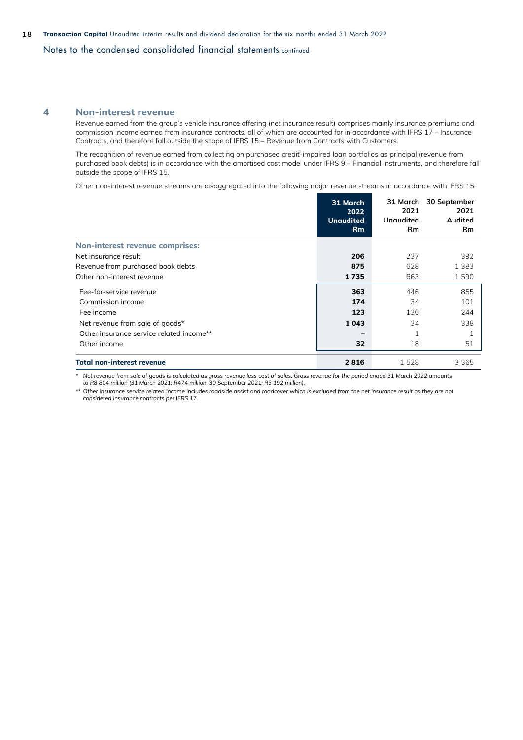## Notes to the condensed consolidated financial statements continued

## 4 Non-interest revenue

Revenue earned from the group's vehicle insurance offering (net insurance result) comprises mainly insurance premiums and commission income earned from insurance contracts, all of which are accounted for in accordance with IFRS 17 – Insurance Contracts, and therefore fall outside the scope of IFRS 15 – Revenue from Contracts with Customers.

The recognition of revenue earned from collecting on purchased credit-impaired loan portfolios as principal (revenue from purchased book debts) is in accordance with the amortised cost model under IFRS 9 – Financial Instruments, and therefore fall outside the scope of IFRS 15.

Other non-interest revenue streams are disaggregated into the following major revenue streams in accordance with IFRS 15:

| | 31 March 2022 Unaudited Rm | 31 March 2021 Unaudited Rm | 30 September 2021 Audited Rm |
|---|---|---|---|
| **Non-interest revenue comprises:** | | | |
| Net insurance result | **206** | 237 | 392 |
| Revenue from purchased book debts | **875** | 628 | 1 383 |
| Other non-interest revenue | **1 735** | 663 | 1 590 |
| Fee-for-service revenue | **363** | 446 | 855 |
| Commission income | **174** | 34 | 101 |
| Fee income | **123** | 130 | 244 |
| Net revenue from sale of goods* | **1 043** | 34 | 338 |
| Other insurance service related income** | **–** | 1 | 1 |
| Other income | **32** | 18 | 51 |
| **Total non-interest revenue** | **2 816** | 1 528 | 3 365 |

*\* Net revenue from sale of goods is calculated as gross revenue less cost of sales. Gross revenue for the period ended 31 March 2022 amounts to R8 804 million (31 March 2021: R474 million, 30 September 2021: R3 192 million).*

*\*\* Other insurance service related income includes roadside assist and roadcover which is excluded from the net insurance result as they are not considered insurance contracts per IFRS 17.*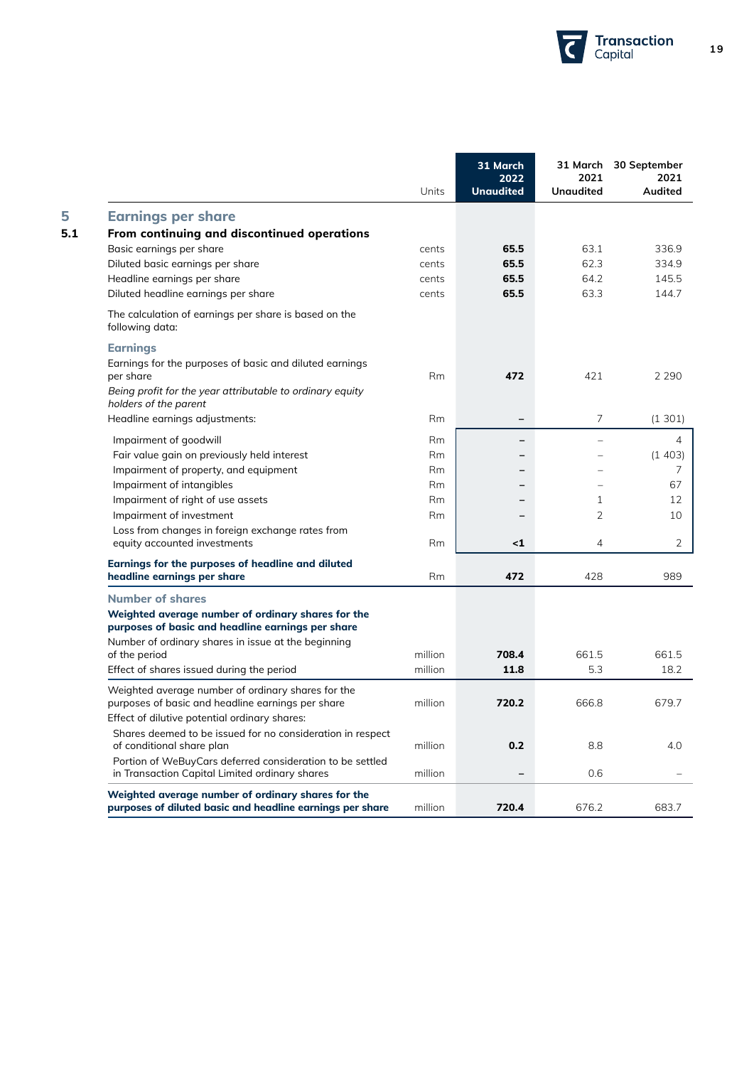| | Units | 31 March 2022 Unaudited | 31 March 2021 Unaudited | 30 September 2021 Audited |
|---|---|---|---|---|
| **5 Earnings per share** | | | | |
| **5.1 From continuing and discontinued operations** | | | | |
| Basic earnings per share | cents | **65.5** | 63.1 | 336.9 |
| Diluted basic earnings per share | cents | **65.5** | 62.3 | 334.9 |
| Headline earnings per share | cents | **65.5** | 64.2 | 145.5 |
| Diluted headline earnings per share | cents | **65.5** | 63.3 | 144.7 |
| The calculation of earnings per share is based on the following data: | | | | |
| **Earnings** | | | | |
| Earnings for the purposes of basic and diluted earnings per share | Rm | **472** | 421 | 2 290 |
| *Being profit for the year attributable to ordinary equity holders of the parent* | | | | |
| Headline earnings adjustments: | Rm | **–** | 7 | (1 301) |
| Impairment of goodwill | Rm | **–** | – | 4 |
| Fair value gain on previously held interest | Rm | **–** | – | (1 403) |
| Impairment of property, and equipment | Rm | **–** | – | 7 |
| Impairment of intangibles | Rm | **–** | – | 67 |
| Impairment of right of use assets | Rm | **–** | 1 | 12 |
| Impairment of investment | Rm | **–** | 2 | 10 |
| Loss from changes in foreign exchange rates from equity accounted investments | Rm | **<1** | 4 | 2 |
| **Earnings for the purposes of headline and diluted headline earnings per share** | Rm | **472** | 428 | 989 |
| **Number of shares** | | | | |
| **Weighted average number of ordinary shares for the purposes of basic and headline earnings per share** | | | | |
| Number of ordinary shares in issue at the beginning of the period | million | **708.4** | 661.5 | 661.5 |
| Effect of shares issued during the period | million | **11.8** | 5.3 | 18.2 |
| Weighted average number of ordinary shares for the purposes of basic and headline earnings per share | million | **720.2** | 666.8 | 679.7 |
| Effect of dilutive potential ordinary shares: | | | | |
| Shares deemed to be issued for no consideration in respect of conditional share plan | million | **0.2** | 8.8 | 4.0 |
| Portion of WeBuyCars deferred consideration to be settled in Transaction Capital Limited ordinary shares | million | **–** | 0.6 | – |
| **Weighted average number of ordinary shares for the purposes of diluted basic and headline earnings per share** | million | **720.4** | 676.2 | 683.7 |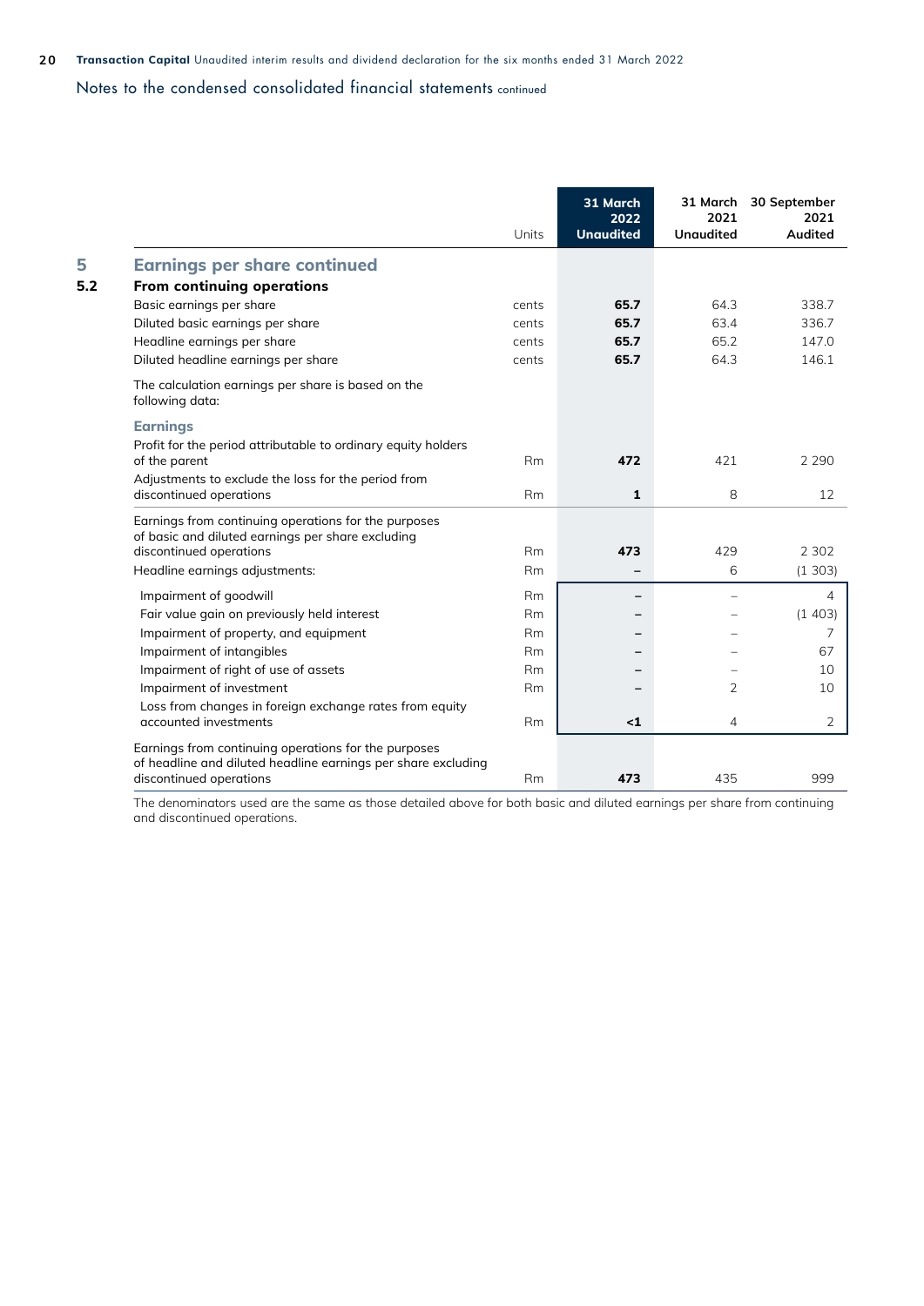## Notes to the condensed consolidated financial statements continued

| | | Units | 31 March 2022 Unaudited | 31 March 2021 Unaudited | 30 September 2021 Audited |
|---|---|---|---|---|---|
| **5** | **Earnings per share continued** | | | | |
| **5.2** | **From continuing operations** | | | | |
| | Basic earnings per share | cents | **65.7** | 64.3 | 338.7 |
| | Diluted basic earnings per share | cents | **65.7** | 63.4 | 336.7 |
| | Headline earnings per share | cents | **65.7** | 65.2 | 147.0 |
| | Diluted headline earnings per share | cents | **65.7** | 64.3 | 146.1 |
| | The calculation earnings per share is based on the following data: | | | | |
| | **Earnings** | | | | |
| | Profit for the period attributable to ordinary equity holders of the parent | Rm | **472** | 421 | 2 290 |
| | Adjustments to exclude the loss for the period from discontinued operations | Rm | **1** | 8 | 12 |
| | Earnings from continuing operations for the purposes of basic and diluted earnings per share excluding discontinued operations | Rm | **473** | 429 | 2 302 |
| | Headline earnings adjustments: | Rm | **–** | 6 | (1 303) |
| | Impairment of goodwill | Rm | **–** | – | 4 |
| | Fair value gain on previously held interest | Rm | **–** | – | (1 403) |
| | Impairment of property, and equipment | Rm | **–** | – | 7 |
| | Impairment of intangibles | Rm | **–** | – | 67 |
| | Impairment of right of use of assets | Rm | **–** | – | 10 |
| | Impairment of investment | Rm | **–** | 2 | 10 |
| | Loss from changes in foreign exchange rates from equity accounted investments | Rm | **<1** | 4 | 2 |
| | Earnings from continuing operations for the purposes of headline and diluted headline earnings per share excluding discontinued operations | Rm | **473** | 435 | 999 |

The denominators used are the same as those detailed above for both basic and diluted earnings per share from continuing and discontinued operations.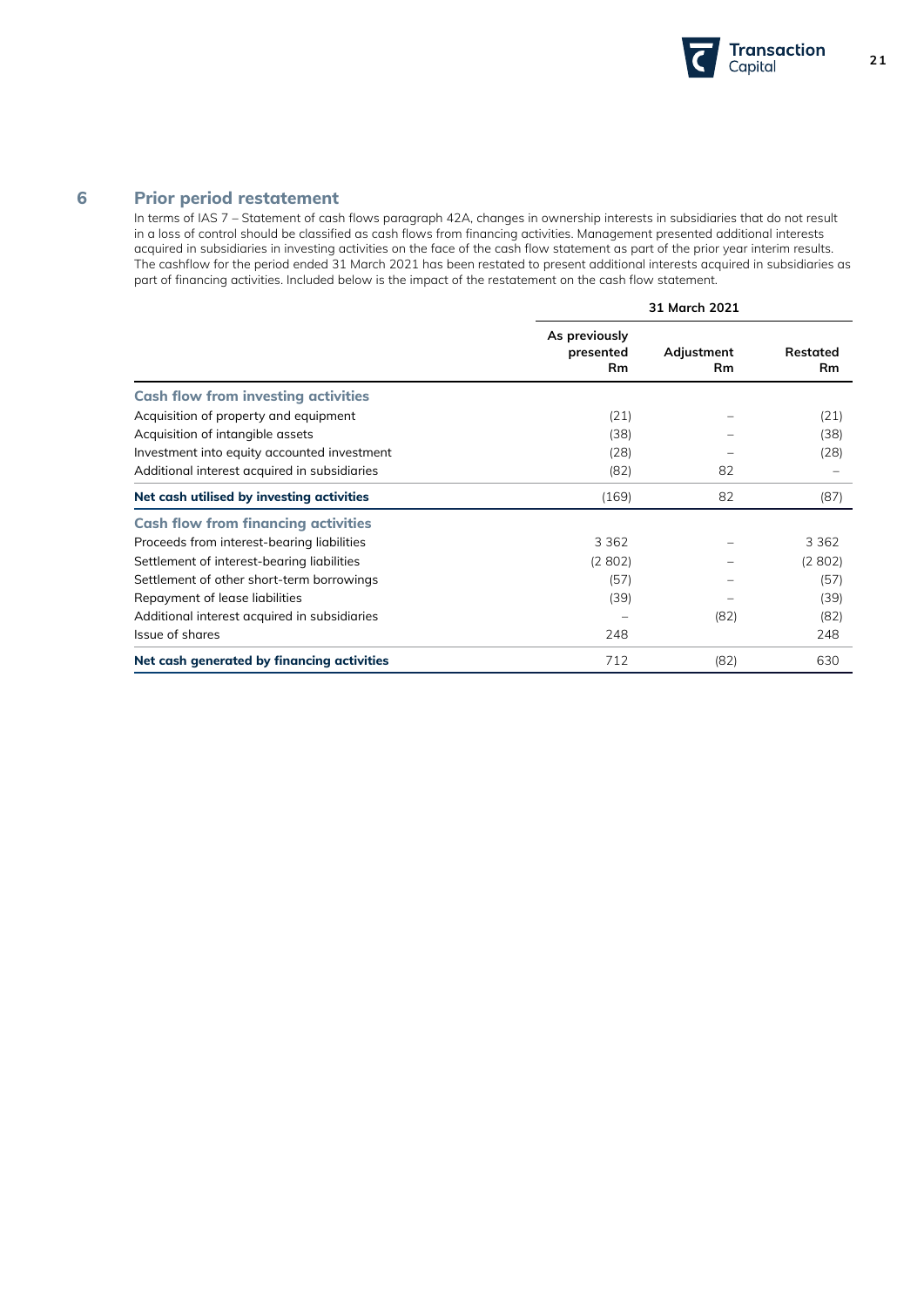## 6 Prior period restatement

In terms of IAS 7 – Statement of cash flows paragraph 42A, changes in ownership interests in subsidiaries that do not result in a loss of control should be classified as cash flows from financing activities. Management presented additional interests acquired in subsidiaries in investing activities on the face of the cash flow statement as part of the prior year interim results. The cashflow for the period ended 31 March 2021 has been restated to present additional interests acquired in subsidiaries as part of financing activities. Included below is the impact of the restatement on the cash flow statement.

| | 31 March 2021 | | |
|---|---|---|---|
| | **As previously presented Rm** | **Adjustment Rm** | **Restated Rm** |
| **Cash flow from investing activities** | | | |
| Acquisition of property and equipment | (21) | – | (21) |
| Acquisition of intangible assets | (38) | – | (38) |
| Investment into equity accounted investment | (28) | – | (28) |
| Additional interest acquired in subsidiaries | (82) | 82 | – |
| **Net cash utilised by investing activities** | (169) | 82 | (87) |
| **Cash flow from financing activities** | | | |
| Proceeds from interest-bearing liabilities | 3 362 | – | 3 362 |
| Settlement of interest-bearing liabilities | (2 802) | – | (2 802) |
| Settlement of other short-term borrowings | (57) | – | (57) |
| Repayment of lease liabilities | (39) | – | (39) |
| Additional interest acquired in subsidiaries | – | (82) | (82) |
| Issue of shares | 248 | | 248 |
| **Net cash generated by financing activities** | 712 | (82) | 630 |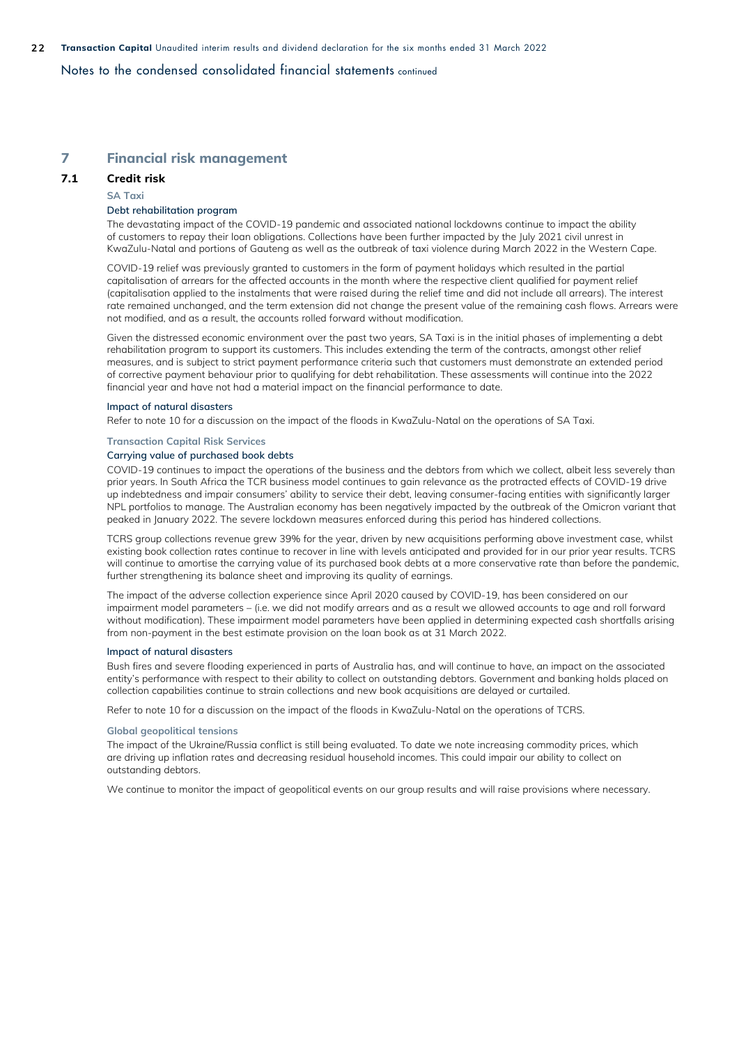Notes to the condensed consolidated financial statements continued

# 7 Financial risk management

## 7.1 Credit risk

### SA Taxi

#### Debt rehabilitation program

The devastating impact of the COVID-19 pandemic and associated national lockdowns continue to impact the ability of customers to repay their loan obligations. Collections have been further impacted by the July 2021 civil unrest in KwaZulu-Natal and portions of Gauteng as well as the outbreak of taxi violence during March 2022 in the Western Cape.

COVID-19 relief was previously granted to customers in the form of payment holidays which resulted in the partial capitalisation of arrears for the affected accounts in the month where the respective client qualified for payment relief (capitalisation applied to the instalments that were raised during the relief time and did not include all arrears). The interest rate remained unchanged, and the term extension did not change the present value of the remaining cash flows. Arrears were not modified, and as a result, the accounts rolled forward without modification.

Given the distressed economic environment over the past two years, SA Taxi is in the initial phases of implementing a debt rehabilitation program to support its customers. This includes extending the term of the contracts, amongst other relief measures, and is subject to strict payment performance criteria such that customers must demonstrate an extended period of corrective payment behaviour prior to qualifying for debt rehabilitation. These assessments will continue into the 2022 financial year and have not had a material impact on the financial performance to date.

#### Impact of natural disasters

Refer to note 10 for a discussion on the impact of the floods in KwaZulu-Natal on the operations of SA Taxi.

### Transaction Capital Risk Services

#### Carrying value of purchased book debts

COVID-19 continues to impact the operations of the business and the debtors from which we collect, albeit less severely than prior years. In South Africa the TCR business model continues to gain relevance as the protracted effects of COVID-19 drive up indebtedness and impair consumers' ability to service their debt, leaving consumer-facing entities with significantly larger NPL portfolios to manage. The Australian economy has been negatively impacted by the outbreak of the Omicron variant that peaked in January 2022. The severe lockdown measures enforced during this period has hindered collections.

TCRS group collections revenue grew 39% for the year, driven by new acquisitions performing above investment case, whilst existing book collection rates continue to recover in line with levels anticipated and provided for in our prior year results. TCRS will continue to amortise the carrying value of its purchased book debts at a more conservative rate than before the pandemic, further strengthening its balance sheet and improving its quality of earnings.

The impact of the adverse collection experience since April 2020 caused by COVID-19, has been considered on our impairment model parameters – (i.e. we did not modify arrears and as a result we allowed accounts to age and roll forward without modification). These impairment model parameters have been applied in determining expected cash shortfalls arising from non-payment in the best estimate provision on the loan book as at 31 March 2022.

#### Impact of natural disasters

Bush fires and severe flooding experienced in parts of Australia has, and will continue to have, an impact on the associated entity's performance with respect to their ability to collect on outstanding debtors. Government and banking holds placed on collection capabilities continue to strain collections and new book acquisitions are delayed or curtailed.

Refer to note 10 for a discussion on the impact of the floods in KwaZulu-Natal on the operations of TCRS.

### Global geopolitical tensions

The impact of the Ukraine/Russia conflict is still being evaluated. To date we note increasing commodity prices, which are driving up inflation rates and decreasing residual household incomes. This could impair our ability to collect on outstanding debtors.

We continue to monitor the impact of geopolitical events on our group results and will raise provisions where necessary.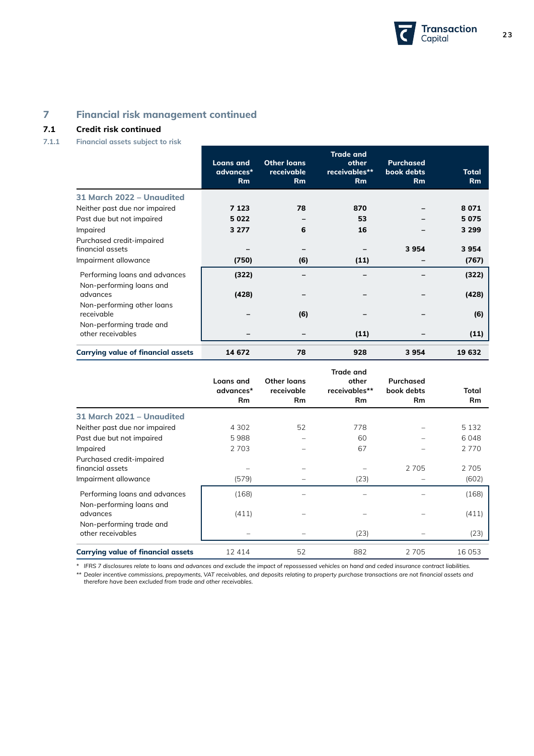## 7 Financial risk management continued

### 7.1 Credit risk continued

#### 7.1.1 Financial assets subject to risk

| | Loans and advances* Rm | Other loans receivable Rm | Trade and other receivables** Rm | Purchased book debts Rm | Total Rm |
|---|---|---|---|---|---|
| **31 March 2022 – Unaudited** | | | | | |
| Neither past due nor impaired | **7 123** | **78** | **870** | **–** | **8 071** |
| Past due but not impaired | **5 022** | **–** | **53** | **–** | **5 075** |
| Impaired | **3 277** | **6** | **16** | **–** | **3 299** |
| Purchased credit-impaired financial assets | **–** | **–** | **–** | **3 954** | **3 954** |
| Impairment allowance | **(750)** | **(6)** | **(11)** | **–** | **(767)** |
| Performing loans and advances | **(322)** | **–** | **–** | **–** | **(322)** |
| Non-performing loans and advances | **(428)** | **–** | **–** | **–** | **(428)** |
| Non-performing other loans receivable | **–** | **(6)** | **–** | **–** | **(6)** |
| Non-performing trade and other receivables | **–** | **–** | **(11)** | **–** | **(11)** |
| **Carrying value of financial assets** | **14 672** | **78** | **928** | **3 954** | **19 632** |

| | Loans and advances* Rm | Other loans receivable Rm | Trade and other receivables** Rm | Purchased book debts Rm | Total Rm |
|---|---|---|---|---|---|
| **31 March 2021 – Unaudited** | | | | | |
| Neither past due nor impaired | 4 302 | 52 | 778 | – | 5 132 |
| Past due but not impaired | 5 988 | – | 60 | – | 6 048 |
| Impaired | 2 703 | – | 67 | – | 2 770 |
| Purchased credit-impaired financial assets | – | – | – | 2 705 | 2 705 |
| Impairment allowance | (579) | – | (23) | – | (602) |
| Performing loans and advances | (168) | – | – | – | (168) |
| Non-performing loans and advances | (411) | – | – | – | (411) |
| Non-performing trade and other receivables | – | – | (23) | – | (23) |
| **Carrying value of financial assets** | 12 414 | 52 | 882 | 2 705 | 16 053 |

*\* IFRS 7 disclosures relate to loans and advances and exclude the impact of repossessed vehicles on hand and ceded insurance contract liabilities.*

*\*\* Dealer incentive commissions, prepayments, VAT receivables, and deposits relating to property purchase transactions are not financial assets and therefore have been excluded from trade and other receivables.*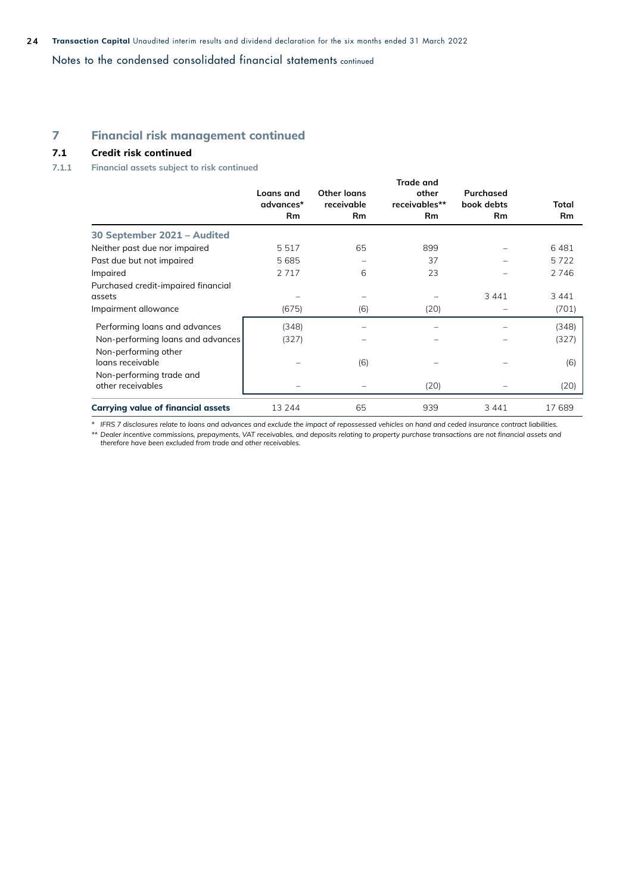## 7 Financial risk management continued

### 7.1 Credit risk continued

#### 7.1.1 Financial assets subject to risk continued

| | Loans and advances* Rm | Other loans receivable Rm | Trade and other receivables** Rm | Purchased book debts Rm | Total Rm |
|---|---|---|---|---|---|
| **30 September 2021 – Audited** | | | | | |
| Neither past due nor impaired | 5 517 | 65 | 899 | – | 6 481 |
| Past due but not impaired | 5 685 | – | 37 | – | 5 722 |
| Impaired | 2 717 | 6 | 23 | – | 2 746 |
| Purchased credit-impaired financial assets | – | – | – | 3 441 | 3 441 |
| Impairment allowance | (675) | (6) | (20) | – | (701) |
| Performing loans and advances | (348) | – | – | – | (348) |
| Non-performing loans and advances | (327) | – | – | – | (327) |
| Non-performing other loans receivable | – | (6) | – | – | (6) |
| Non-performing trade and other receivables | – | – | (20) | – | (20) |
| **Carrying value of financial assets** | 13 244 | 65 | 939 | 3 441 | 17 689 |

\* *IFRS 7 disclosures relate to loans and advances and exclude the impact of repossessed vehicles on hand and ceded insurance contract liabilities.*

\*\* *Dealer incentive commissions, prepayments, VAT receivables, and deposits relating to property purchase transactions are not financial assets and therefore have been excluded from trade and other receivables.*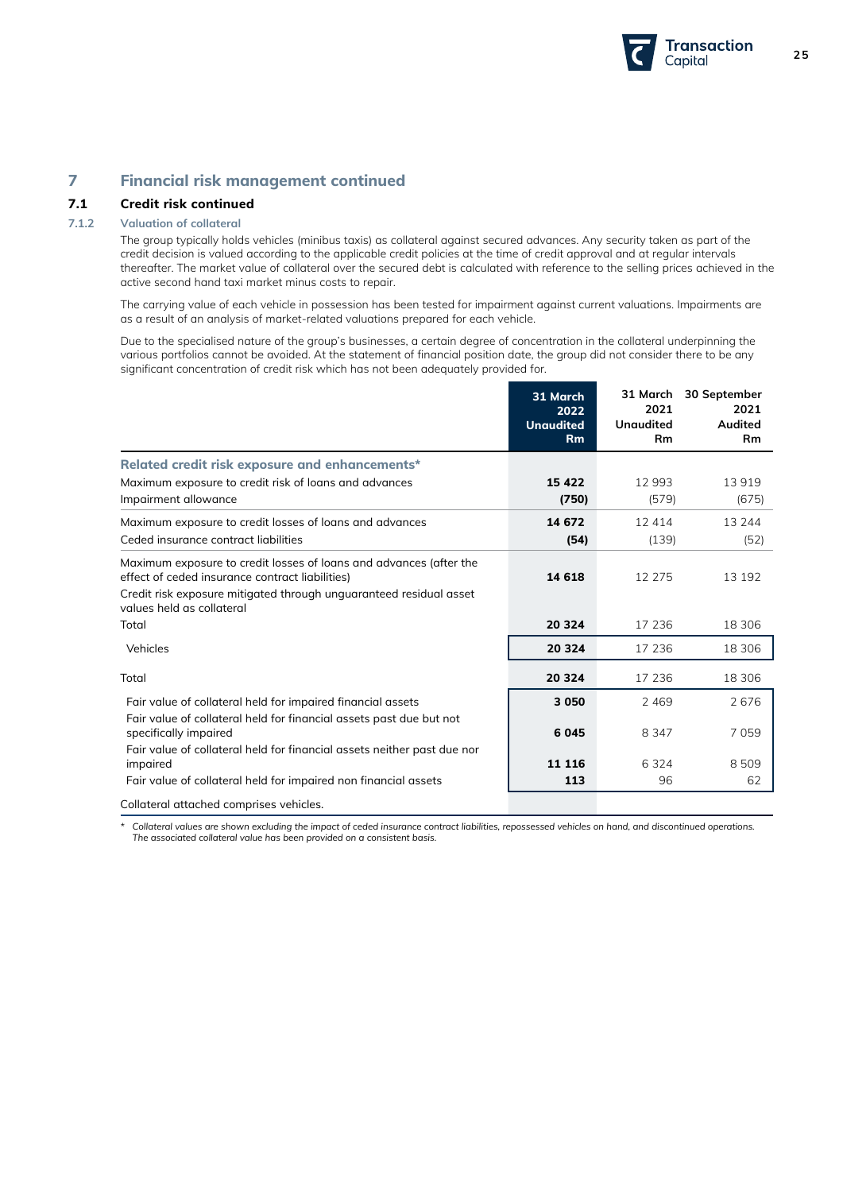## 7 Financial risk management continued

### 7.1 Credit risk continued

#### 7.1.2 Valuation of collateral

The group typically holds vehicles (minibus taxis) as collateral against secured advances. Any security taken as part of the credit decision is valued according to the applicable credit policies at the time of credit approval and at regular intervals thereafter. The market value of collateral over the secured debt is calculated with reference to the selling prices achieved in the active second hand taxi market minus costs to repair.

The carrying value of each vehicle in possession has been tested for impairment against current valuations. Impairments are as a result of an analysis of market-related valuations prepared for each vehicle.

Due to the specialised nature of the group's businesses, a certain degree of concentration in the collateral underpinning the various portfolios cannot be avoided. At the statement of financial position date, the group did not consider there to be any significant concentration of credit risk which has not been adequately provided for.

| | 31 March 2022 Unaudited Rm | 31 March 2021 Unaudited Rm | 30 September 2021 Audited Rm |
|---|---|---|---|
| **Related credit risk exposure and enhancements*** | | | |
| Maximum exposure to credit risk of loans and advances | **15 422** | 12 993 | 13 919 |
| Impairment allowance | **(750)** | (579) | (675) |
| Maximum exposure to credit losses of loans and advances | **14 672** | 12 414 | 13 244 |
| Ceded insurance contract liabilities | **(54)** | (139) | (52) |
| Maximum exposure to credit losses of loans and advances (after the effect of ceded insurance contract liabilities) | **14 618** | 12 275 | 13 192 |
| Credit risk exposure mitigated through unguaranteed residual asset values held as collateral | | | |
| Total | **20 324** | 17 236 | 18 306 |
| Vehicles | **20 324** | 17 236 | 18 306 |
| Total | **20 324** | 17 236 | 18 306 |
| Fair value of collateral held for impaired financial assets | **3 050** | 2 469 | 2 676 |
| Fair value of collateral held for financial assets past due but not specifically impaired | **6 045** | 8 347 | 7 059 |
| Fair value of collateral held for financial assets neither past due nor impaired | **11 116** | 6 324 | 8 509 |
| Fair value of collateral held for impaired non financial assets | **113** | 96 | 62 |
| Collateral attached comprises vehicles. | | | |

\* *Collateral values are shown excluding the impact of ceded insurance contract liabilities, repossessed vehicles on hand, and discontinued operations. The associated collateral value has been provided on a consistent basis.*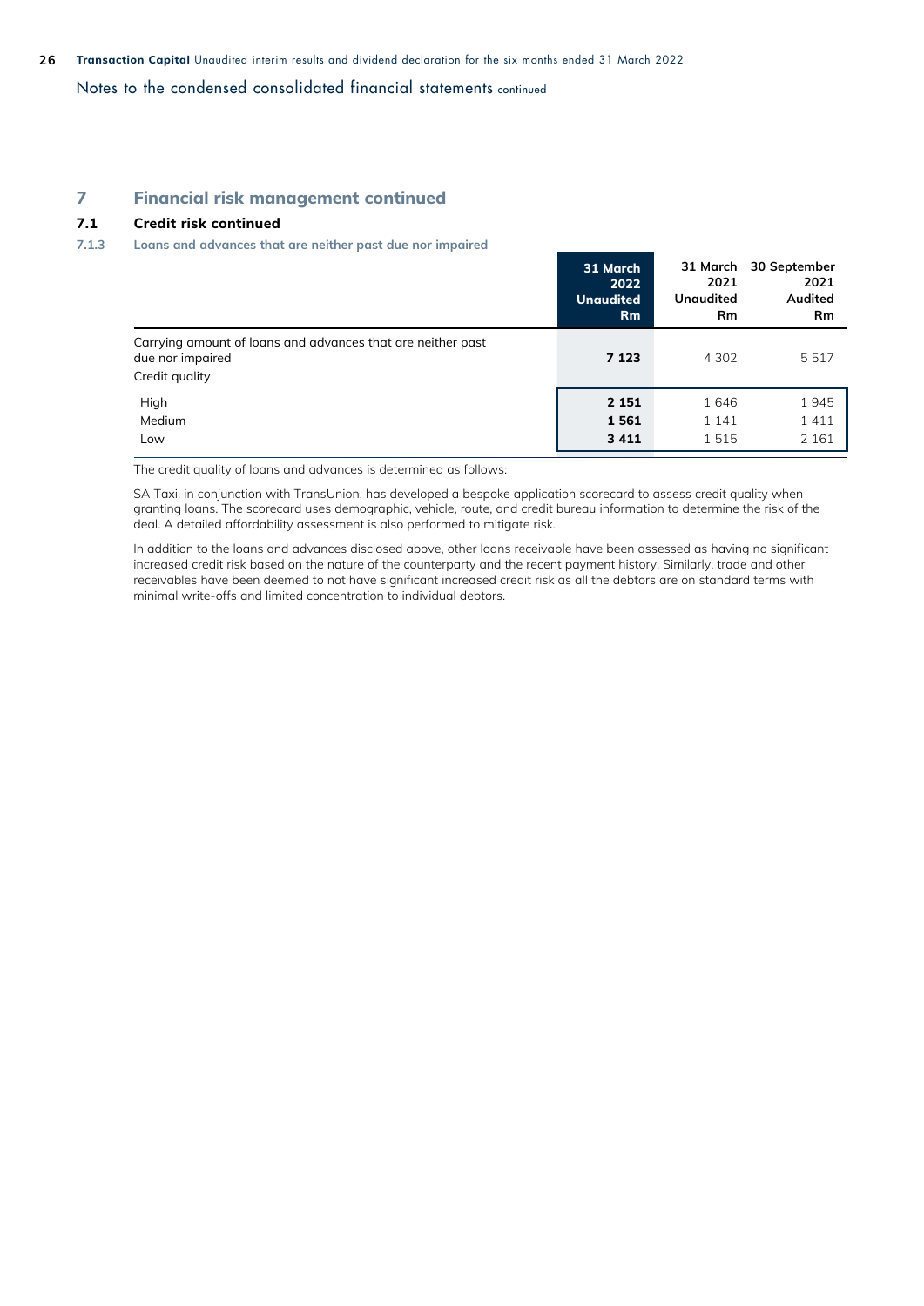Notes to the condensed consolidated financial statements continued

## 7 Financial risk management continued

### 7.1 Credit risk continued

#### 7.1.3 Loans and advances that are neither past due nor impaired

| | 31 March 2022 Unaudited Rm | 31 March 2021 Unaudited Rm | 30 September 2021 Audited Rm |
|---|---|---|---|
| Carrying amount of loans and advances that are neither past due nor impaired | **7 123** | 4 302 | 5 517 |
| Credit quality | | | |
| High | **2 151** | 1 646 | 1 945 |
| Medium | **1 561** | 1 141 | 1 411 |
| Low | **3 411** | 1 515 | 2 161 |

The credit quality of loans and advances is determined as follows:

SA Taxi, in conjunction with TransUnion, has developed a bespoke application scorecard to assess credit quality when granting loans. The scorecard uses demographic, vehicle, route, and credit bureau information to determine the risk of the deal. A detailed affordability assessment is also performed to mitigate risk.

In addition to the loans and advances disclosed above, other loans receivable have been assessed as having no significant increased credit risk based on the nature of the counterparty and the recent payment history. Similarly, trade and other receivables have been deemed to not have significant increased credit risk as all the debtors are on standard terms with minimal write-offs and limited concentration to individual debtors.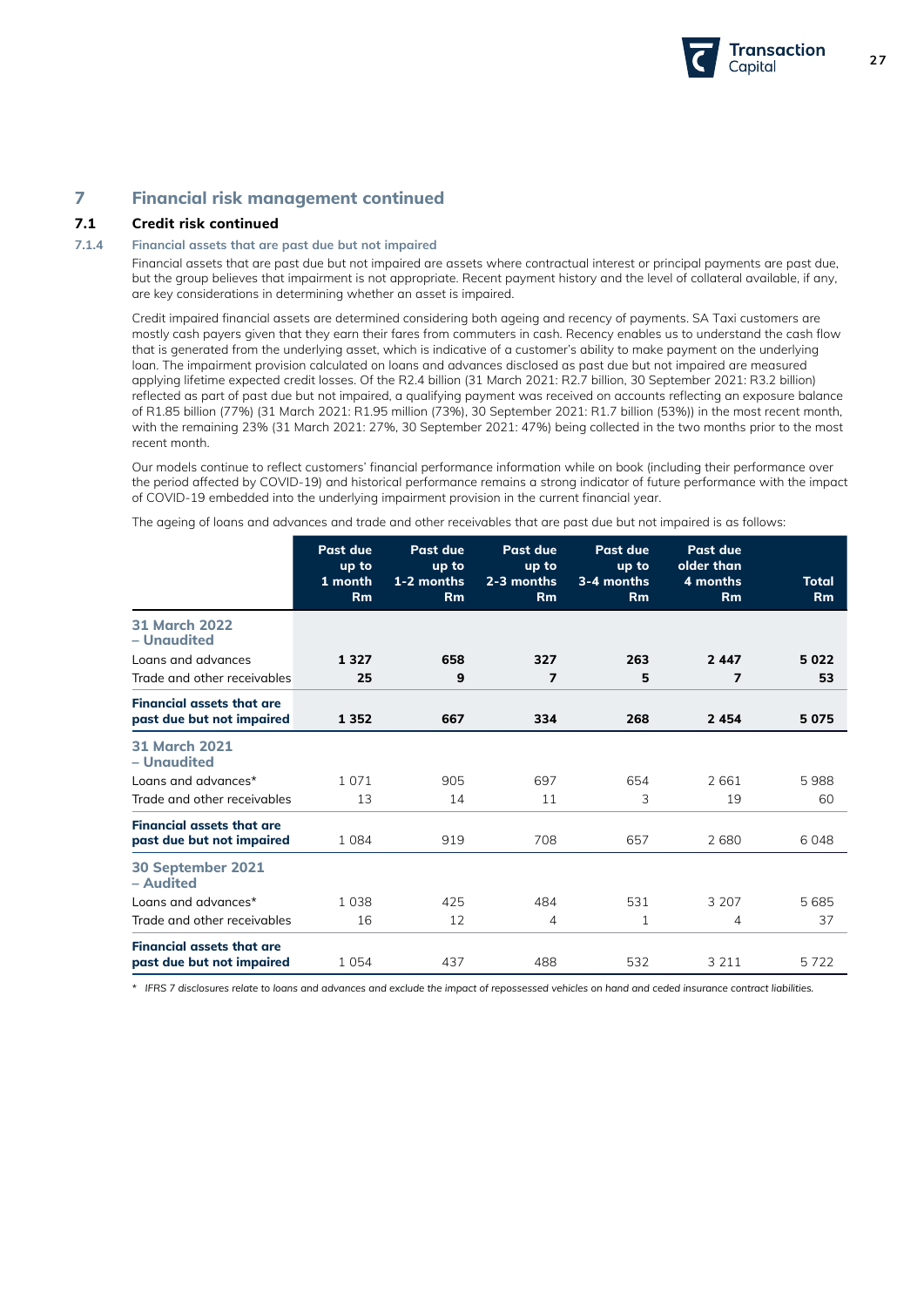## 7 Financial risk management continued

### 7.1 Credit risk continued

#### 7.1.4 Financial assets that are past due but not impaired

Financial assets that are past due but not impaired are assets where contractual interest or principal payments are past due, but the group believes that impairment is not appropriate. Recent payment history and the level of collateral available, if any, are key considerations in determining whether an asset is impaired.

Credit impaired financial assets are determined considering both ageing and recency of payments. SA Taxi customers are mostly cash payers given that they earn their fares from commuters in cash. Recency enables us to understand the cash flow that is generated from the underlying asset, which is indicative of a customer's ability to make payment on the underlying loan. The impairment provision calculated on loans and advances disclosed as past due but not impaired are measured applying lifetime expected credit losses. Of the R2.4 billion (31 March 2021: R2.7 billion, 30 September 2021: R3.2 billion) reflected as part of past due but not impaired, a qualifying payment was received on accounts reflecting an exposure balance of R1.85 billion (77%) (31 March 2021: R1.95 million (73%), 30 September 2021: R1.7 billion (53%)) in the most recent month, with the remaining 23% (31 March 2021: 27%, 30 September 2021: 47%) being collected in the two months prior to the most recent month.

Our models continue to reflect customers' financial performance information while on book (including their performance over the period affected by COVID-19) and historical performance remains a strong indicator of future performance with the impact of COVID-19 embedded into the underlying impairment provision in the current financial year.

The ageing of loans and advances and trade and other receivables that are past due but not impaired is as follows:

| | Past due up to 1 month Rm | Past due up to 1-2 months Rm | Past due up to 2-3 months Rm | Past due up to 3-4 months Rm | Past due older than 4 months Rm | Total Rm |
|---|---|---|---|---|---|---|
| **31 March 2022 – Unaudited** | | | | | | |
| Loans and advances | **1 327** | **658** | **327** | **263** | **2 447** | **5 022** |
| Trade and other receivables | **25** | **9** | **7** | **5** | **7** | **53** |
| **Financial assets that are past due but not impaired** | **1 352** | **667** | **334** | **268** | **2 454** | **5 075** |
| **31 March 2021 – Unaudited** | | | | | | |
| Loans and advances* | 1 071 | 905 | 697 | 654 | 2 661 | 5 988 |
| Trade and other receivables | 13 | 14 | 11 | 3 | 19 | 60 |
| **Financial assets that are past due but not impaired** | 1 084 | 919 | 708 | 657 | 2 680 | 6 048 |
| **30 September 2021 – Audited** | | | | | | |
| Loans and advances* | 1 038 | 425 | 484 | 531 | 3 207 | 5 685 |
| Trade and other receivables | 16 | 12 | 4 | 1 | 4 | 37 |
| **Financial assets that are past due but not impaired** | 1 054 | 437 | 488 | 532 | 3 211 | 5 722 |

*\* IFRS 7 disclosures relate to loans and advances and exclude the impact of repossessed vehicles on hand and ceded insurance contract liabilities.*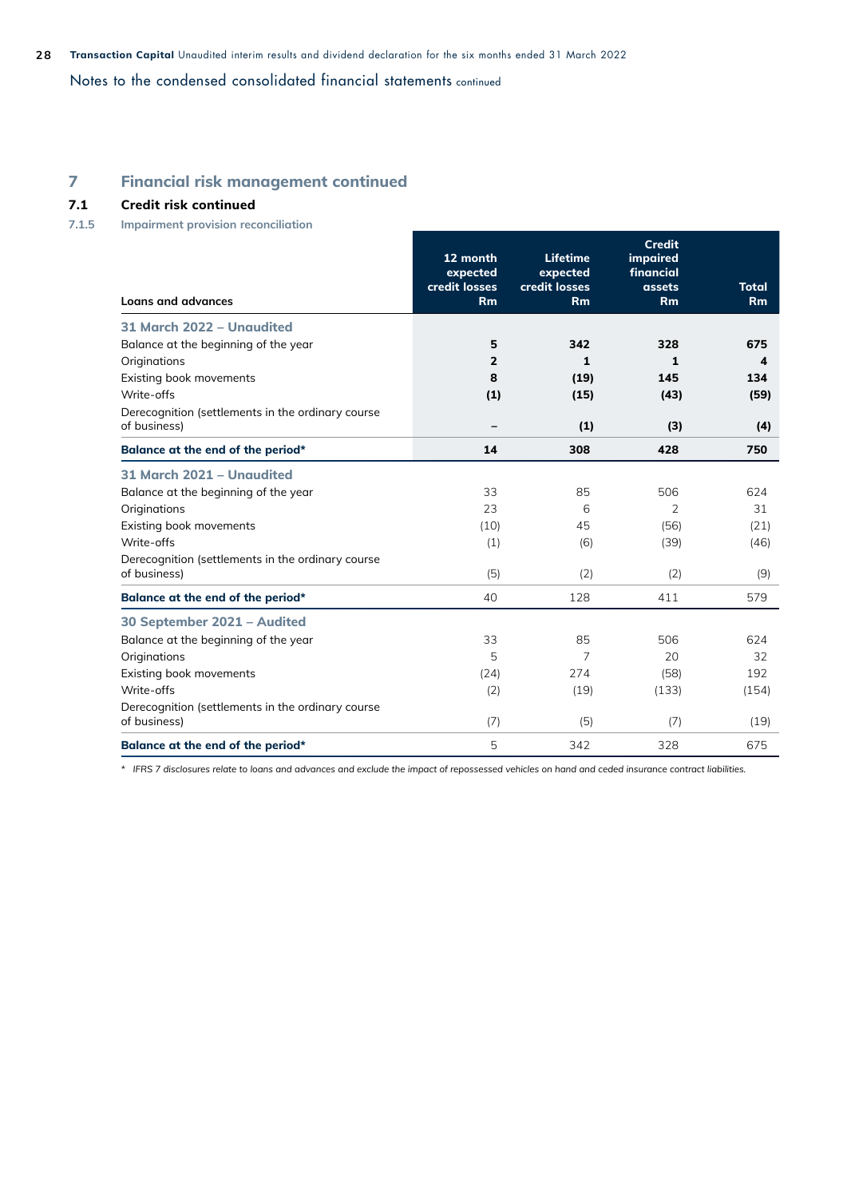Notes to the condensed consolidated financial statements continued

## 7 Financial risk management continued

### 7.1 Credit risk continued

#### 7.1.5 Impairment provision reconciliation

| Loans and advances | 12 month expected credit losses Rm | Lifetime expected credit losses Rm | Credit impaired financial assets Rm | Total Rm |
|---|---|---|---|---|
| **31 March 2022 – Unaudited** | | | | |
| Balance at the beginning of the year | **5** | **342** | **328** | **675** |
| Originations | **2** | **1** | **1** | **4** |
| Existing book movements | **8** | **(19)** | **145** | **134** |
| Write-offs | **(1)** | **(15)** | **(43)** | **(59)** |
| Derecognition (settlements in the ordinary course of business) | **–** | **(1)** | **(3)** | **(4)** |
| **Balance at the end of the period*** | **14** | **308** | **428** | **750** |
| **31 March 2021 – Unaudited** | | | | |
| Balance at the beginning of the year | 33 | 85 | 506 | 624 |
| Originations | 23 | 6 | 2 | 31 |
| Existing book movements | (10) | 45 | (56) | (21) |
| Write-offs | (1) | (6) | (39) | (46) |
| Derecognition (settlements in the ordinary course of business) | (5) | (2) | (2) | (9) |
| **Balance at the end of the period*** | 40 | 128 | 411 | 579 |
| **30 September 2021 – Audited** | | | | |
| Balance at the beginning of the year | 33 | 85 | 506 | 624 |
| Originations | 5 | 7 | 20 | 32 |
| Existing book movements | (24) | 274 | (58) | 192 |
| Write-offs | (2) | (19) | (133) | (154) |
| Derecognition (settlements in the ordinary course of business) | (7) | (5) | (7) | (19) |
| **Balance at the end of the period*** | 5 | 342 | 328 | 675 |

*\* IFRS 7 disclosures relate to loans and advances and exclude the impact of repossessed vehicles on hand and ceded insurance contract liabilities.*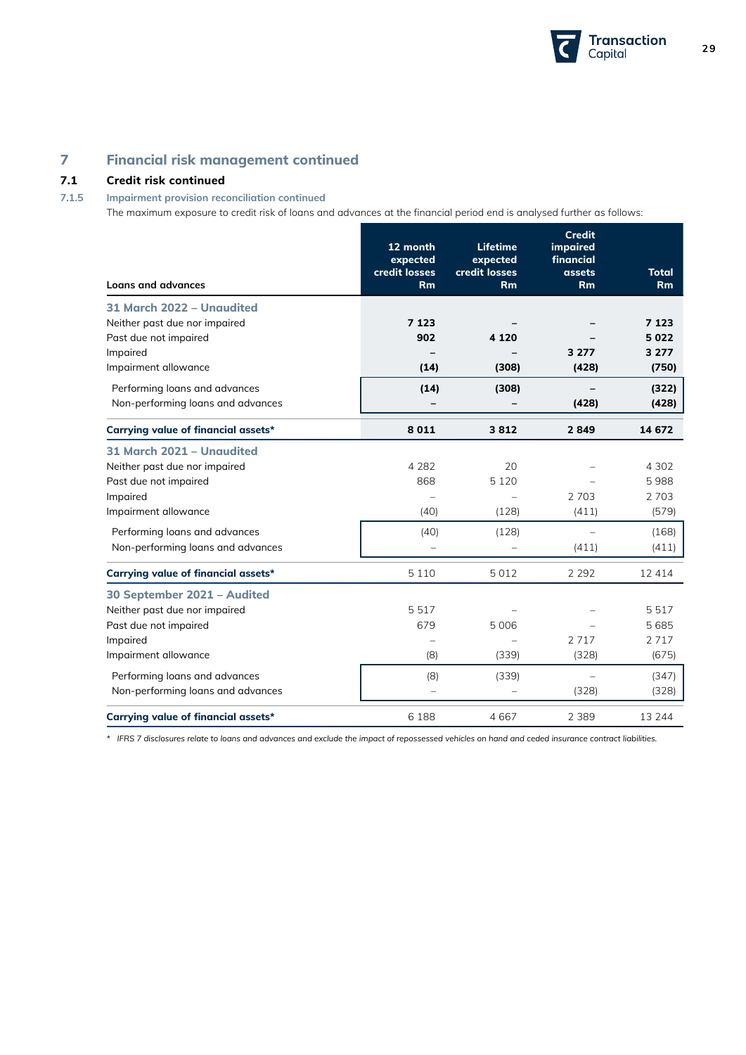## 7 Financial risk management continued

### 7.1 Credit risk continued

#### 7.1.5 Impairment provision reconciliation continued

The maximum exposure to credit risk of loans and advances at the financial period end is analysed further as follows:

| Loans and advances | 12 month expected credit losses Rm | Lifetime expected credit losses Rm | Credit impaired financial assets Rm | Total Rm |
|---|---|---|---|---|
| **31 March 2022 – Unaudited** | | | | |
| Neither past due nor impaired | **7 123** | **–** | **–** | **7 123** |
| Past due not impaired | **902** | **4 120** | **–** | **5 022** |
| Impaired | **–** | **–** | **3 277** | **3 277** |
| Impairment allowance | **(14)** | **(308)** | **(428)** | **(750)** |
| Performing loans and advances | **(14)** | **(308)** | **–** | **(322)** |
| Non-performing loans and advances | **–** | **–** | **(428)** | **(428)** |
| **Carrying value of financial assets*** | **8 011** | **3 812** | **2 849** | **14 672** |
| **31 March 2021 – Unaudited** | | | | |
| Neither past due nor impaired | 4 282 | 20 | – | 4 302 |
| Past due not impaired | 868 | 5 120 | – | 5 988 |
| Impaired | – | – | 2 703 | 2 703 |
| Impairment allowance | (40) | (128) | (411) | (579) |
| Performing loans and advances | (40) | (128) | – | (168) |
| Non-performing loans and advances | – | – | (411) | (411) |
| **Carrying value of financial assets*** | 5 110 | 5 012 | 2 292 | 12 414 |
| **30 September 2021 – Audited** | | | | |
| Neither past due nor impaired | 5 517 | – | – | 5 517 |
| Past due not impaired | 679 | 5 006 | – | 5 685 |
| Impaired | – | – | 2 717 | 2 717 |
| Impairment allowance | (8) | (339) | (328) | (675) |
| Performing loans and advances | (8) | (339) | – | (347) |
| Non-performing loans and advances | – | – | (328) | (328) |
| **Carrying value of financial assets*** | 6 188 | 4 667 | 2 389 | 13 244 |

\* *IFRS 7 disclosures relate to loans and advances and exclude the impact of repossessed vehicles on hand and ceded insurance contract liabilities.*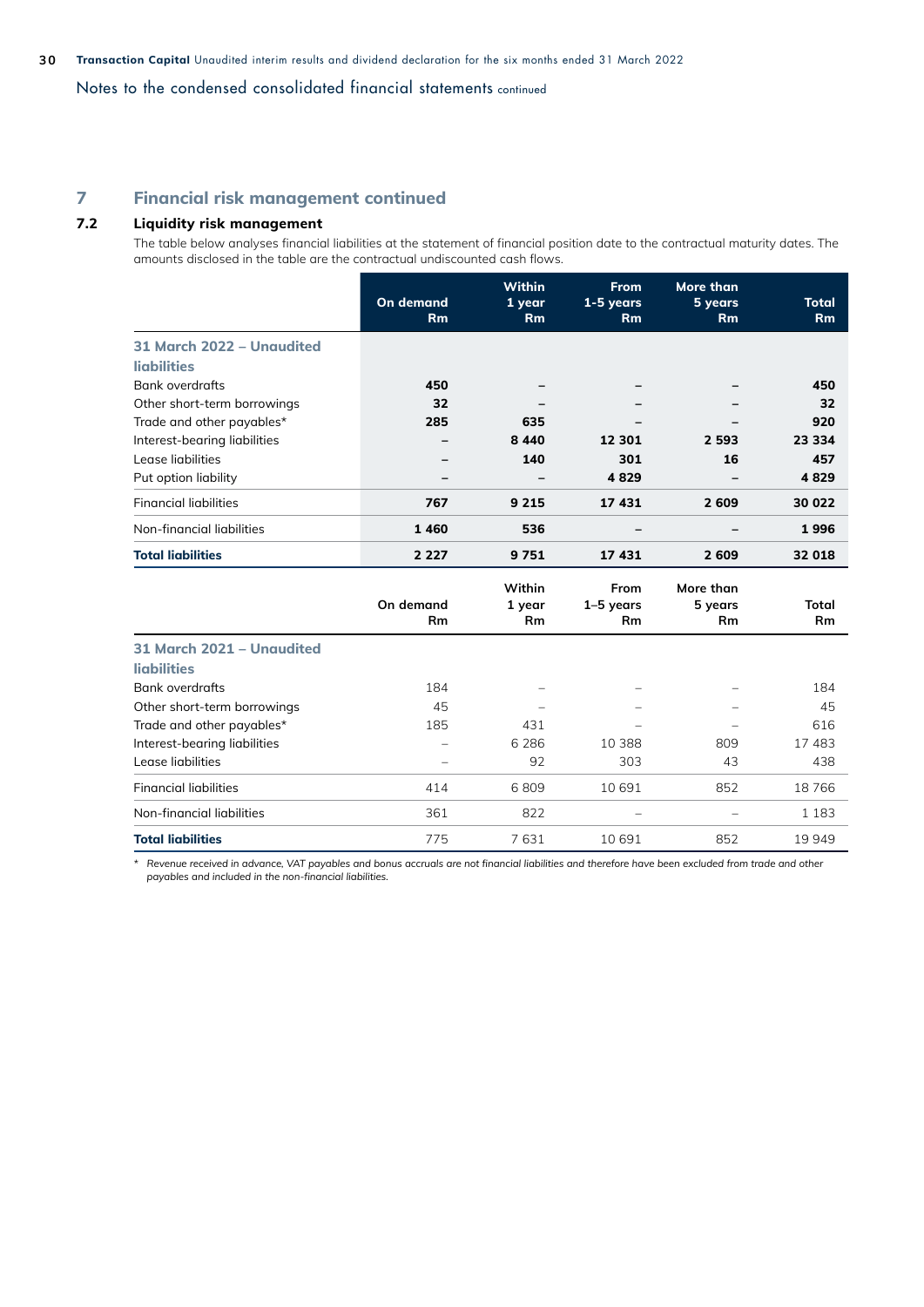Notes to the condensed consolidated financial statements continued

## 7 Financial risk management continued

### 7.2 Liquidity risk management

The table below analyses financial liabilities at the statement of financial position date to the contractual maturity dates. The amounts disclosed in the table are the contractual undiscounted cash flows.

| | On demand Rm | Within 1 year Rm | From 1-5 years Rm | More than 5 years Rm | Total Rm |
|---|---|---|---|---|---|
| **31 March 2022 – Unaudited liabilities** | | | | | |
| Bank overdrafts | **450** | **–** | **–** | **–** | **450** |
| Other short-term borrowings | **32** | **–** | **–** | **–** | **32** |
| Trade and other payables* | **285** | **635** | **–** | **–** | **920** |
| Interest-bearing liabilities | **–** | **8 440** | **12 301** | **2 593** | **23 334** |
| Lease liabilities | **–** | **140** | **301** | **16** | **457** |
| Put option liability | **–** | **–** | **4 829** | **–** | **4 829** |
| Financial liabilities | **767** | **9 215** | **17 431** | **2 609** | **30 022** |
| Non-financial liabilities | **1 460** | **536** | **–** | **–** | **1 996** |
| **Total liabilities** | **2 227** | **9 751** | **17 431** | **2 609** | **32 018** |

| | On demand Rm | Within 1 year Rm | From 1–5 years Rm | More than 5 years Rm | Total Rm |
|---|---|---|---|---|---|
| **31 March 2021 – Unaudited liabilities** | | | | | |
| Bank overdrafts | 184 | – | – | – | 184 |
| Other short-term borrowings | 45 | – | – | – | 45 |
| Trade and other payables* | 185 | 431 | – | – | 616 |
| Interest-bearing liabilities | – | 6 286 | 10 388 | 809 | 17 483 |
| Lease liabilities | – | 92 | 303 | 43 | 438 |
| Financial liabilities | 414 | 6 809 | 10 691 | 852 | 18 766 |
| Non-financial liabilities | 361 | 822 | – | – | 1 183 |
| **Total liabilities** | 775 | 7 631 | 10 691 | 852 | 19 949 |

\* *Revenue received in advance, VAT payables and bonus accruals are not financial liabilities and therefore have been excluded from trade and other payables and included in the non-financial liabilities.*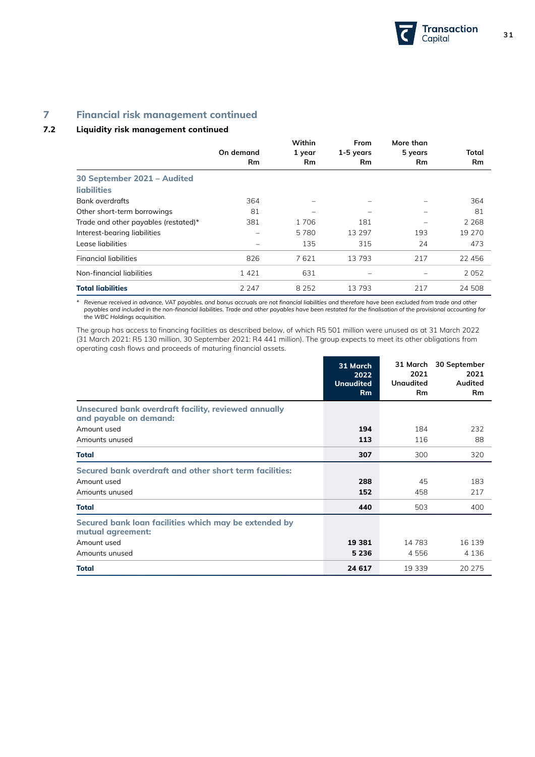## 7 Financial risk management continued

### 7.2 Liquidity risk management continued

| | On demand Rm | Within 1 year Rm | From 1-5 years Rm | More than 5 years Rm | Total Rm |
|---|---|---|---|---|---|
| **30 September 2021 – Audited liabilities** | | | | | |
| Bank overdrafts | 364 | – | – | – | 364 |
| Other short-term borrowings | 81 | – | – | – | 81 |
| Trade and other payables (restated)* | 381 | 1 706 | 181 | – | 2 268 |
| Interest-bearing liabilities | – | 5 780 | 13 297 | 193 | 19 270 |
| Lease liabilities | – | 135 | 315 | 24 | 473 |
| Financial liabilities | 826 | 7 621 | 13 793 | 217 | 22 456 |
| Non-financial liabilities | 1 421 | 631 | – | – | 2 052 |
| **Total liabilities** | 2 247 | 8 252 | 13 793 | 217 | 24 508 |

\* *Revenue received in advance, VAT payables, and bonus accruals are not financial liabilities and therefore have been excluded from trade and other payables and included in the non-financial liabilities. Trade and other payables have been restated for the finalisation of the provisional accounting for the WBC Holdings acquisition.*

The group has access to financing facilities as described below, of which R5 501 million were unused as at 31 March 2022 (31 March 2021: R5 130 million, 30 September 2021: R4 441 million). The group expects to meet its other obligations from operating cash flows and proceeds of maturing financial assets.

| | 31 March 2022 Unaudited Rm | 31 March 2021 Unaudited Rm | 30 September 2021 Audited Rm |
|---|---|---|---|
| **Unsecured bank overdraft facility, reviewed annually and payable on demand:** | | | |
| Amount used | **194** | 184 | 232 |
| Amounts unused | **113** | 116 | 88 |
| **Total** | **307** | 300 | 320 |
| **Secured bank overdraft and other short term facilities:** | | | |
| Amount used | **288** | 45 | 183 |
| Amounts unused | **152** | 458 | 217 |
| **Total** | **440** | 503 | 400 |
| **Secured bank loan facilities which may be extended by mutual agreement:** | | | |
| Amount used | **19 381** | 14 783 | 16 139 |
| Amounts unused | **5 236** | 4 556 | 4 136 |
| **Total** | **24 617** | 19 339 | 20 275 |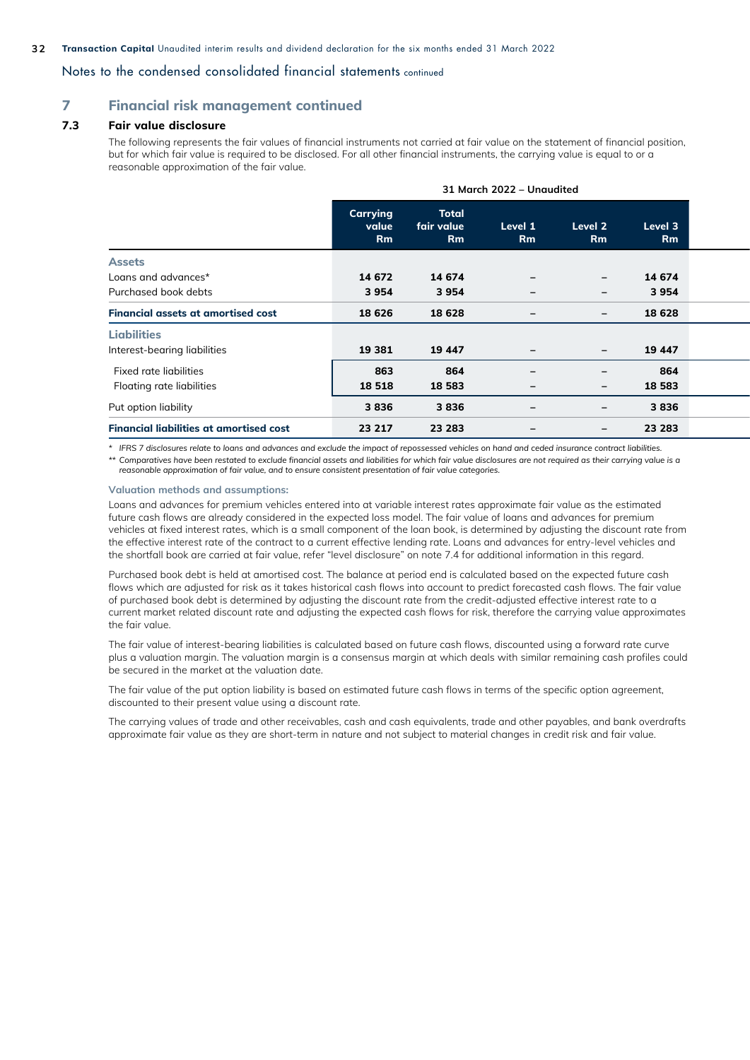## Notes to the condensed consolidated financial statements continued

## 7 Financial risk management continued

### 7.3 Fair value disclosure

The following represents the fair values of financial instruments not carried at fair value on the statement of financial position, but for which fair value is required to be disclosed. For all other financial instruments, the carrying value is equal to or a reasonable approximation of the fair value.

| | 31 March 2022 – Unaudited | | | | |
|---|---|---|---|---|---|
| | Carrying value Rm | Total fair value Rm | Level 1 Rm | Level 2 Rm | Level 3 Rm |
| **Assets** | | | | | |
| Loans and advances* | 14 672 | 14 674 | – | – | 14 674 |
| Purchased book debts | 3 954 | 3 954 | – | – | 3 954 |
| **Financial assets at amortised cost** | 18 626 | 18 628 | – | – | 18 628 |
| **Liabilities** | | | | | |
| Interest-bearing liabilities | 19 381 | 19 447 | – | – | 19 447 |
| Fixed rate liabilities | 863 | 864 | – | – | 864 |
| Floating rate liabilities | 18 518 | 18 583 | – | – | 18 583 |
| Put option liability | 3 836 | 3 836 | – | – | 3 836 |
| **Financial liabilities at amortised cost** | 23 217 | 23 283 | – | – | 23 283 |

\* *IFRS 7 disclosures relate to loans and advances and exclude the impact of repossessed vehicles on hand and ceded insurance contract liabilities.*

\** *Comparatives have been restated to exclude financial assets and liabilities for which fair value disclosures are not required as their carrying value is a reasonable approximation of fair value, and to ensure consistent presentation of fair value categories.*

**Valuation methods and assumptions:**

Loans and advances for premium vehicles entered into at variable interest rates approximate fair value as the estimated future cash flows are already considered in the expected loss model. The fair value of loans and advances for premium vehicles at fixed interest rates, which is a small component of the loan book, is determined by adjusting the discount rate from the effective interest rate of the contract to a current effective lending rate. Loans and advances for entry-level vehicles and the shortfall book are carried at fair value, refer "level disclosure" on note 7.4 for additional information in this regard.

Purchased book debt is held at amortised cost. The balance at period end is calculated based on the expected future cash flows which are adjusted for risk as it takes historical cash flows into account to predict forecasted cash flows. The fair value of purchased book debt is determined by adjusting the discount rate from the credit-adjusted effective interest rate to a current market related discount rate and adjusting the expected cash flows for risk, therefore the carrying value approximates the fair value.

The fair value of interest-bearing liabilities is calculated based on future cash flows, discounted using a forward rate curve plus a valuation margin. The valuation margin is a consensus margin at which deals with similar remaining cash profiles could be secured in the market at the valuation date.

The fair value of the put option liability is based on estimated future cash flows in terms of the specific option agreement, discounted to their present value using a discount rate.

The carrying values of trade and other receivables, cash and cash equivalents, trade and other payables, and bank overdrafts approximate fair value as they are short-term in nature and not subject to material changes in credit risk and fair value.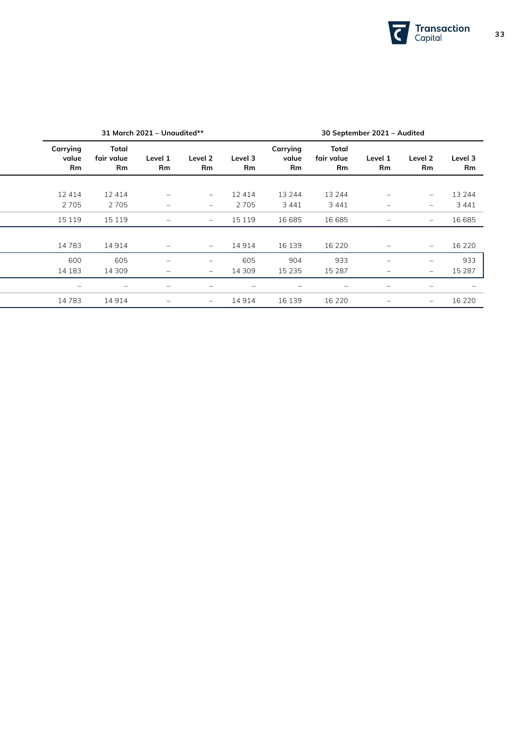| 31 March 2021 – Unaudited** | | | | | 30 September 2021 – Audited | | | | |
|---|---|---|---|---|---|---|---|---|---|
| Carrying value Rm | Total fair value Rm | Level 1 Rm | Level 2 Rm | Level 3 Rm | Carrying value Rm | Total fair value Rm | Level 1 Rm | Level 2 Rm | Level 3 Rm |
| | | | | | | | | | |
| 12 414 | 12 414 | – | – | 12 414 | 13 244 | 13 244 | – | – | 13 244 |
| 2 705 | 2 705 | – | – | 2 705 | 3 441 | 3 441 | – | – | 3 441 |
| 15 119 | 15 119 | – | – | 15 119 | 16 685 | 16 685 | – | – | 16 685 |
| | | | | | | | | | |
| 14 783 | 14 914 | – | – | 14 914 | 16 139 | 16 220 | – | – | 16 220 |
| 600 | 605 | – | – | 605 | 904 | 933 | – | – | 933 |
| 14 183 | 14 309 | – | – | 14 309 | 15 235 | 15 287 | – | – | 15 287 |
| – | – | – | – | – | – | – | – | – | – |
| 14 783 | 14 914 | – | – | 14 914 | 16 139 | 16 220 | – | – | 16 220 |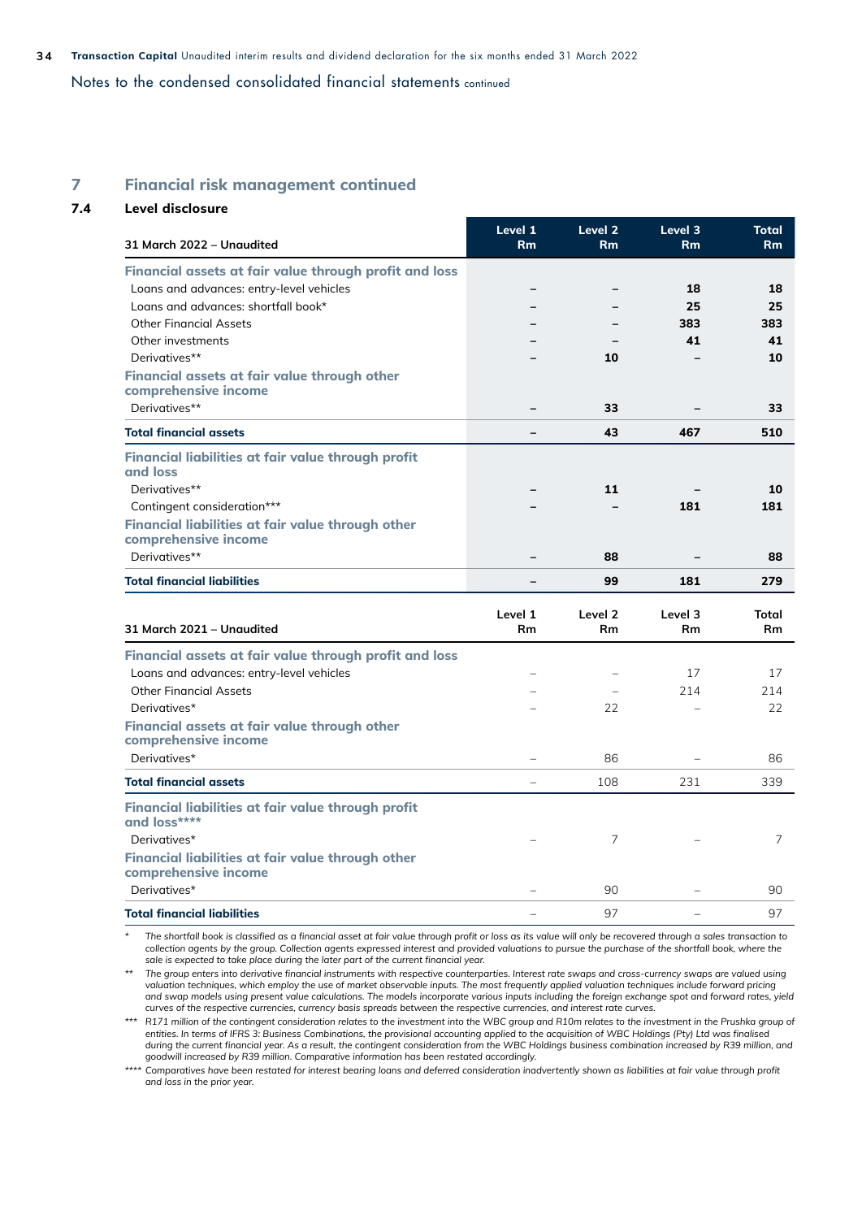Notes to the condensed consolidated financial statements continued

## 7 Financial risk management continued

### 7.4 Level disclosure

| 31 March 2022 – Unaudited | Level 1 Rm | Level 2 Rm | Level 3 Rm | Total Rm |
|---|---|---|---|---|
| **Financial assets at fair value through profit and loss** | | | | |
| Loans and advances: entry-level vehicles | – | – | **18** | **18** |
| Loans and advances: shortfall book* | – | – | **25** | **25** |
| Other Financial Assets | – | – | **383** | **383** |
| Other investments | – | – | **41** | **41** |
| Derivatives** | – | **10** | – | **10** |
| **Financial assets at fair value through other comprehensive income** | | | | |
| Derivatives** | – | **33** | – | **33** |
| **Total financial assets** | – | **43** | **467** | **510** |
| **Financial liabilities at fair value through profit and loss** | | | | |
| Derivatives** | – | **11** | – | **10** |
| Contingent consideration*** | – | – | **181** | **181** |
| **Financial liabilities at fair value through other comprehensive income** | | | | |
| Derivatives** | – | **88** | – | **88** |
| **Total financial liabilities** | – | **99** | **181** | **279** |

| 31 March 2021 – Unaudited | Level 1 Rm | Level 2 Rm | Level 3 Rm | Total Rm |
|---|---|---|---|---|
| **Financial assets at fair value through profit and loss** | | | | |
| Loans and advances: entry-level vehicles | – | – | 17 | 17 |
| Other Financial Assets | – | – | 214 | 214 |
| Derivatives* | – | 22 | – | 22 |
| **Financial assets at fair value through other comprehensive income** | | | | |
| Derivatives* | – | 86 | – | 86 |
| **Total financial assets** | – | 108 | 231 | 339 |
| **Financial liabilities at fair value through profit and loss****** | | | | |
| Derivatives* | – | 7 | – | 7 |
| **Financial liabilities at fair value through other comprehensive income** | | | | |
| Derivatives* | – | 90 | – | 90 |
| **Total financial liabilities** | – | 97 | – | 97 |

\* *The shortfall book is classified as a financial asset at fair value through profit or loss as its value will only be recovered through a sales transaction to collection agents by the group. Collection agents expressed interest and provided valuations to pursue the purchase of the shortfall book, where the sale is expected to take place during the later part of the current financial year.*

\** *The group enters into derivative financial instruments with respective counterparties. Interest rate swaps and cross-currency swaps are valued using valuation techniques, which employ the use of market observable inputs. The most frequently applied valuation techniques include forward pricing and swap models using present value calculations. The models incorporate various inputs including the foreign exchange spot and forward rates, yield curves of the respective currencies, currency basis spreads between the respective currencies, and interest rate curves.*

\*** *R171 million of the contingent consideration relates to the investment into the WBC group and R10m relates to the investment in the Prushka group of entities. In terms of IFRS 3: Business Combinations, the provisional accounting applied to the acquisition of WBC Holdings (Pty) Ltd was finalised during the current financial year. As a result, the contingent consideration from the WBC Holdings business combination increased by R39 million, and goodwill increased by R39 million. Comparative information has been restated accordingly.*

\**** *Comparatives have been restated for interest bearing loans and deferred consideration inadvertently shown as liabilities at fair value through profit and loss in the prior year.*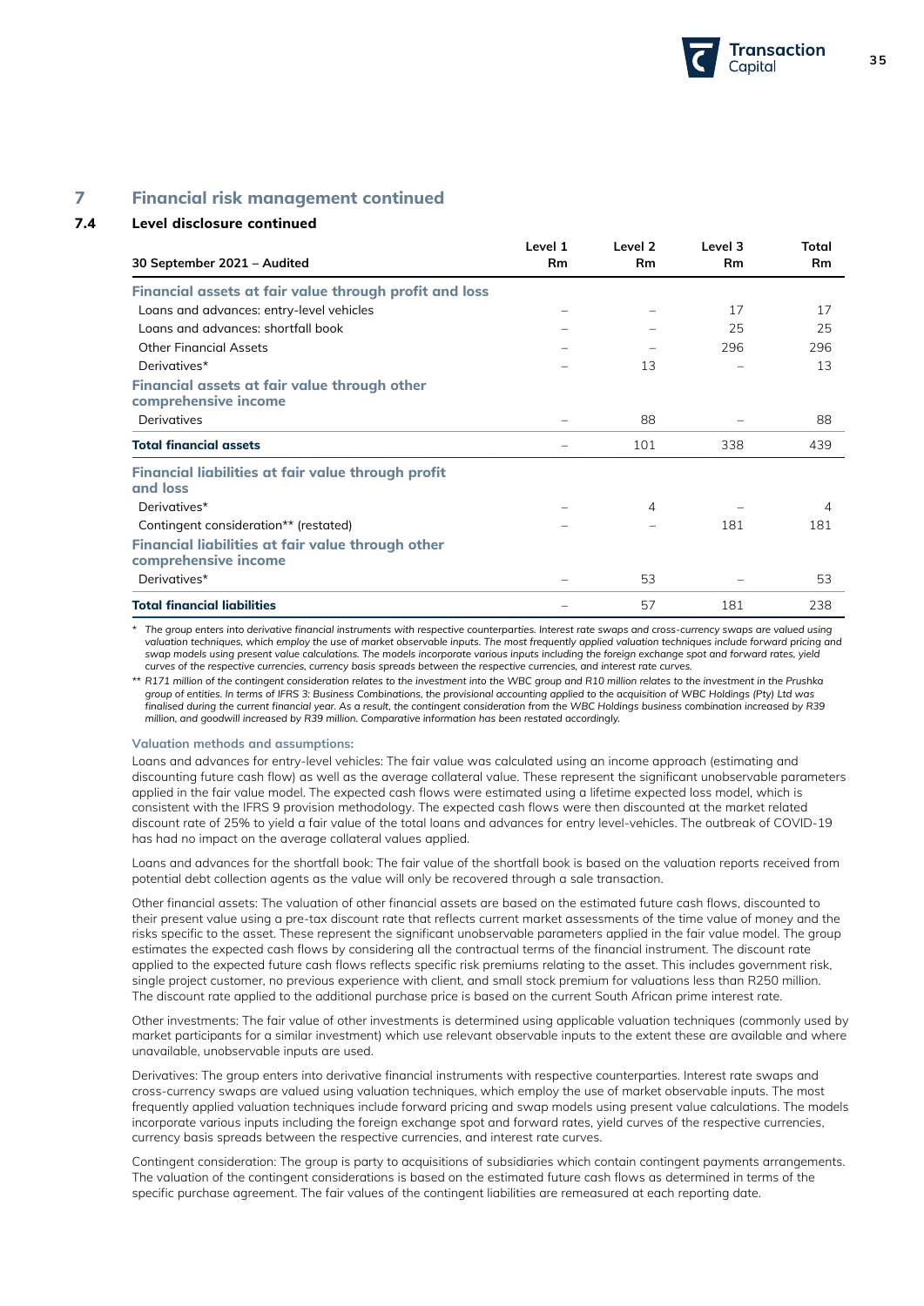# 7 Financial risk management continued

## 7.4 Level disclosure continued

| 30 September 2021 – Audited | Level 1 Rm | Level 2 Rm | Level 3 Rm | Total Rm |
|---|---|---|---|---|
| **Financial assets at fair value through profit and loss** | | | | |
| Loans and advances: entry-level vehicles | – | – | 17 | 17 |
| Loans and advances: shortfall book | – | – | 25 | 25 |
| Other Financial Assets | – | – | 296 | 296 |
| Derivatives* | – | 13 | – | 13 |
| **Financial assets at fair value through other comprehensive income** | | | | |
| Derivatives | – | 88 | – | 88 |
| **Total financial assets** | – | 101 | 338 | 439 |
| **Financial liabilities at fair value through profit and loss** | | | | |
| Derivatives* | – | 4 | – | 4 |
| Contingent consideration** (restated) | – | – | 181 | 181 |
| **Financial liabilities at fair value through other comprehensive income** | | | | |
| Derivatives* | – | 53 | – | 53 |
| **Total financial liabilities** | – | 57 | 181 | 238 |

*\* The group enters into derivative financial instruments with respective counterparties. Interest rate swaps and cross-currency swaps are valued using valuation techniques, which employ the use of market observable inputs. The most frequently applied valuation techniques include forward pricing and swap models using present value calculations. The models incorporate various inputs including the foreign exchange spot and forward rates, yield curves of the respective currencies, currency basis spreads between the respective currencies, and interest rate curves.*

*\*\* R171 million of the contingent consideration relates to the investment into the WBC group and R10 million relates to the investment in the Prushka group of entities. In terms of IFRS 3: Business Combinations, the provisional accounting applied to the acquisition of WBC Holdings (Pty) Ltd was finalised during the current financial year. As a result, the contingent consideration from the WBC Holdings business combination increased by R39 million, and goodwill increased by R39 million. Comparative information has been restated accordingly.*

**Valuation methods and assumptions:**

Loans and advances for entry-level vehicles: The fair value was calculated using an income approach (estimating and discounting future cash flow) as well as the average collateral value. These represent the significant unobservable parameters applied in the fair value model. The expected cash flows were estimated using a lifetime expected loss model, which is consistent with the IFRS 9 provision methodology. The expected cash flows were then discounted at the market related discount rate of 25% to yield a fair value of the total loans and advances for entry level-vehicles. The outbreak of COVID-19 has had no impact on the average collateral values applied.

Loans and advances for the shortfall book: The fair value of the shortfall book is based on the valuation reports received from potential debt collection agents as the value will only be recovered through a sale transaction.

Other financial assets: The valuation of other financial assets are based on the estimated future cash flows, discounted to their present value using a pre-tax discount rate that reflects current market assessments of the time value of money and the risks specific to the asset. These represent the significant unobservable parameters applied in the fair value model. The group estimates the expected cash flows by considering all the contractual terms of the financial instrument. The discount rate applied to the expected future cash flows reflects specific risk premiums relating to the asset. This includes government risk, single project customer, no previous experience with client, and small stock premium for valuations less than R250 million. The discount rate applied to the additional purchase price is based on the current South African prime interest rate.

Other investments: The fair value of other investments is determined using applicable valuation techniques (commonly used by market participants for a similar investment) which use relevant observable inputs to the extent these are available and where unavailable, unobservable inputs are used.

Derivatives: The group enters into derivative financial instruments with respective counterparties. Interest rate swaps and cross-currency swaps are valued using valuation techniques, which employ the use of market observable inputs. The most frequently applied valuation techniques include forward pricing and swap models using present value calculations. The models incorporate various inputs including the foreign exchange spot and forward rates, yield curves of the respective currencies, currency basis spreads between the respective currencies, and interest rate curves.

Contingent consideration: The group is party to acquisitions of subsidiaries which contain contingent payments arrangements. The valuation of the contingent considerations is based on the estimated future cash flows as determined in terms of the specific purchase agreement. The fair values of the contingent liabilities are remeasured at each reporting date.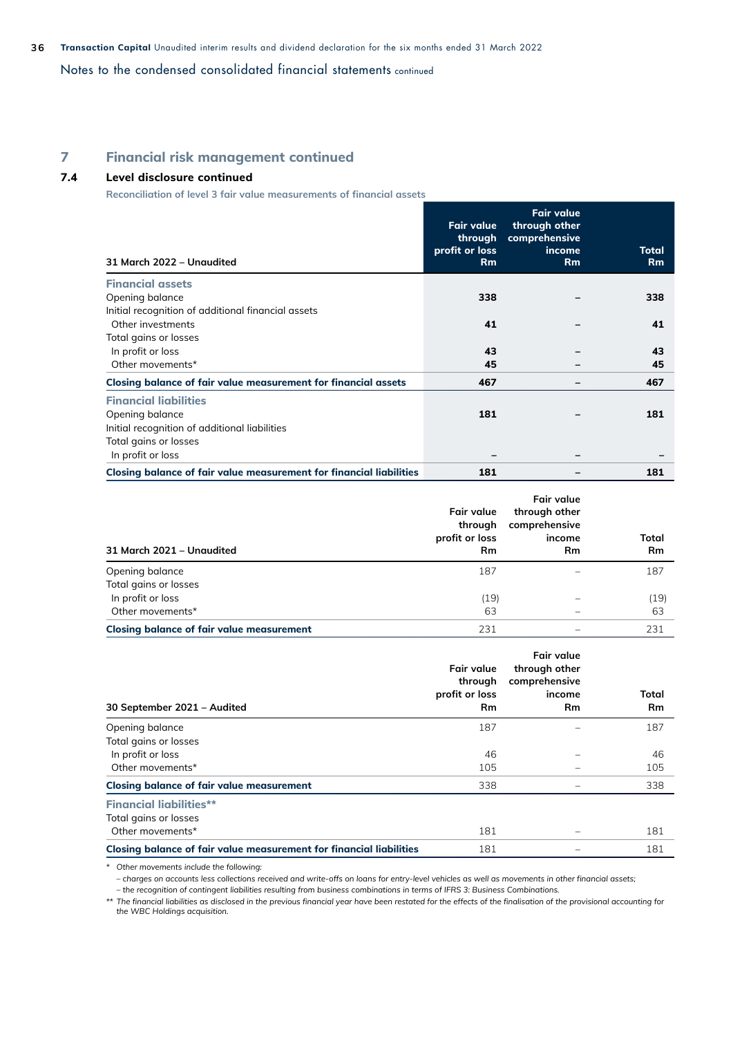## 7 Financial risk management continued

### 7.4 Level disclosure continued

**Reconciliation of level 3 fair value measurements of financial assets**

| 31 March 2022 – Unaudited | Fair value through profit or loss Rm | Fair value through other comprehensive income Rm | Total Rm |
|---|---|---|---|
| **Financial assets** | | | |
| Opening balance | **338** | **–** | **338** |
| Initial recognition of additional financial assets | | | |
| Other investments | **41** | **–** | **41** |
| Total gains or losses | | | |
| In profit or loss | **43** | **–** | **43** |
| Other movements* | **45** | **–** | **45** |
| **Closing balance of fair value measurement for financial assets** | **467** | **–** | **467** |
| **Financial liabilities** | | | |
| Opening balance | **181** | **–** | **181** |
| Initial recognition of additional liabilities | | | |
| Total gains or losses | | | |
| In profit or loss | **–** | **–** | **–** |
| **Closing balance of fair value measurement for financial liabilities** | **181** | **–** | **181** |

| 31 March 2021 – Unaudited | Fair value through profit or loss Rm | Fair value through other comprehensive income Rm | Total Rm |
|---|---|---|---|
| Opening balance | 187 | – | 187 |
| Total gains or losses | | | |
| In profit or loss | (19) | – | (19) |
| Other movements* | 63 | – | 63 |
| **Closing balance of fair value measurement** | 231 | – | 231 |

| 30 September 2021 – Audited | Fair value through profit or loss Rm | Fair value through other comprehensive income Rm | Total Rm |
|---|---|---|---|
| Opening balance | 187 | – | 187 |
| Total gains or losses | | | |
| In profit or loss | 46 | – | 46 |
| Other movements* | 105 | – | 105 |
| **Closing balance of fair value measurement** | 338 | – | 338 |
| **Financial liabilities**** | | | |
| Total gains or losses | | | |
| Other movements* | 181 | – | 181 |
| **Closing balance of fair value measurement for financial liabilities** | 181 | – | 181 |

\* *Other movements include the following:*
*– charges on accounts less collections received and write-offs on loans for entry-level vehicles as well as movements in other financial assets;*
*– the recognition of contingent liabilities resulting from business combinations in terms of IFRS 3: Business Combinations.*

\** *The financial liabilities as disclosed in the previous financial year have been restated for the effects of the finalisation of the provisional accounting for the WBC Holdings acquisition.*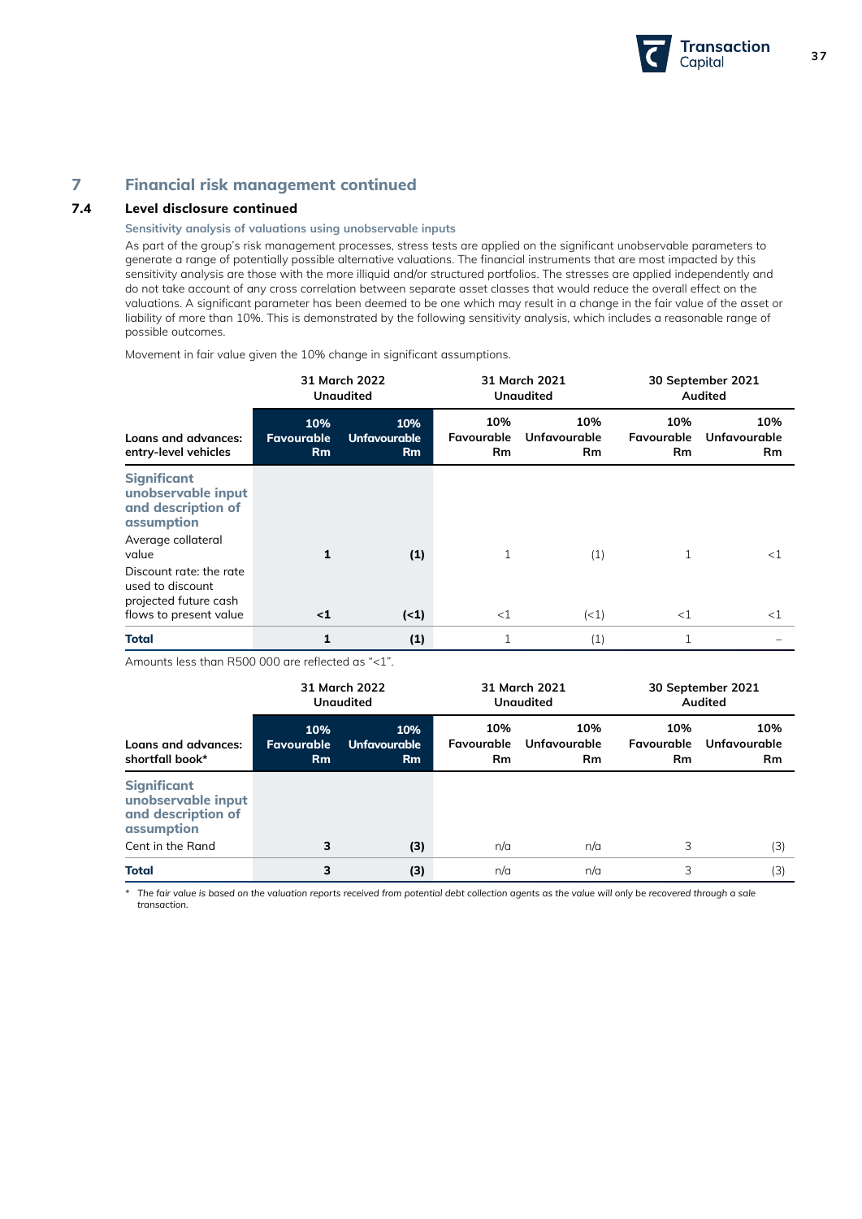# 7 Financial risk management continued

## 7.4 Level disclosure continued

### Sensitivity analysis of valuations using unobservable inputs

As part of the group's risk management processes, stress tests are applied on the significant unobservable parameters to generate a range of potentially possible alternative valuations. The financial instruments that are most impacted by this sensitivity analysis are those with the more illiquid and/or structured portfolios. The stresses are applied independently and do not take account of any cross correlation between separate asset classes that would reduce the overall effect on the valuations. A significant parameter has been deemed to be one which may result in a change in the fair value of the asset or liability of more than 10%. This is demonstrated by the following sensitivity analysis, which includes a reasonable range of possible outcomes.

Movement in fair value given the 10% change in significant assumptions.

| | 31 March 2022 Unaudited | | 31 March 2021 Unaudited | | 30 September 2021 Audited | |
|---|---|---|---|---|---|---|
| **Loans and advances: entry-level vehicles** | **10% Favourable Rm** | **10% Unfavourable Rm** | **10% Favourable Rm** | **10% Unfavourable Rm** | **10% Favourable Rm** | **10% Unfavourable Rm** |
| **Significant unobservable input and description of assumption** | | | | | | |
| Average collateral value | **1** | **(1)** | 1 | (1) | 1 | <1 |
| Discount rate: the rate used to discount projected future cash flows to present value | **<1** | **(<1)** | <1 | (<1) | <1 | <1 |
| **Total** | **1** | **(1)** | 1 | (1) | 1 | – |

Amounts less than R500 000 are reflected as "<1".

| | 31 March 2022 Unaudited | | 31 March 2021 Unaudited | | 30 September 2021 Audited | |
|---|---|---|---|---|---|---|
| **Loans and advances: shortfall book*** | **10% Favourable Rm** | **10% Unfavourable Rm** | **10% Favourable Rm** | **10% Unfavourable Rm** | **10% Favourable Rm** | **10% Unfavourable Rm** |
| **Significant unobservable input and description of assumption** | | | | | | |
| Cent in the Rand | **3** | **(3)** | n/a | n/a | 3 | (3) |
| **Total** | **3** | **(3)** | n/a | n/a | 3 | (3) |

\* *The fair value is based on the valuation reports received from potential debt collection agents as the value will only be recovered through a sale transaction.*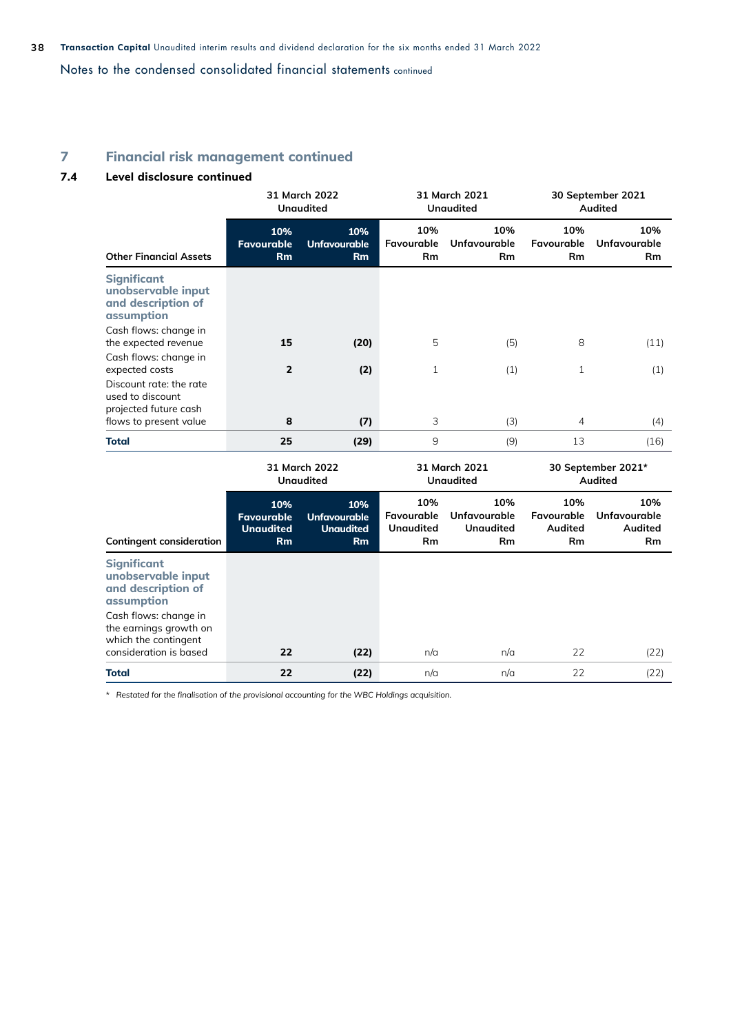## 7 Financial risk management continued

### 7.4 Level disclosure continued

| Other Financial Assets | 31 March 2022 Unaudited | | 31 March 2021 Unaudited | | 30 September 2021 Audited | |
|---|---|---|---|---|---|---|
| | **10% Favourable Rm** | **10% Unfavourable Rm** | **10% Favourable Rm** | **10% Unfavourable Rm** | **10% Favourable Rm** | **10% Unfavourable Rm** |
| **Significant unobservable input and description of assumption** | | | | | | |
| Cash flows: change in the expected revenue | **15** | **(20)** | 5 | (5) | 8 | (11) |
| Cash flows: change in expected costs | **2** | **(2)** | 1 | (1) | 1 | (1) |
| Discount rate: the rate used to discount projected future cash flows to present value | **8** | **(7)** | 3 | (3) | 4 | (4) |
| **Total** | **25** | **(29)** | 9 | (9) | 13 | (16) |

| Contingent consideration | 31 March 2022 Unaudited | | 31 March 2021 Unaudited | | 30 September 2021* Audited | |
|---|---|---|---|---|---|---|
| | **10% Favourable Unaudited Rm** | **10% Unfavourable Unaudited Rm** | **10% Favourable Unaudited Rm** | **10% Unfavourable Unaudited Rm** | **10% Favourable Audited Rm** | **10% Unfavourable Audited Rm** |
| **Significant unobservable input and description of assumption** | | | | | | |
| Cash flows: change in the earnings growth on which the contingent consideration is based | **22** | **(22)** | n/a | n/a | 22 | (22) |
| **Total** | **22** | **(22)** | n/a | n/a | 22 | (22) |

\* *Restated for the finalisation of the provisional accounting for the WBC Holdings acquisition.*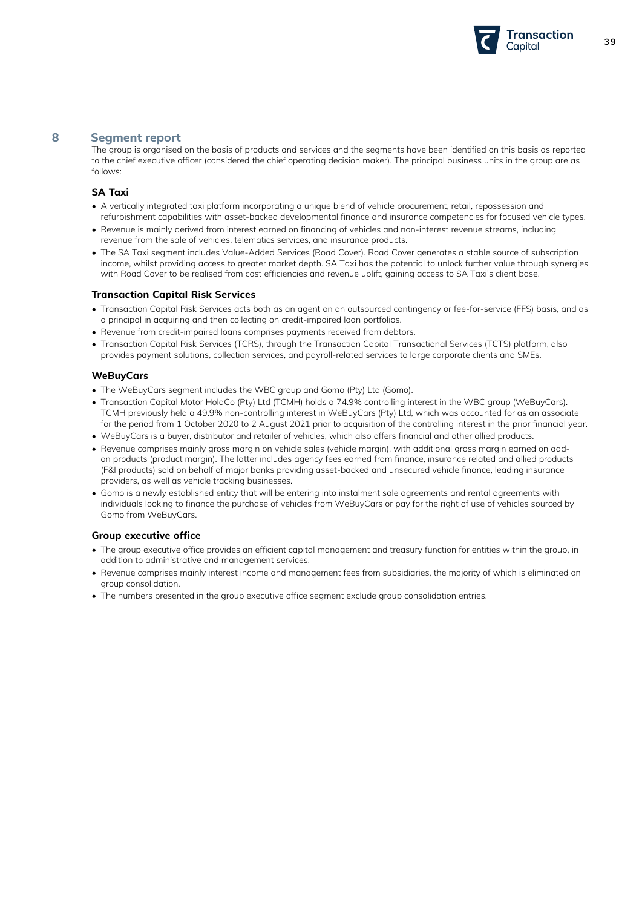## 8 Segment report

The group is organised on the basis of products and services and the segments have been identified on this basis as reported to the chief executive officer (considered the chief operating decision maker). The principal business units in the group are as follows:

### SA Taxi

- A vertically integrated taxi platform incorporating a unique blend of vehicle procurement, retail, repossession and refurbishment capabilities with asset-backed developmental finance and insurance competencies for focused vehicle types.
- Revenue is mainly derived from interest earned on financing of vehicles and non-interest revenue streams, including revenue from the sale of vehicles, telematics services, and insurance products.
- The SA Taxi segment includes Value-Added Services (Road Cover). Road Cover generates a stable source of subscription income, whilst providing access to greater market depth. SA Taxi has the potential to unlock further value through synergies with Road Cover to be realised from cost efficiencies and revenue uplift, gaining access to SA Taxi's client base.

### Transaction Capital Risk Services

- Transaction Capital Risk Services acts both as an agent on an outsourced contingency or fee-for-service (FFS) basis, and as a principal in acquiring and then collecting on credit-impaired loan portfolios.
- Revenue from credit-impaired loans comprises payments received from debtors.
- Transaction Capital Risk Services (TCRS), through the Transaction Capital Transactional Services (TCTS) platform, also provides payment solutions, collection services, and payroll-related services to large corporate clients and SMEs.

### WeBuyCars

- The WeBuyCars segment includes the WBC group and Gomo (Pty) Ltd (Gomo).
- Transaction Capital Motor HoldCo (Pty) Ltd (TCMH) holds a 74.9% controlling interest in the WBC group (WeBuyCars). TCMH previously held a 49.9% non-controlling interest in WeBuyCars (Pty) Ltd, which was accounted for as an associate for the period from 1 October 2020 to 2 August 2021 prior to acquisition of the controlling interest in the prior financial year.
- WeBuyCars is a buyer, distributor and retailer of vehicles, which also offers financial and other allied products.
- Revenue comprises mainly gross margin on vehicle sales (vehicle margin), with additional gross margin earned on add-on products (product margin). The latter includes agency fees earned from finance, insurance related and allied products (F&I products) sold on behalf of major banks providing asset-backed and unsecured vehicle finance, leading insurance providers, as well as vehicle tracking businesses.
- Gomo is a newly established entity that will be entering into instalment sale agreements and rental agreements with individuals looking to finance the purchase of vehicles from WeBuyCars or pay for the right of use of vehicles sourced by Gomo from WeBuyCars.

### Group executive office

- The group executive office provides an efficient capital management and treasury function for entities within the group, in addition to administrative and management services.
- Revenue comprises mainly interest income and management fees from subsidiaries, the majority of which is eliminated on group consolidation.
- The numbers presented in the group executive office segment exclude group consolidation entries.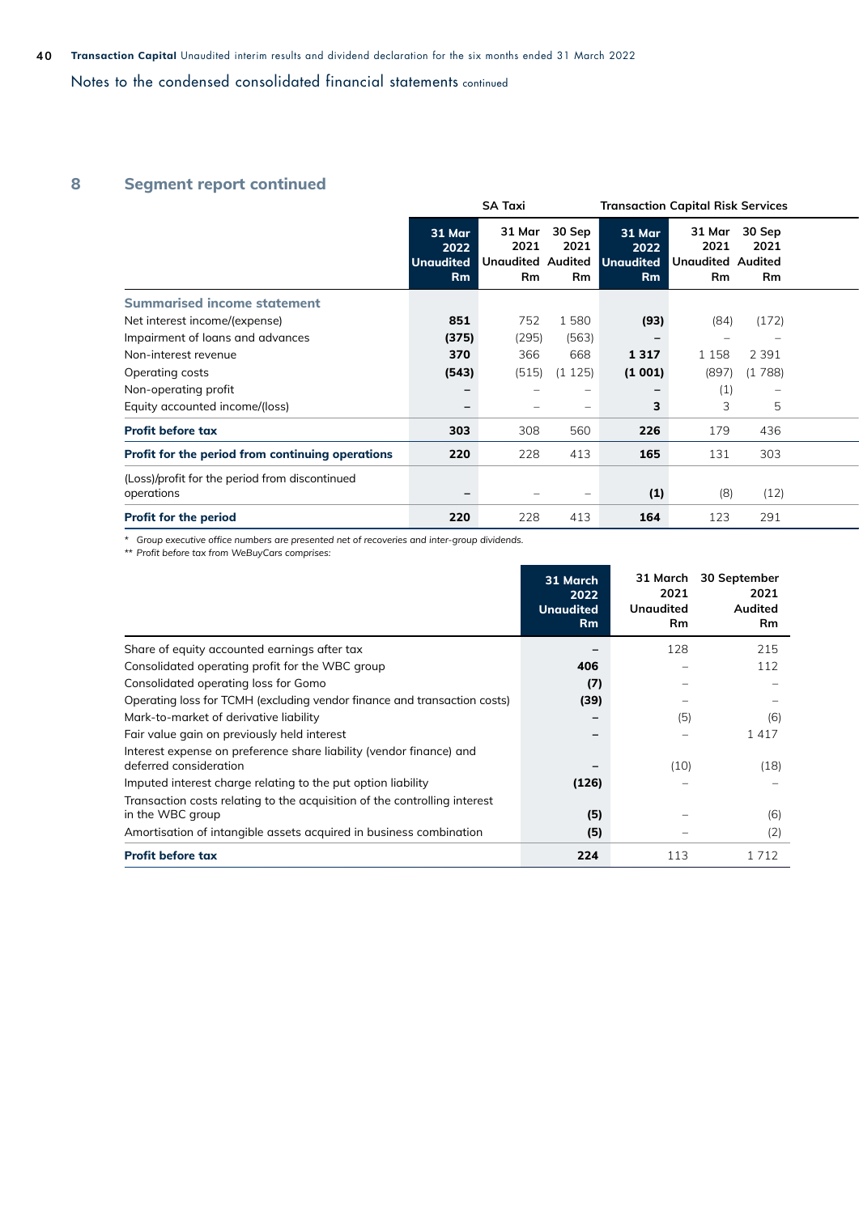Notes to the condensed consolidated financial statements continued

## 8 Segment report continued

| | SA Taxi | | | Transaction Capital Risk Services | | |
|---|---|---|---|---|---|---|
| | **31 Mar 2022 Unaudited Rm** | 31 Mar 2021 Unaudited Rm | 30 Sep 2021 Audited Rm | **31 Mar 2022 Unaudited Rm** | 31 Mar 2021 Unaudited Rm | 30 Sep 2021 Audited Rm |
| **Summarised income statement** | | | | | | |
| Net interest income/(expense) | **851** | 752 | 1 580 | **(93)** | (84) | (172) |
| Impairment of loans and advances | **(375)** | (295) | (563) | **–** | – | – |
| Non-interest revenue | **370** | 366 | 668 | **1 317** | 1 158 | 2 391 |
| Operating costs | **(543)** | (515) | (1 125) | **(1 001)** | (897) | (1 788) |
| Non-operating profit | **–** | – | – | **–** | (1) | – |
| Equity accounted income/(loss) | **–** | – | – | **3** | 3 | 5 |
| **Profit before tax** | **303** | 308 | 560 | **226** | 179 | 436 |
| **Profit for the period from continuing operations** | **220** | 228 | 413 | **165** | 131 | 303 |
| (Loss)/profit for the period from discontinued operations | **–** | – | – | **(1)** | (8) | (12) |
| **Profit for the period** | **220** | 228 | 413 | **164** | 123 | 291 |

\* *Group executive office numbers are presented net of recoveries and inter-group dividends.*
\*\* *Profit before tax from WeBuyCars comprises:*

| | **31 March 2022 Unaudited Rm** | 31 March 2021 Unaudited Rm | 30 September 2021 Audited Rm |
|---|---|---|---|
| Share of equity accounted earnings after tax | **–** | 128 | 215 |
| Consolidated operating profit for the WBC group | **406** | – | 112 |
| Consolidated operating loss for Gomo | **(7)** | – | – |
| Operating loss for TCMH (excluding vendor finance and transaction costs) | **(39)** | – | – |
| Mark-to-market of derivative liability | **–** | (5) | (6) |
| Fair value gain on previously held interest | **–** | – | 1 417 |
| Interest expense on preference share liability (vendor finance) and deferred consideration | **–** | (10) | (18) |
| Imputed interest charge relating to the put option liability | **(126)** | – | – |
| Transaction costs relating to the acquisition of the controlling interest in the WBC group | **(5)** | – | (6) |
| Amortisation of intangible assets acquired in business combination | **(5)** | – | (2) |
| **Profit before tax** | **224** | 113 | 1 712 |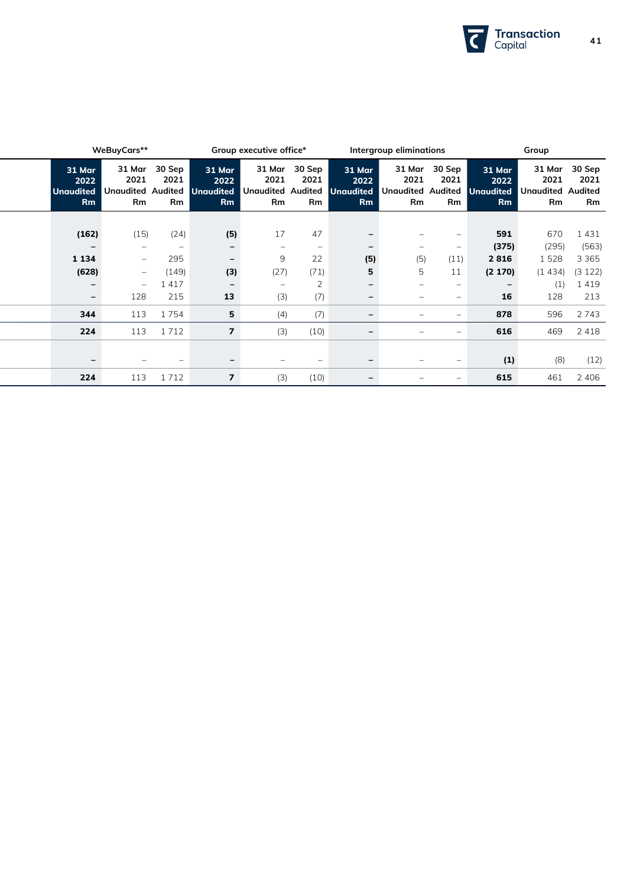| WeBuyCars** | | | Group executive office* | | | Intergroup eliminations | | | Group | | |
|---|---|---|---|---|---|---|---|---|---|---|---|
| **31 Mar 2022 Unaudited Rm** | 31 Mar 2021 Unaudited Rm | 30 Sep 2021 Audited Rm | **31 Mar 2022 Unaudited Rm** | 31 Mar 2021 Unaudited Rm | 30 Sep 2021 Audited Rm | **31 Mar 2022 Unaudited Rm** | 31 Mar 2021 Unaudited Rm | 30 Sep 2021 Audited Rm | **31 Mar 2022 Unaudited Rm** | 31 Mar 2021 Unaudited Rm | 30 Sep 2021 Audited Rm |
| **(162)** | (15) | (24) | **(5)** | 17 | 47 | **–** | – | – | **591** | 670 | 1 431 |
| **–** | – | – | **–** | – | – | **–** | – | – | **(375)** | (295) | (563) |
| **1 134** | – | 295 | **–** | 9 | 22 | **(5)** | (5) | (11) | **2 816** | 1 528 | 3 365 |
| **(628)** | – | (149) | **(3)** | (27) | (71) | **5** | 5 | 11 | **(2 170)** | (1 434) | (3 122) |
| **–** | – | 1 417 | **–** | – | 2 | **–** | – | – | **–** | (1) | 1 419 |
| **–** | 128 | 215 | **13** | (3) | (7) | **–** | – | – | **16** | 128 | 213 |
| **344** | 113 | 1 754 | **5** | (4) | (7) | **–** | – | – | **878** | 596 | 2 743 |
| **224** | 113 | 1 712 | **7** | (3) | (10) | **–** | – | – | **616** | 469 | 2 418 |
| **–** | – | – | **–** | – | – | **–** | – | – | **(1)** | (8) | (12) |
| **224** | 113 | 1 712 | **7** | (3) | (10) | **–** | – | – | **615** | 461 | 2 406 |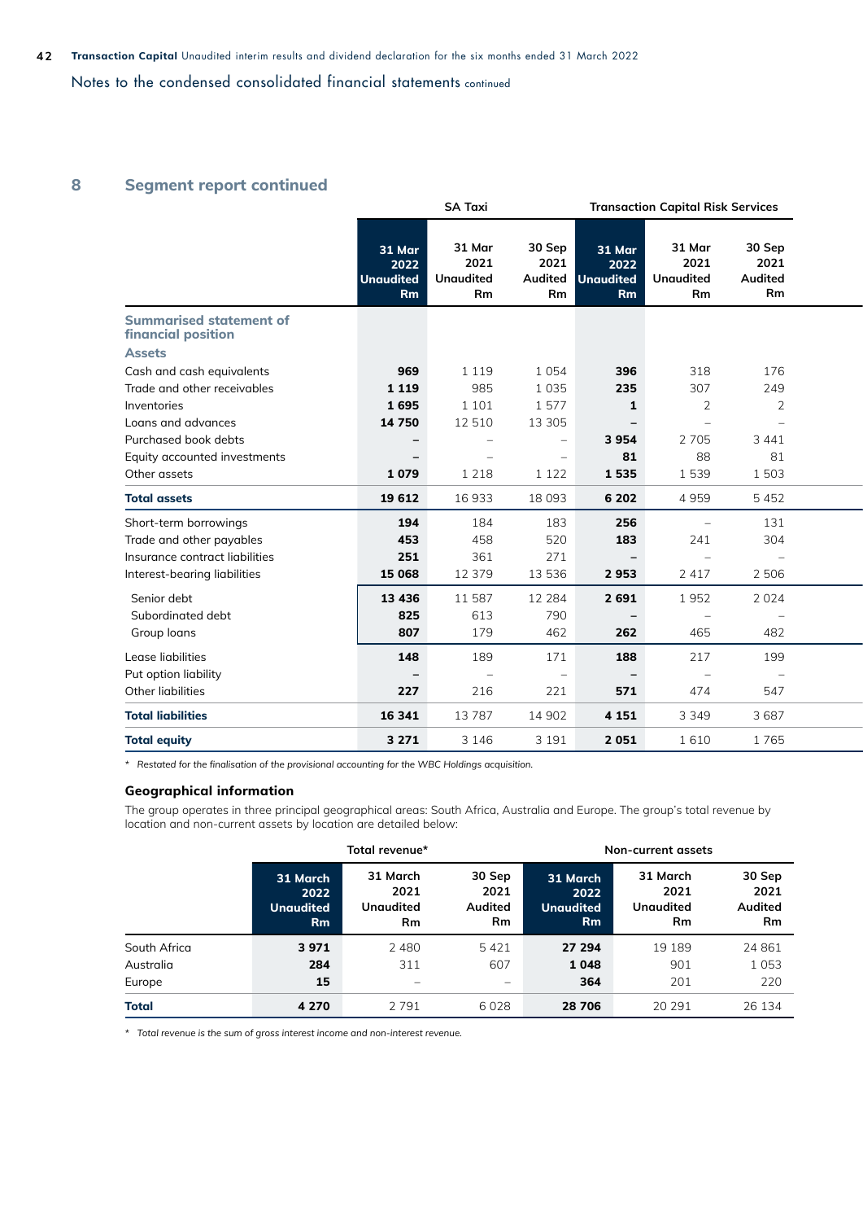Notes to the condensed consolidated financial statements continued

## 8 Segment report continued

| | SA Taxi | | | Transaction Capital Risk Services | | |
|---|---|---|---|---|---|---|
| | **31 Mar 2022 Unaudited Rm** | 31 Mar 2021 Unaudited Rm | 30 Sep 2021 Audited Rm | **31 Mar 2022 Unaudited Rm** | 31 Mar 2021 Unaudited Rm | 30 Sep 2021 Audited Rm |
| **Summarised statement of financial position** | | | | | | |
| **Assets** | | | | | | |
| Cash and cash equivalents | **969** | 1 119 | 1 054 | **396** | 318 | 176 |
| Trade and other receivables | **1 119** | 985 | 1 035 | **235** | 307 | 249 |
| Inventories | **1 695** | 1 101 | 1 577 | **1** | 2 | 2 |
| Loans and advances | **14 750** | 12 510 | 13 305 | **–** | – | – |
| Purchased book debts | **–** | – | – | **3 954** | 2 705 | 3 441 |
| Equity accounted investments | **–** | – | – | **81** | 88 | 81 |
| Other assets | **1 079** | 1 218 | 1 122 | **1 535** | 1 539 | 1 503 |
| **Total assets** | **19 612** | 16 933 | 18 093 | **6 202** | 4 959 | 5 452 |
| Short-term borrowings | **194** | 184 | 183 | **256** | – | 131 |
| Trade and other payables | **453** | 458 | 520 | **183** | 241 | 304 |
| Insurance contract liabilities | **251** | 361 | 271 | **–** | – | – |
| Interest-bearing liabilities | **15 068** | 12 379 | 13 536 | **2 953** | 2 417 | 2 506 |
| Senior debt | **13 436** | 11 587 | 12 284 | **2 691** | 1 952 | 2 024 |
| Subordinated debt | **825** | 613 | 790 | **–** | – | – |
| Group loans | **807** | 179 | 462 | **262** | 465 | 482 |
| Lease liabilities | **148** | 189 | 171 | **188** | 217 | 199 |
| Put option liability | **–** | – | – | **–** | – | – |
| Other liabilities | **227** | 216 | 221 | **571** | 474 | 547 |
| **Total liabilities** | **16 341** | 13 787 | 14 902 | **4 151** | 3 349 | 3 687 |
| **Total equity** | **3 271** | 3 146 | 3 191 | **2 051** | 1 610 | 1 765 |

*\* Restated for the finalisation of the provisional accounting for the WBC Holdings acquisition.*

### Geographical information

The group operates in three principal geographical areas: South Africa, Australia and Europe. The group's total revenue by location and non-current assets by location are detailed below:

| | Total revenue* | | | Non-current assets | | |
|---|---|---|---|---|---|---|
| | **31 March 2022 Unaudited Rm** | 31 March 2021 Unaudited Rm | 30 Sep 2021 Audited Rm | **31 March 2022 Unaudited Rm** | 31 March 2021 Unaudited Rm | 30 Sep 2021 Audited Rm |
| South Africa | **3 971** | 2 480 | 5 421 | **27 294** | 19 189 | 24 861 |
| Australia | **284** | 311 | 607 | **1 048** | 901 | 1 053 |
| Europe | **15** | – | – | **364** | 201 | 220 |
| **Total** | **4 270** | 2 791 | 6 028 | **28 706** | 20 291 | 26 134 |

*\* Total revenue is the sum of gross interest income and non-interest revenue.*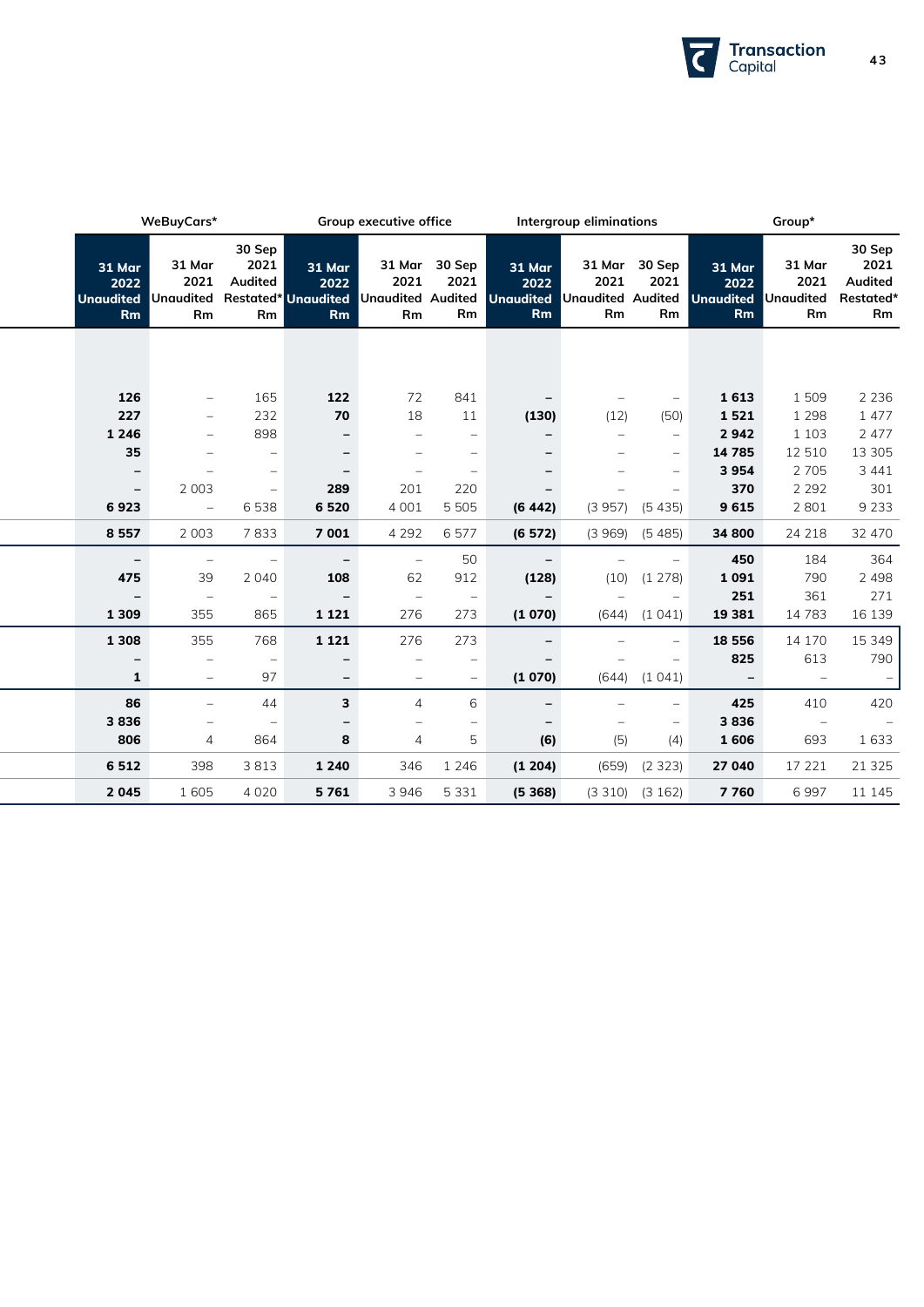| WeBuyCars* | | | Group executive office | | | Intergroup eliminations | | | Group* | | |
|---|---|---|---|---|---|---|---|---|---|---|---|
| 31 Mar 2022 Unaudited Rm | 31 Mar 2021 Unaudited Rm | 30 Sep 2021 Audited Restated* Rm | 31 Mar 2022 Unaudited Rm | 31 Mar 2021 Unaudited Rm | 30 Sep 2021 Audited Rm | 31 Mar 2022 Unaudited Rm | 31 Mar 2021 Unaudited Rm | 30 Sep 2021 Audited Rm | 31 Mar 2022 Unaudited Rm | 31 Mar 2021 Unaudited Rm | 30 Sep 2021 Audited Restated* Rm |
| | | | | | | | | | | | |
| **126** | – | 165 | **122** | 72 | 841 | **–** | – | – | **1 613** | 1 509 | 2 236 |
| **227** | – | 232 | **70** | 18 | 11 | **(130)** | (12) | (50) | **1 521** | 1 298 | 1 477 |
| **1 246** | – | 898 | **–** | – | – | **–** | – | – | **2 942** | 1 103 | 2 477 |
| **35** | – | – | **–** | – | – | **–** | – | – | **14 785** | 12 510 | 13 305 |
| **–** | – | – | **–** | – | – | **–** | – | – | **3 954** | 2 705 | 3 441 |
| **–** | 2 003 | – | **289** | 201 | 220 | **–** | – | – | **370** | 2 292 | 301 |
| **6 923** | – | 6 538 | **6 520** | 4 001 | 5 505 | **(6 442)** | (3 957) | (5 435) | **9 615** | 2 801 | 9 233 |
| **8 557** | 2 003 | 7 833 | **7 001** | 4 292 | 6 577 | **(6 572)** | (3 969) | (5 485) | **34 800** | 24 218 | 32 470 |
| **–** | – | – | **–** | – | 50 | **–** | – | – | **450** | 184 | 364 |
| **475** | 39 | 2 040 | **108** | 62 | 912 | **(128)** | (10) | (1 278) | **1 091** | 790 | 2 498 |
| **–** | – | – | **–** | – | – | **–** | – | – | **251** | 361 | 271 |
| **1 309** | 355 | 865 | **1 121** | 276 | 273 | **(1 070)** | (644) | (1 041) | **19 381** | 14 783 | 16 139 |
| **1 308** | 355 | 768 | **1 121** | 276 | 273 | **–** | – | – | **18 556** | 14 170 | 15 349 |
| **–** | – | – | **–** | – | – | **–** | – | – | **825** | 613 | 790 |
| **1** | – | 97 | **–** | – | – | **(1 070)** | (644) | (1 041) | **–** | – | – |
| **86** | – | 44 | **3** | 4 | 6 | **–** | – | – | **425** | 410 | 420 |
| **3 836** | – | – | **–** | – | – | **–** | – | – | **3 836** | – | – |
| **806** | 4 | 864 | **8** | 4 | 5 | **(6)** | (5) | (4) | **1 606** | 693 | 1 633 |
| **6 512** | 398 | 3 813 | **1 240** | 346 | 1 246 | **(1 204)** | (659) | (2 323) | **27 040** | 17 221 | 21 325 |
| **2 045** | 1 605 | 4 020 | **5 761** | 3 946 | 5 331 | **(5 368)** | (3 310) | (3 162) | **7 760** | 6 997 | 11 145 |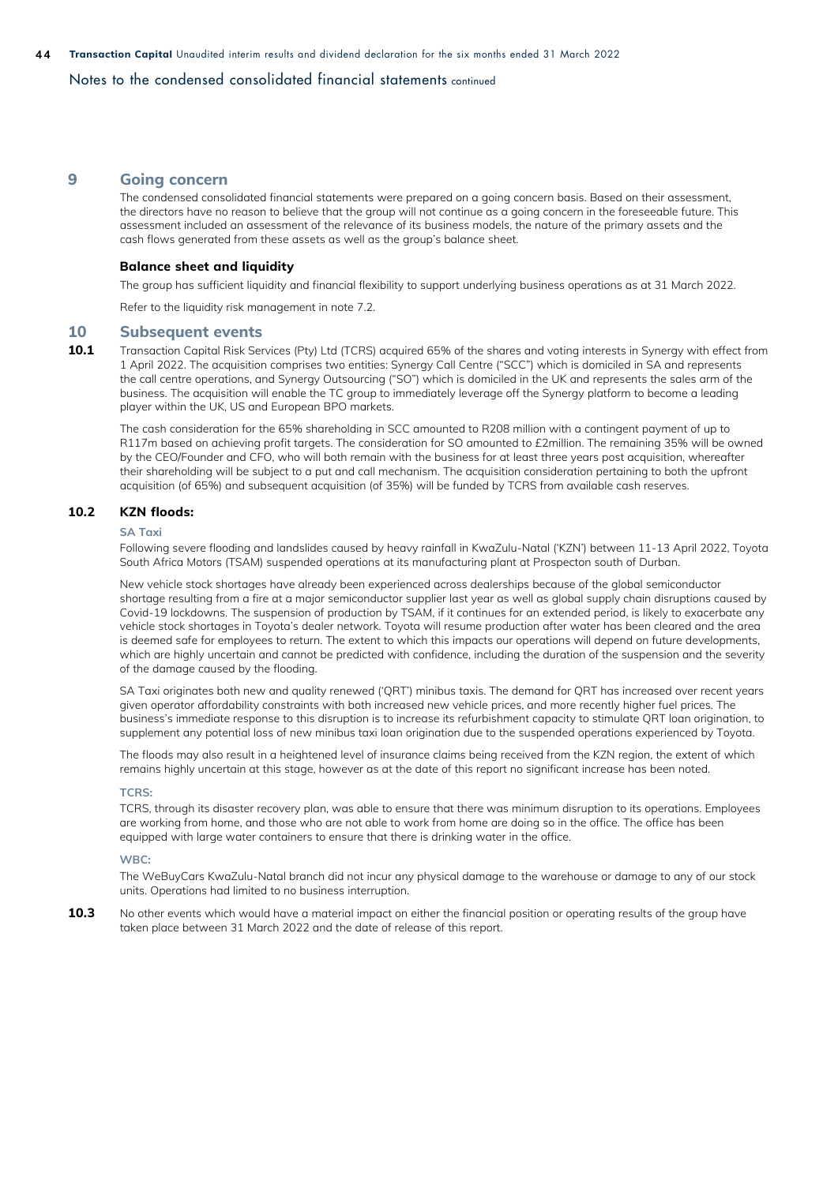Notes to the condensed consolidated financial statements continued

## 9 Going concern

The condensed consolidated financial statements were prepared on a going concern basis. Based on their assessment, the directors have no reason to believe that the group will not continue as a going concern in the foreseeable future. This assessment included an assessment of the relevance of its business models, the nature of the primary assets and the cash flows generated from these assets as well as the group's balance sheet.

**Balance sheet and liquidity**

The group has sufficient liquidity and financial flexibility to support underlying business operations as at 31 March 2022.

Refer to the liquidity risk management in note 7.2.

## 10 Subsequent events

**10.1** Transaction Capital Risk Services (Pty) Ltd (TCRS) acquired 65% of the shares and voting interests in Synergy with effect from 1 April 2022. The acquisition comprises two entities: Synergy Call Centre ("SCC") which is domiciled in SA and represents the call centre operations, and Synergy Outsourcing ("SO") which is domiciled in the UK and represents the sales arm of the business. The acquisition will enable the TC group to immediately leverage off the Synergy platform to become a leading player within the UK, US and European BPO markets.

The cash consideration for the 65% shareholding in SCC amounted to R208 million with a contingent payment of up to R117m based on achieving profit targets. The consideration for SO amounted to £2million. The remaining 35% will be owned by the CEO/Founder and CFO, who will both remain with the business for at least three years post acquisition, whereafter their shareholding will be subject to a put and call mechanism. The acquisition consideration pertaining to both the upfront acquisition (of 65%) and subsequent acquisition (of 35%) will be funded by TCRS from available cash reserves.

**10.2 KZN floods:**

**SA Taxi**

Following severe flooding and landslides caused by heavy rainfall in KwaZulu-Natal ('KZN') between 11-13 April 2022, Toyota South Africa Motors (TSAM) suspended operations at its manufacturing plant at Prospecton south of Durban.

New vehicle stock shortages have already been experienced across dealerships because of the global semiconductor shortage resulting from a fire at a major semiconductor supplier last year as well as global supply chain disruptions caused by Covid-19 lockdowns. The suspension of production by TSAM, if it continues for an extended period, is likely to exacerbate any vehicle stock shortages in Toyota's dealer network. Toyota will resume production after water has been cleared and the area is deemed safe for employees to return. The extent to which this impacts our operations will depend on future developments, which are highly uncertain and cannot be predicted with confidence, including the duration of the suspension and the severity of the damage caused by the flooding.

SA Taxi originates both new and quality renewed ('QRT') minibus taxis. The demand for QRT has increased over recent years given operator affordability constraints with both increased new vehicle prices, and more recently higher fuel prices. The business's immediate response to this disruption is to increase its refurbishment capacity to stimulate QRT loan origination, to supplement any potential loss of new minibus taxi loan origination due to the suspended operations experienced by Toyota.

The floods may also result in a heightened level of insurance claims being received from the KZN region, the extent of which remains highly uncertain at this stage, however as at the date of this report no significant increase has been noted.

**TCRS:**

TCRS, through its disaster recovery plan, was able to ensure that there was minimum disruption to its operations. Employees are working from home, and those who are not able to work from home are doing so in the office. The office has been equipped with large water containers to ensure that there is drinking water in the office.

**WBC:**

The WeBuyCars KwaZulu-Natal branch did not incur any physical damage to the warehouse or damage to any of our stock units. Operations had limited to no business interruption.

**10.3** No other events which would have a material impact on either the financial position or operating results of the group have taken place between 31 March 2022 and the date of release of this report.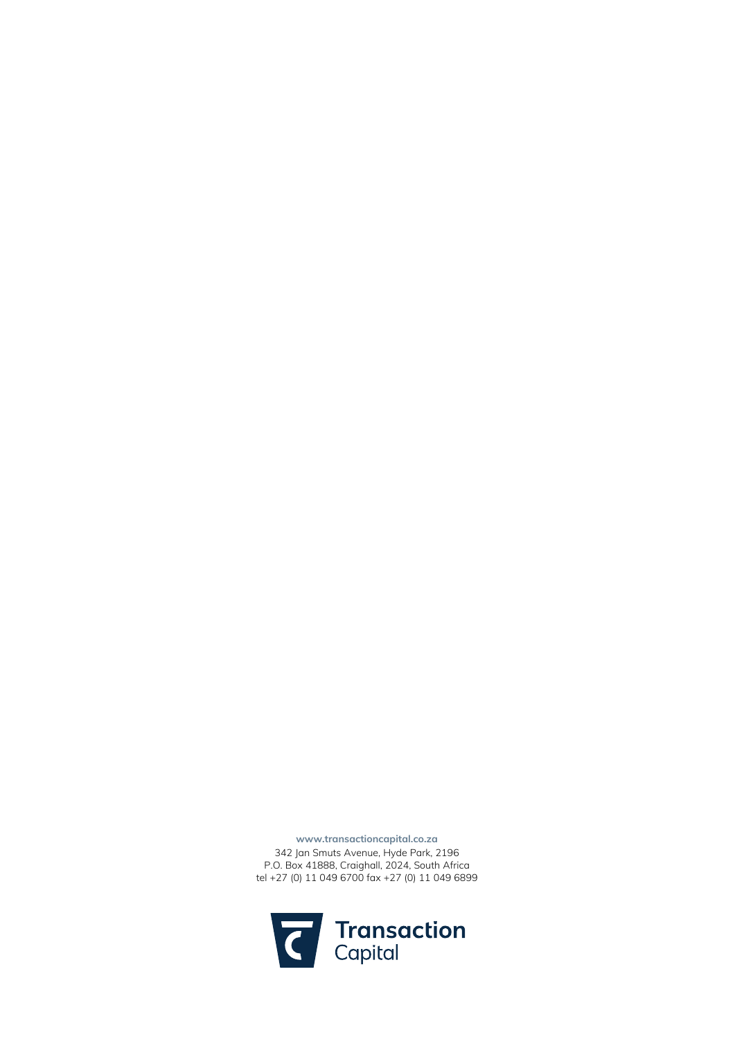**www.transactioncapital.co.za**

342 Jan Smuts Avenue, Hyde Park, 2196
P.O. Box 41888, Craighall, 2024, South Africa
tel +27 (0) 11 049 6700 fax +27 (0) 11 049 6899

Transaction Capital